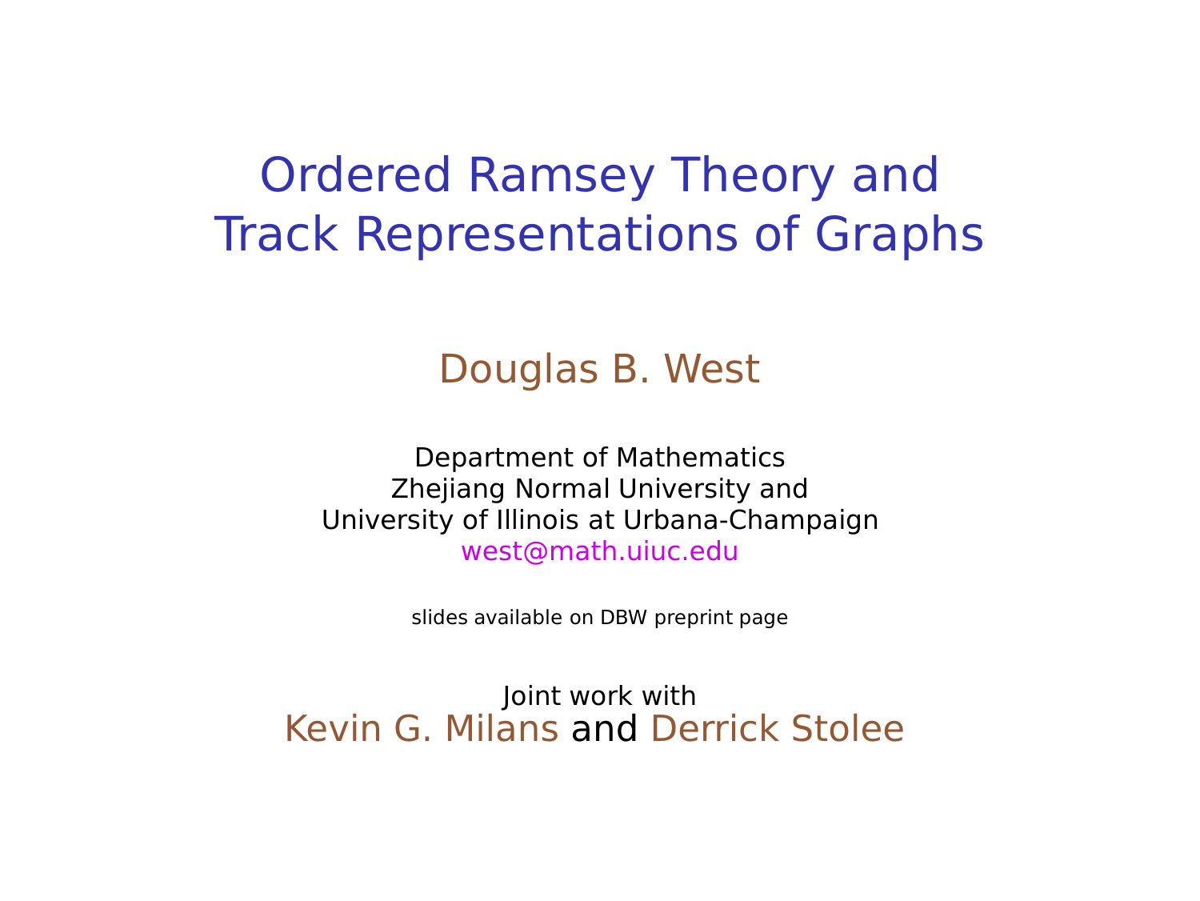# Ordered Ramsey Theory and Track Representations of Graphs

Douglas B. West

Department of Mathematics
Zhejiang Normal University and
University of Illinois at Urbana-Champaign
west@math.uiuc.edu

slides available on DBW preprint page

Joint work with
Kevin G. Milans and Derrick Stolee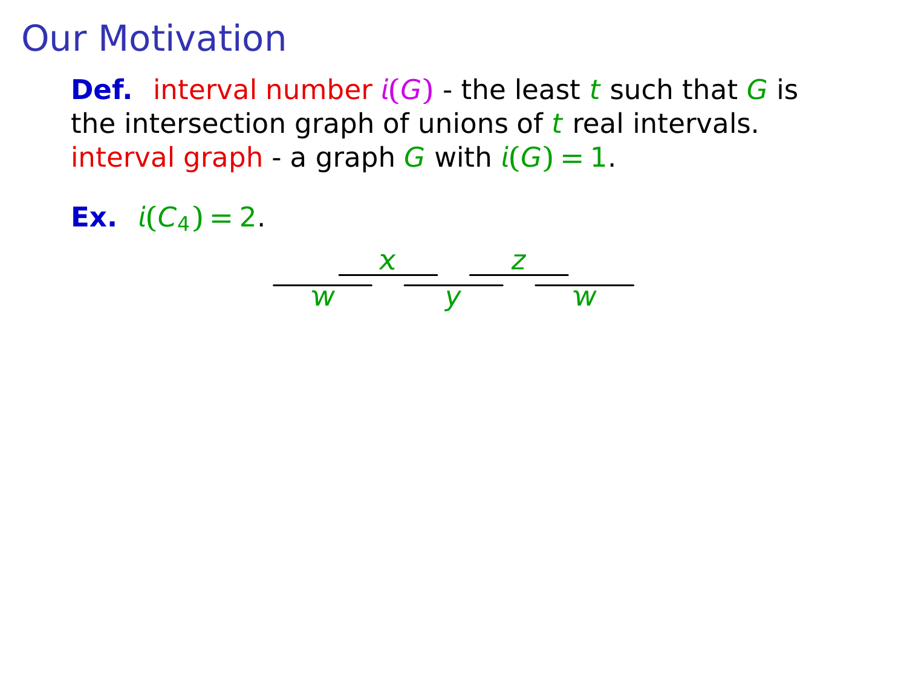# Our Motivation

**Def.** interval number $i(G)$ - the least $t$ such that $G$ is the intersection graph of unions of $t$ real intervals.
interval graph - a graph $G$ with $i(G) = 1$.

**Ex.** $i(C_4) = 2$.

$x$ $z$

$w$ $y$ $w$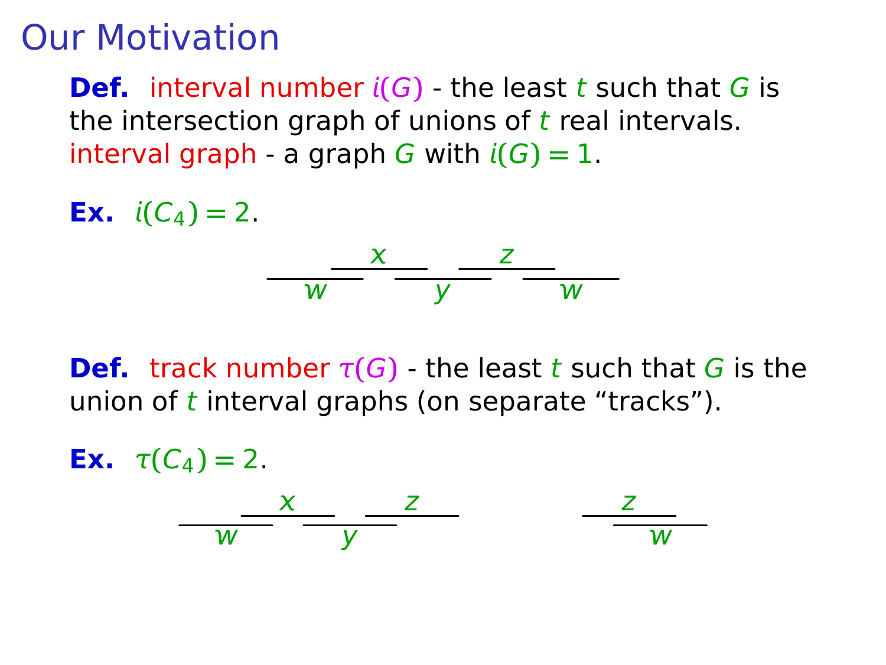# Our Motivation

**Def.** interval number $i(G)$ - the least $t$ such that $G$ is the intersection graph of unions of $t$ real intervals.
interval graph - a graph $G$ with $i(G) = 1$.

**Ex.** $i(C_4) = 2$.

$x$ $z$
$w$ $y$ $w$

**Def.** track number $\tau(G)$ - the least $t$ such that $G$ is the union of $t$ interval graphs (on separate "tracks").

**Ex.** $\tau(C_4) = 2$.

$x$ $z$ $z$
$w$ $y$ $w$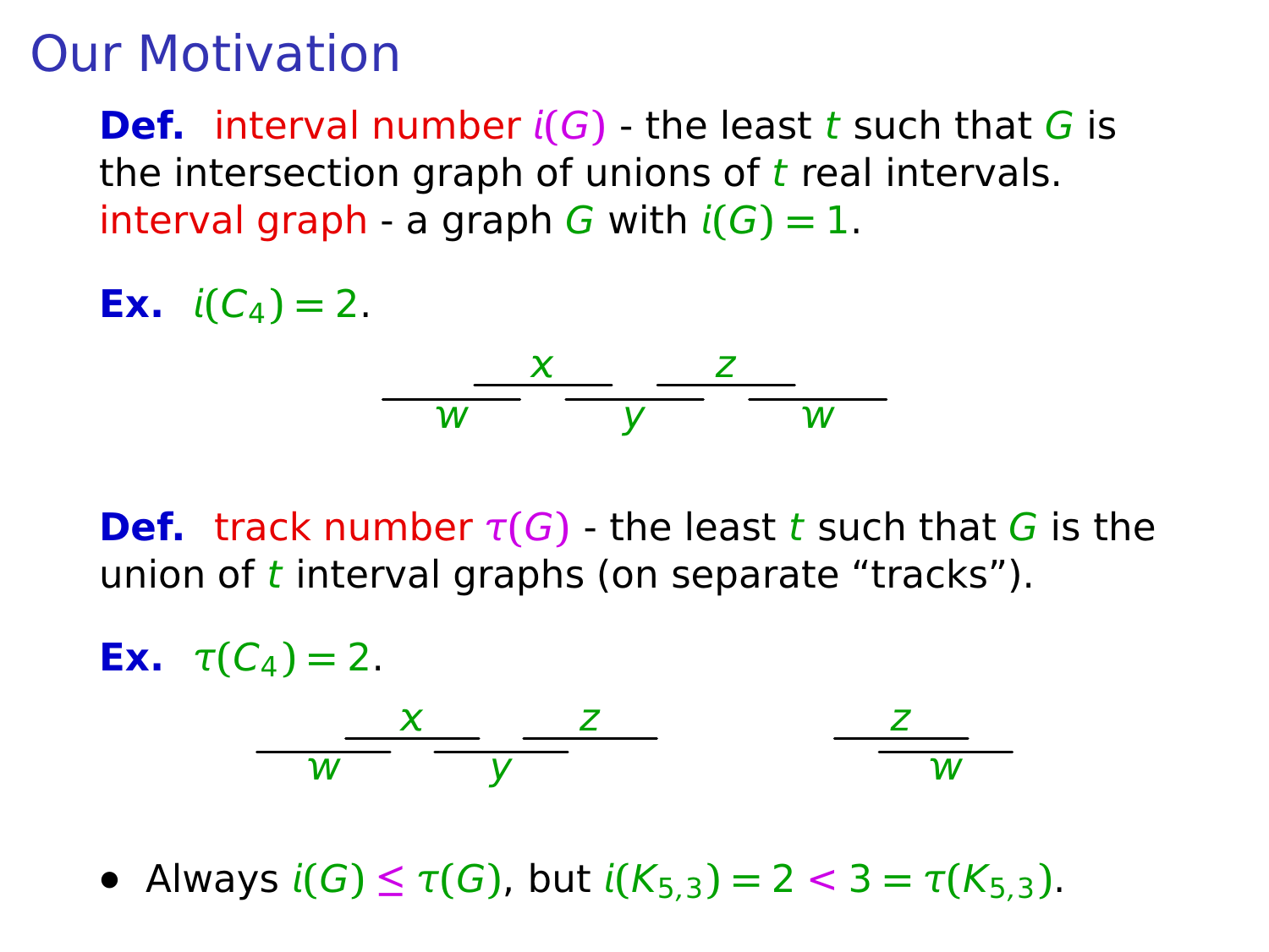# Our Motivation

**Def.** interval number $i(G)$ - the least $t$ such that $G$ is the intersection graph of unions of $t$ real intervals.
interval graph - a graph $G$ with $i(G) = 1$.

**Ex.** $i(C_4) = 2$.

x z
w y w

**Def.** track number $\tau(G)$ - the least $t$ such that $G$ is the union of $t$ interval graphs (on separate "tracks").

**Ex.** $\tau(C_4) = 2$.

x z z
w y w

- Always $i(G) \leq \tau(G)$, but $i(K_{5,3}) = 2 < 3 = \tau(K_{5,3})$.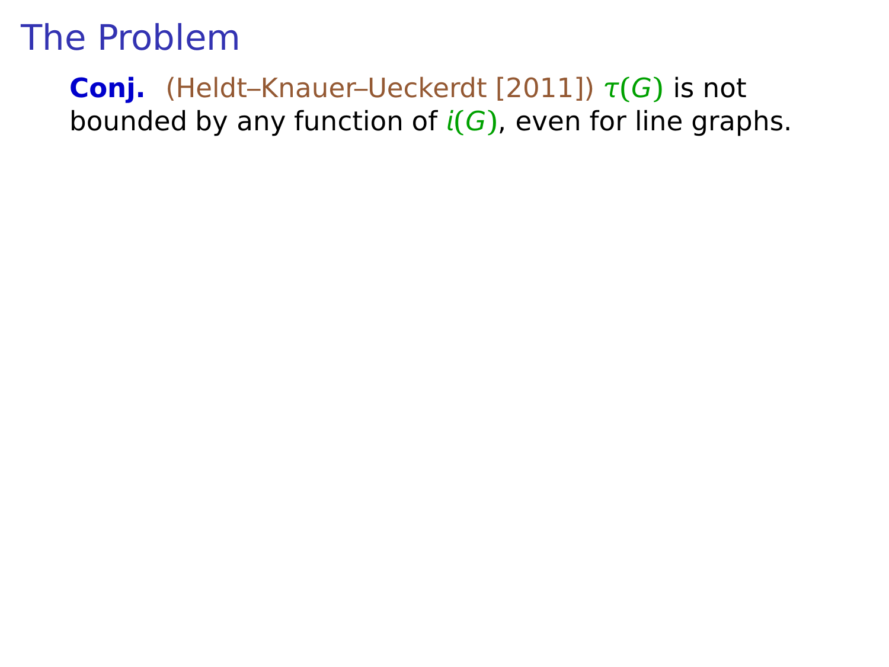# The Problem

**Conj.** (Heldt–Knauer–Ueckerdt [2011]) $\tau(G)$ is not bounded by any function of $i(G)$, even for line graphs.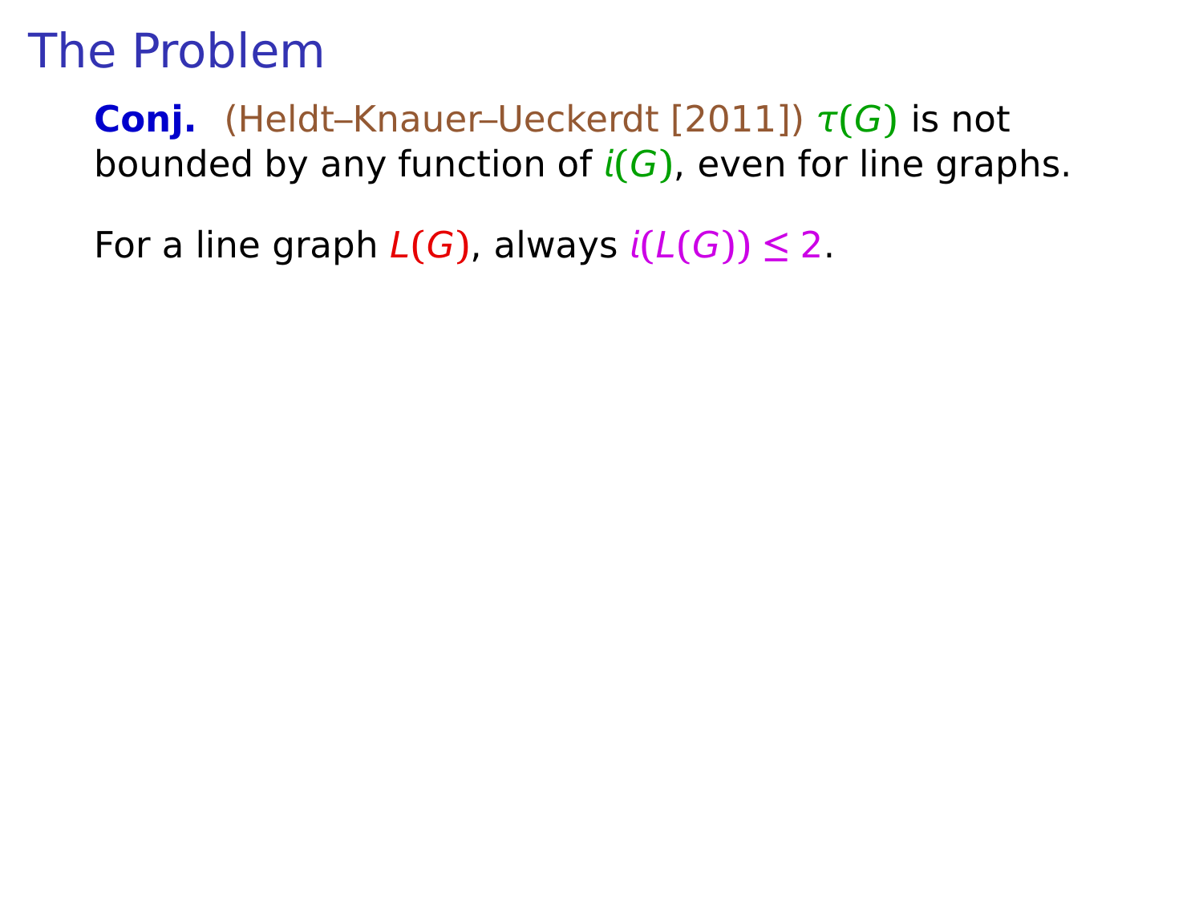# The Problem

**Conj.** (Heldt–Knauer–Ueckerdt [2011]) $\tau(G)$ is not bounded by any function of $i(G)$, even for line graphs.

For a line graph $L(G)$, always $i(L(G)) \leq 2$.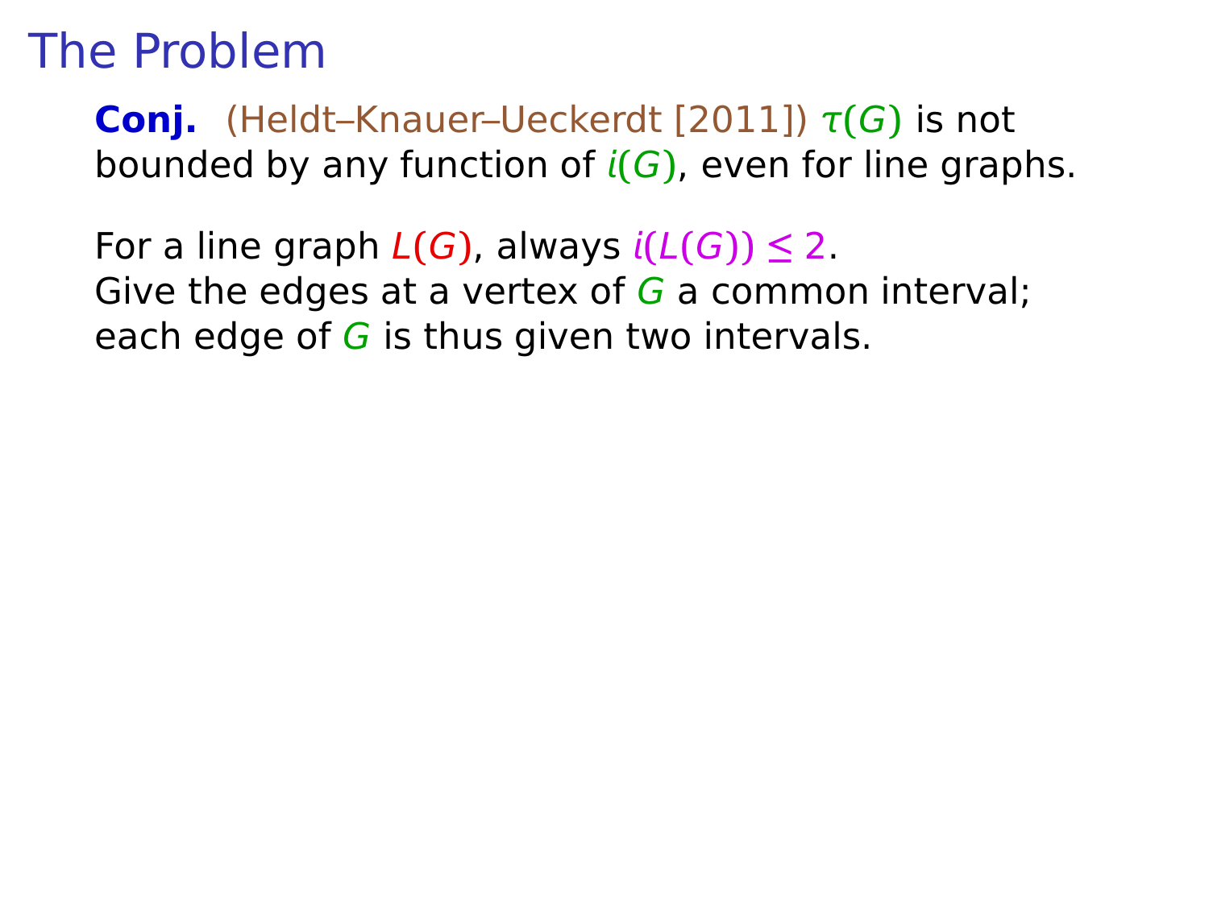# The Problem

**Conj.** (Heldt–Knauer–Ueckerdt [2011]) $\tau(G)$ is not bounded by any function of $i(G)$, even for line graphs.

For a line graph $L(G)$, always $i(L(G)) \leq 2$.
Give the edges at a vertex of $G$ a common interval; each edge of $G$ is thus given two intervals.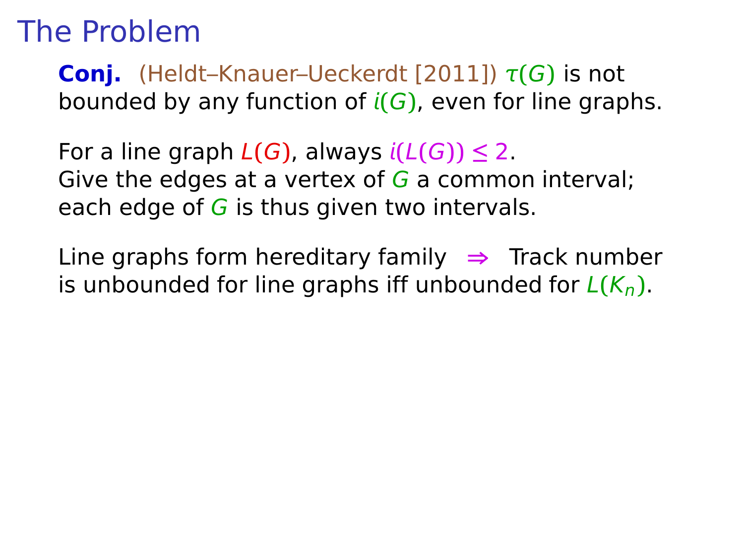# The Problem

**Conj.** (Heldt–Knauer–Ueckerdt [2011]) $\tau(G)$ is not bounded by any function of $i(G)$, even for line graphs.

For a line graph $L(G)$, always $i(L(G)) \leq 2$.
Give the edges at a vertex of $G$ a common interval; each edge of $G$ is thus given two intervals.

Line graphs form hereditary family $\Rightarrow$ Track number is unbounded for line graphs iff unbounded for $L(K_n)$.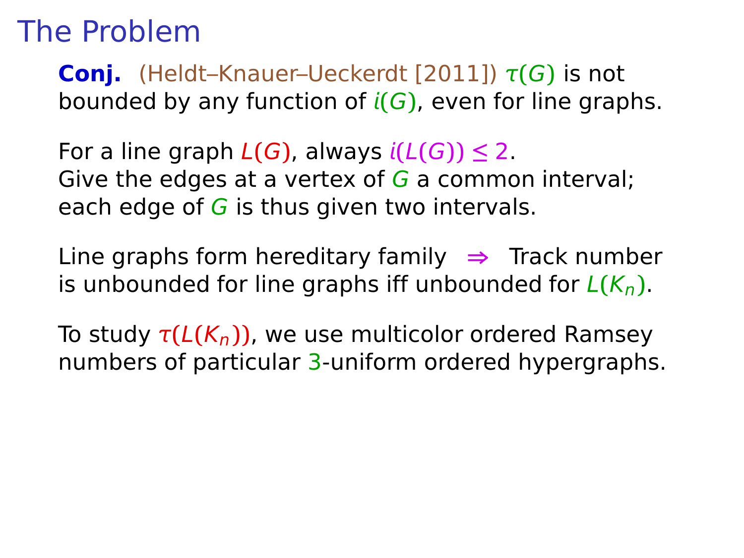# The Problem

**Conj.** (Heldt–Knauer–Ueckerdt [2011]) $\tau(G)$ is not bounded by any function of $i(G)$, even for line graphs.

For a line graph $L(G)$, always $i(L(G)) \leq 2$.
Give the edges at a vertex of $G$ a common interval;
each edge of $G$ is thus given two intervals.

Line graphs form hereditary family $\Rightarrow$ Track number is unbounded for line graphs iff unbounded for $L(K_n)$.

To study $\tau(L(K_n))$, we use multicolor ordered Ramsey numbers of particular 3-uniform ordered hypergraphs.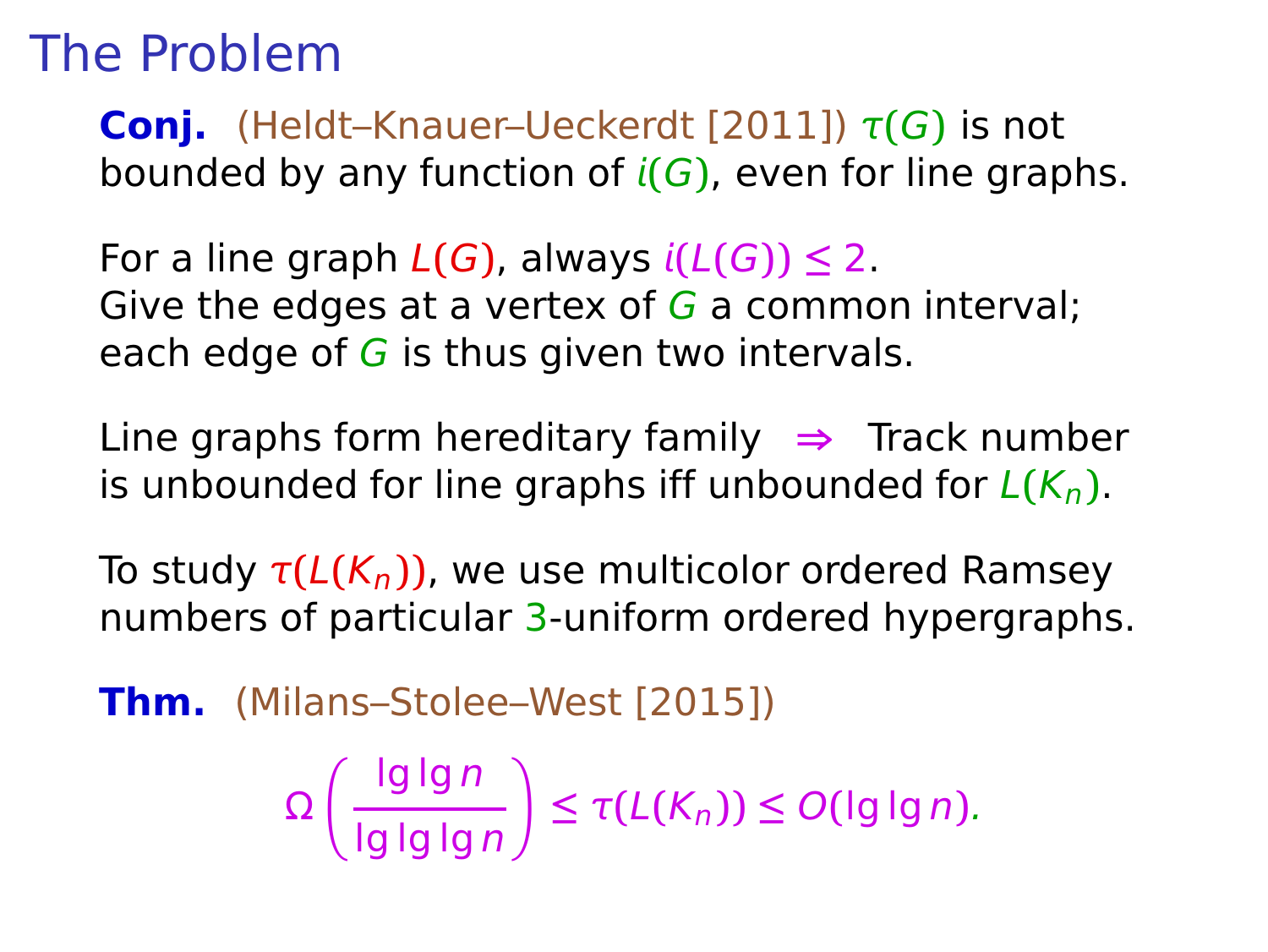# The Problem

**Conj.** (Heldt–Knauer–Ueckerdt [2011]) $\tau(G)$ is not bounded by any function of $i(G)$, even for line graphs.

For a line graph $L(G)$, always $i(L(G)) \leq 2$.
Give the edges at a vertex of $G$ a common interval; each edge of $G$ is thus given two intervals.

Line graphs form hereditary family $\Rightarrow$ Track number is unbounded for line graphs iff unbounded for $L(K_n)$.

To study $\tau(L(K_n))$, we use multicolor ordered Ramsey numbers of particular 3-uniform ordered hypergraphs.

**Thm.** (Milans–Stolee–West [2015])

$$\Omega\left(\frac{\lg\lg n}{\lg\lg\lg n}\right) \leq \tau(L(K_n)) \leq O(\lg\lg n).$$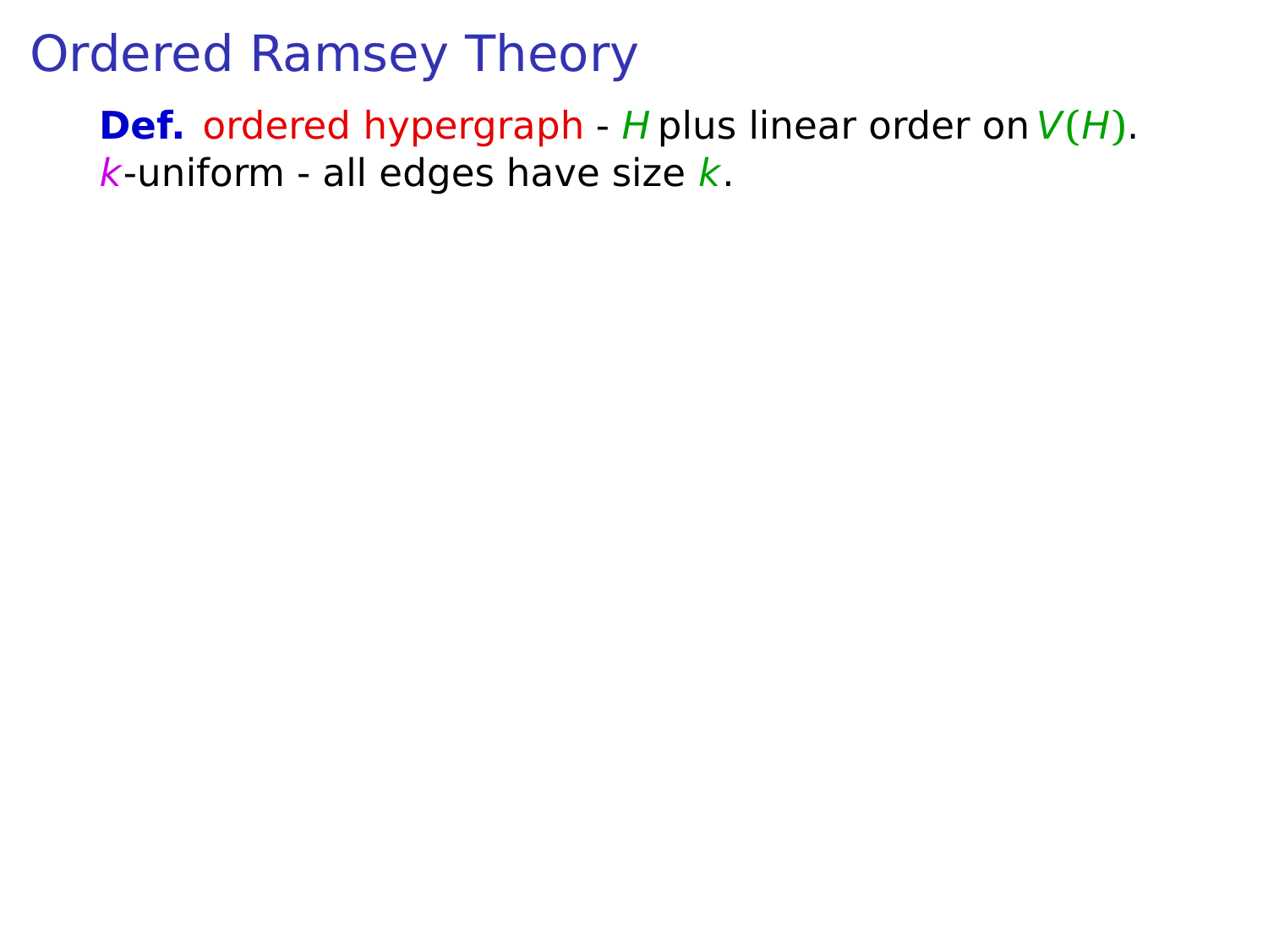# Ordered Ramsey Theory

**Def.** ordered hypergraph - $H$ plus linear order on $V(H)$.
$k$-uniform - all edges have size $k$.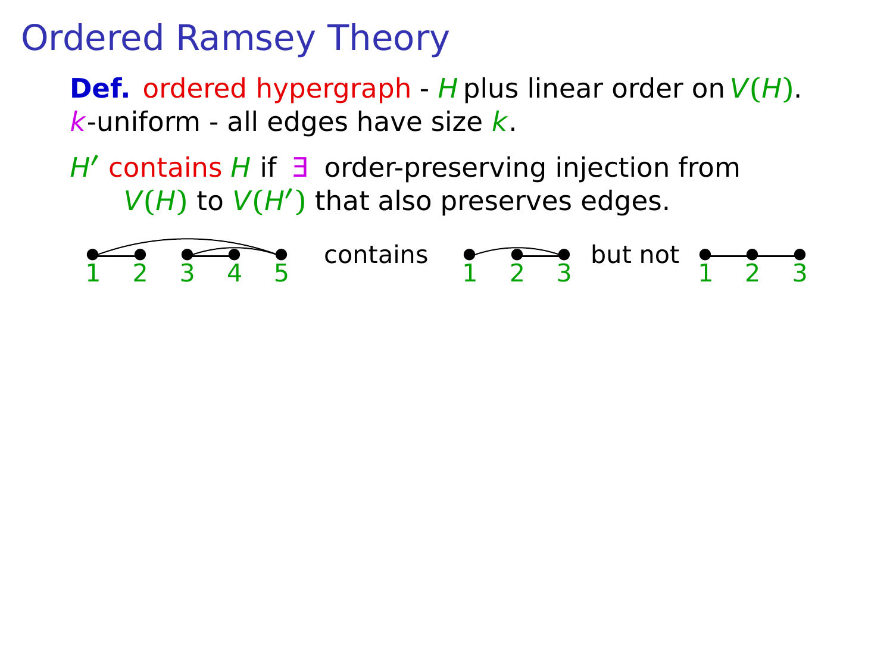# Ordered Ramsey Theory

**Def.** ordered hypergraph - $H$ plus linear order on $V(H)$.
$k$-uniform - all edges have size $k$.

$H'$ contains $H$ if $\exists$ order-preserving injection from $V(H)$ to $V(H')$ that also preserves edges.

1 2 3 4 5 contains 1 2 3 but not 1 2 3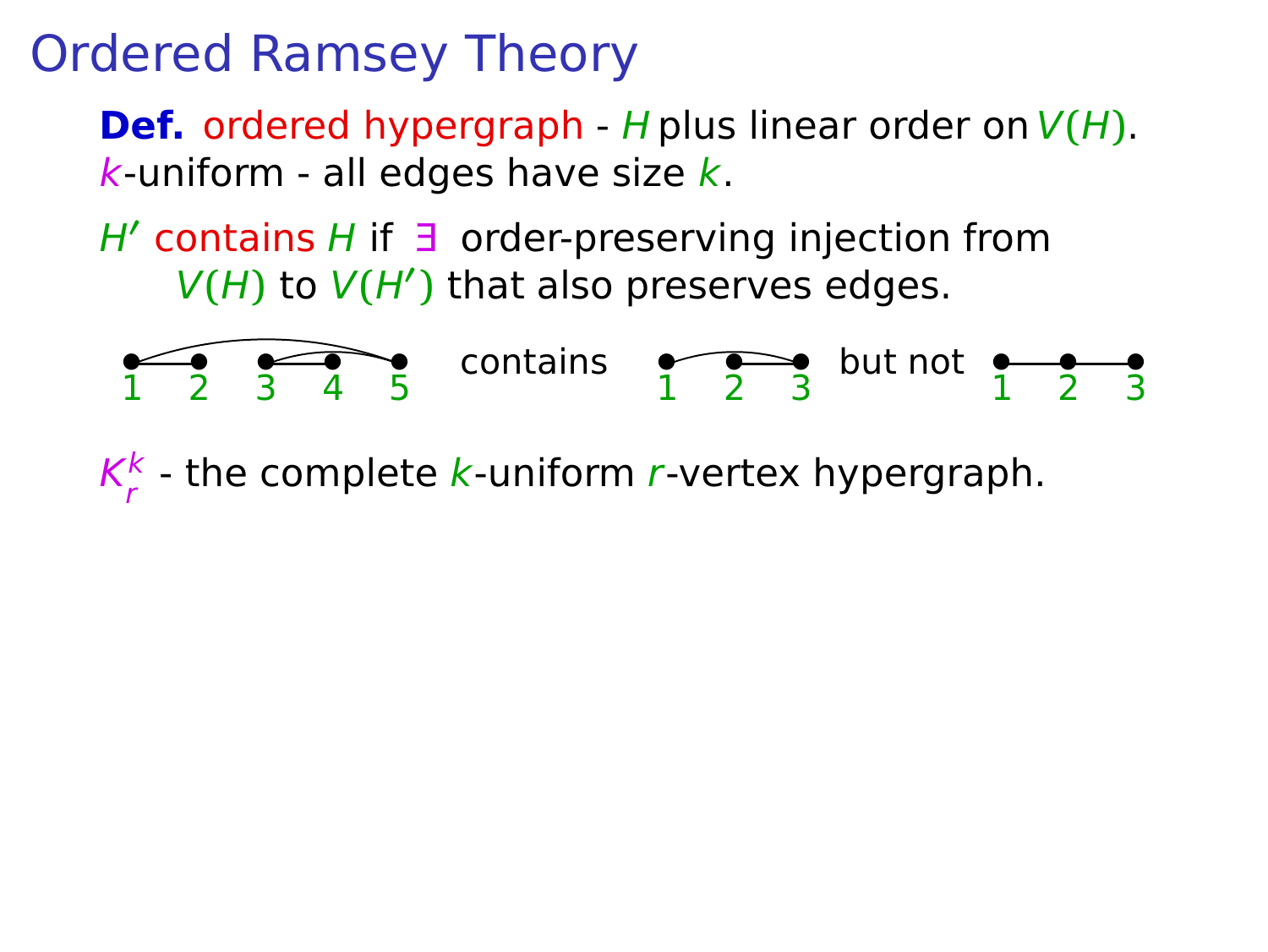# Ordered Ramsey Theory

**Def.** ordered hypergraph - $H$ plus linear order on $V(H)$.
$k$-uniform - all edges have size $k$.

$H'$ contains $H$ if $\exists$ order-preserving injection from $V(H)$ to $V(H')$ that also preserves edges.

1 2 3 4 5 contains 1 2 3 but not 1 2 3

$K_r^k$ - the complete $k$-uniform $r$-vertex hypergraph.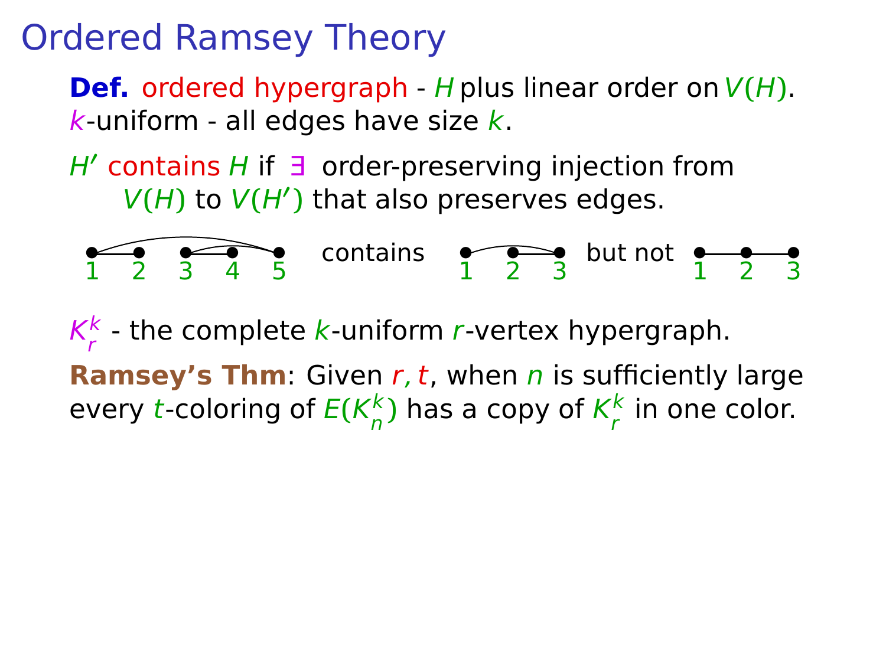# Ordered Ramsey Theory

**Def.** ordered hypergraph - $H$ plus linear order on $V(H)$.
$k$-uniform - all edges have size $k$.

$H'$ contains $H$ if $\exists$ order-preserving injection from $V(H)$ to $V(H')$ that also preserves edges.

1 2 3 4 5 contains 1 2 3 but not 1 2 3

$K_r^k$ - the complete $k$-uniform $r$-vertex hypergraph.

**Ramsey's Thm**: Given $r, t$, when $n$ is sufficiently large every $t$-coloring of $E(K_n^k)$ has a copy of $K_r^k$ in one color.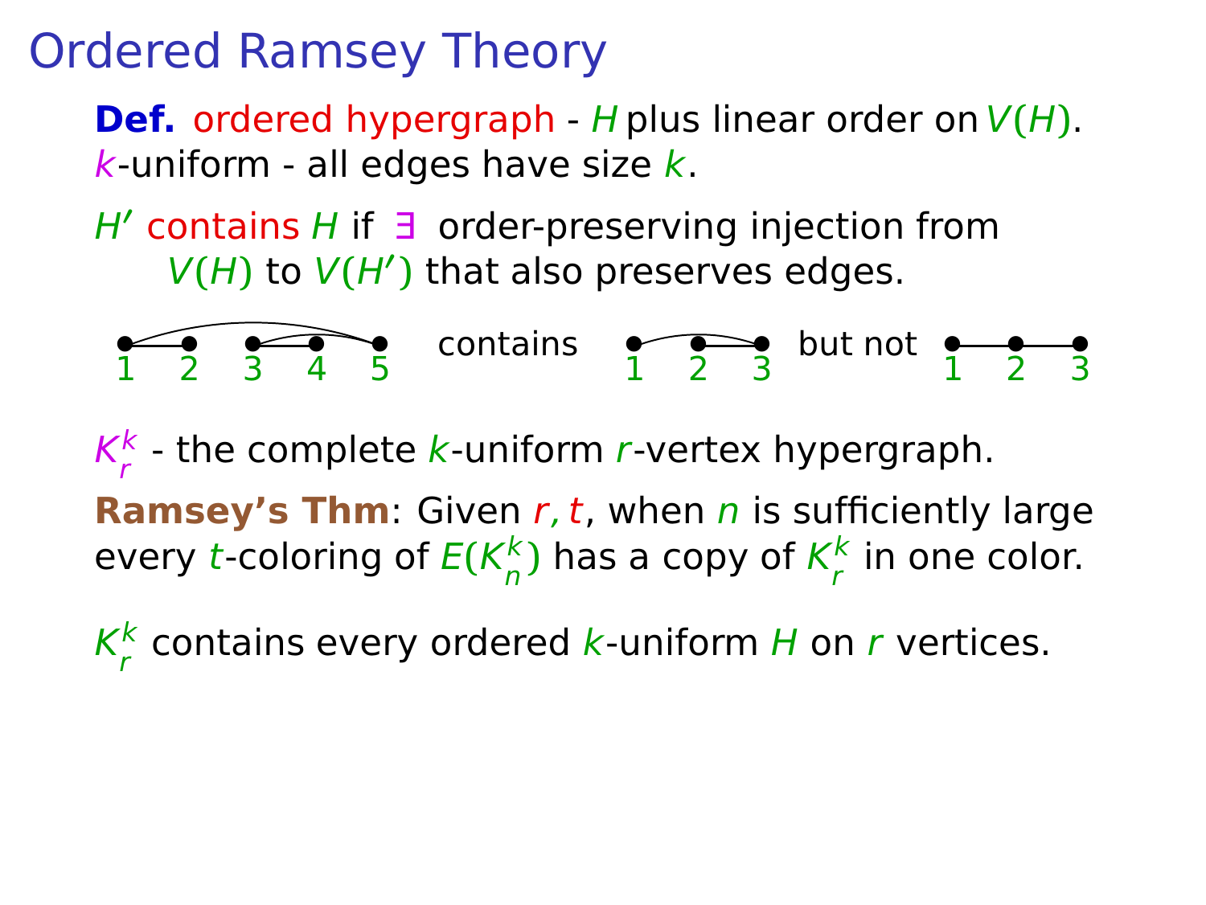# Ordered Ramsey Theory

**Def.** ordered hypergraph - $H$ plus linear order on $V(H)$.
$k$-uniform - all edges have size $k$.

$H'$ contains $H$ if $\exists$ order-preserving injection from $V(H)$ to $V(H')$ that also preserves edges.

1 2 3 4 5 contains 1 2 3 but not 1 2 3

$K_r^k$ - the complete $k$-uniform $r$-vertex hypergraph.

**Ramsey's Thm**: Given $r, t$, when $n$ is sufficiently large every $t$-coloring of $E(K_n^k)$ has a copy of $K_r^k$ in one color.

$K_r^k$ contains every ordered $k$-uniform $H$ on $r$ vertices.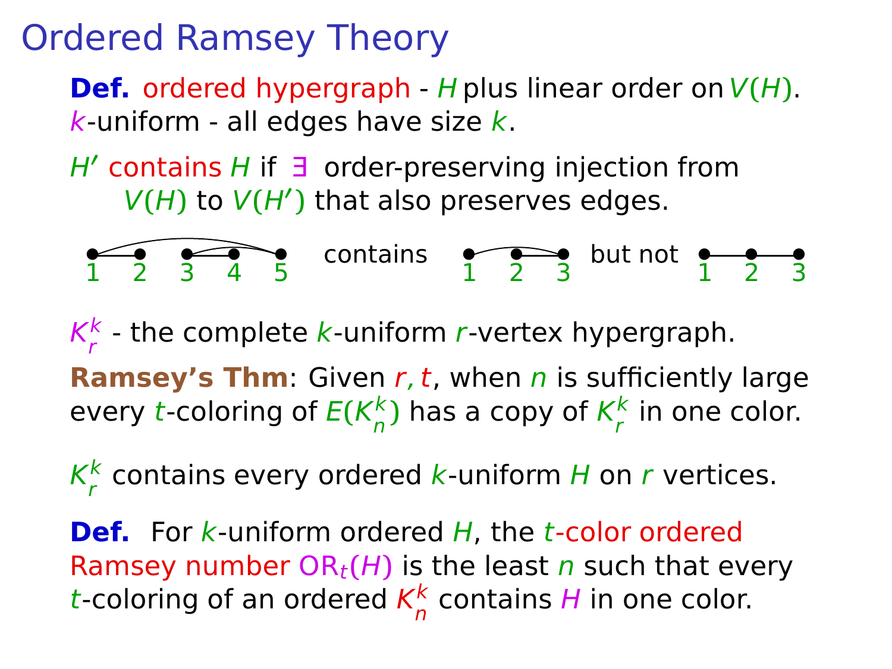# Ordered Ramsey Theory

**Def.** ordered hypergraph - $H$ plus linear order on $V(H)$.
$k$-uniform - all edges have size $k$.

$H'$ contains $H$ if $\exists$ order-preserving injection from $V(H)$ to $V(H')$ that also preserves edges.

1 2 3 4 5 contains 1 2 3 but not 1 2 3

$K_r^k$ - the complete $k$-uniform $r$-vertex hypergraph.

**Ramsey's Thm**: Given $r, t$, when $n$ is sufficiently large every $t$-coloring of $E(K_n^k)$ has a copy of $K_r^k$ in one color.

$K_r^k$ contains every ordered $k$-uniform $H$ on $r$ vertices.

**Def.** For $k$-uniform ordered $H$, the $t$-color ordered Ramsey number $\mathrm{OR}_t(H)$ is the least $n$ such that every $t$-coloring of an ordered $K_n^k$ contains $H$ in one color.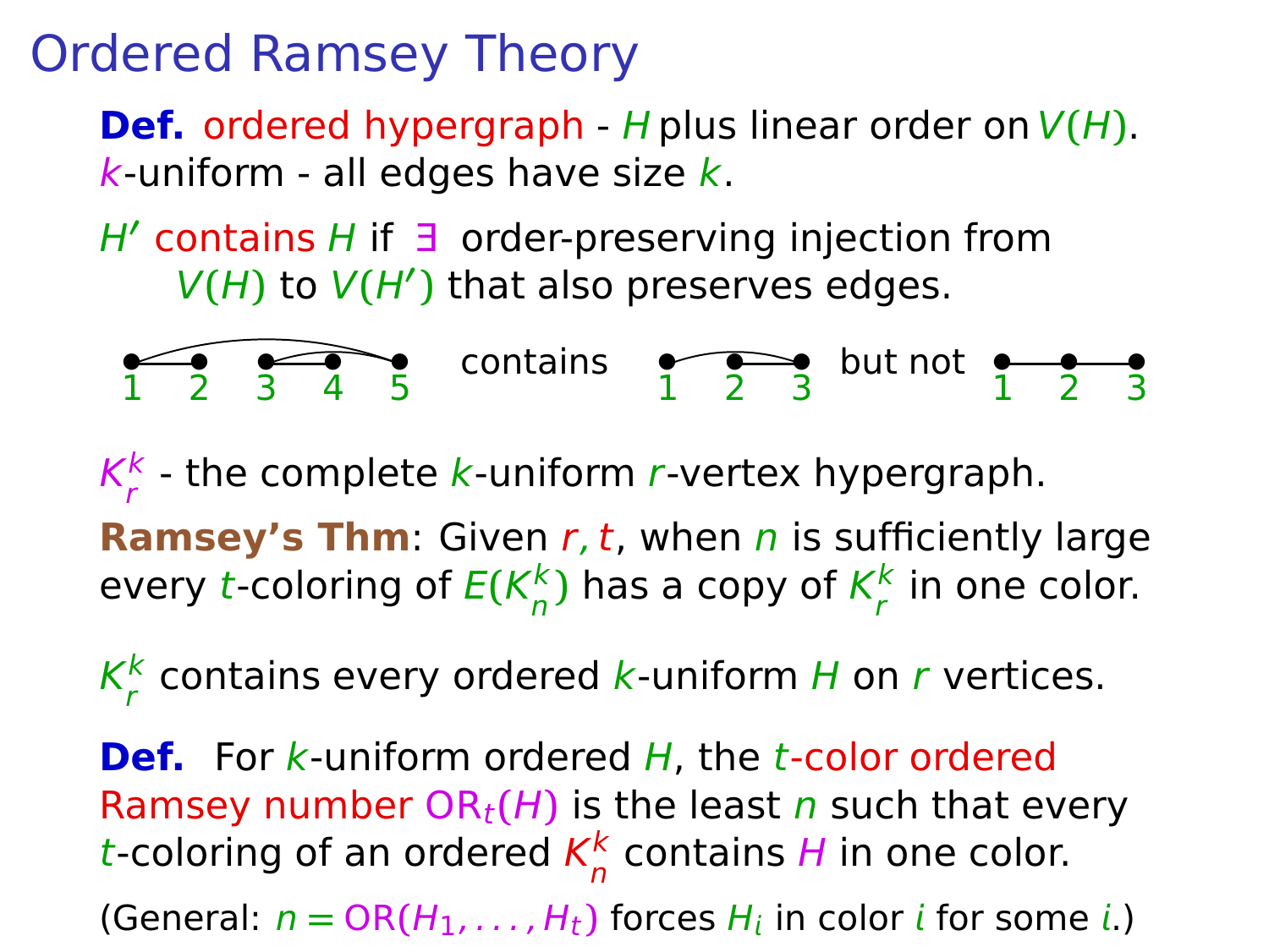# Ordered Ramsey Theory

**Def.** ordered hypergraph - $H$ plus linear order on $V(H)$.
$k$-uniform - all edges have size $k$.

$H'$ contains $H$ if $\exists$ order-preserving injection from $V(H)$ to $V(H')$ that also preserves edges.

1 2 3 4 5 contains 1 2 3 but not 1 2 3

$K_r^k$ - the complete $k$-uniform $r$-vertex hypergraph.

**Ramsey's Thm**: Given $r, t$, when $n$ is sufficiently large every $t$-coloring of $E(K_n^k)$ has a copy of $K_r^k$ in one color.

$K_r^k$ contains every ordered $k$-uniform $H$ on $r$ vertices.

**Def.** For $k$-uniform ordered $H$, the $t$-color ordered Ramsey number $\mathrm{OR}_t(H)$ is the least $n$ such that every $t$-coloring of an ordered $K_n^k$ contains $H$ in one color.

(General: $n = \mathrm{OR}(H_1, \ldots, H_t)$ forces $H_i$ in color $i$ for some $i$.)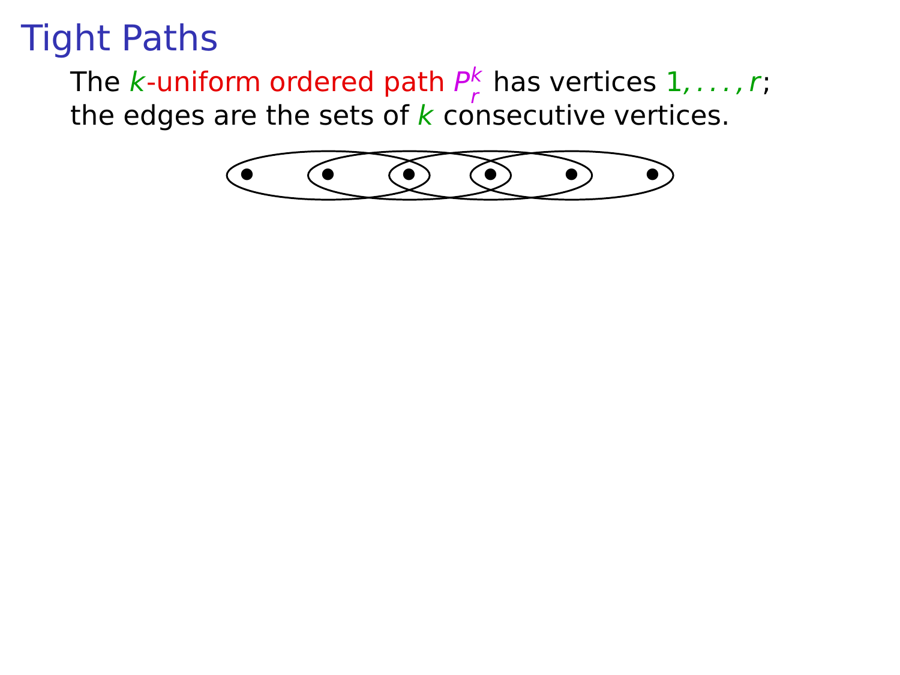# Tight Paths

The $k$-uniform ordered path $P_r^k$ has vertices $1, \ldots, r$; the edges are the sets of $k$ consecutive vertices.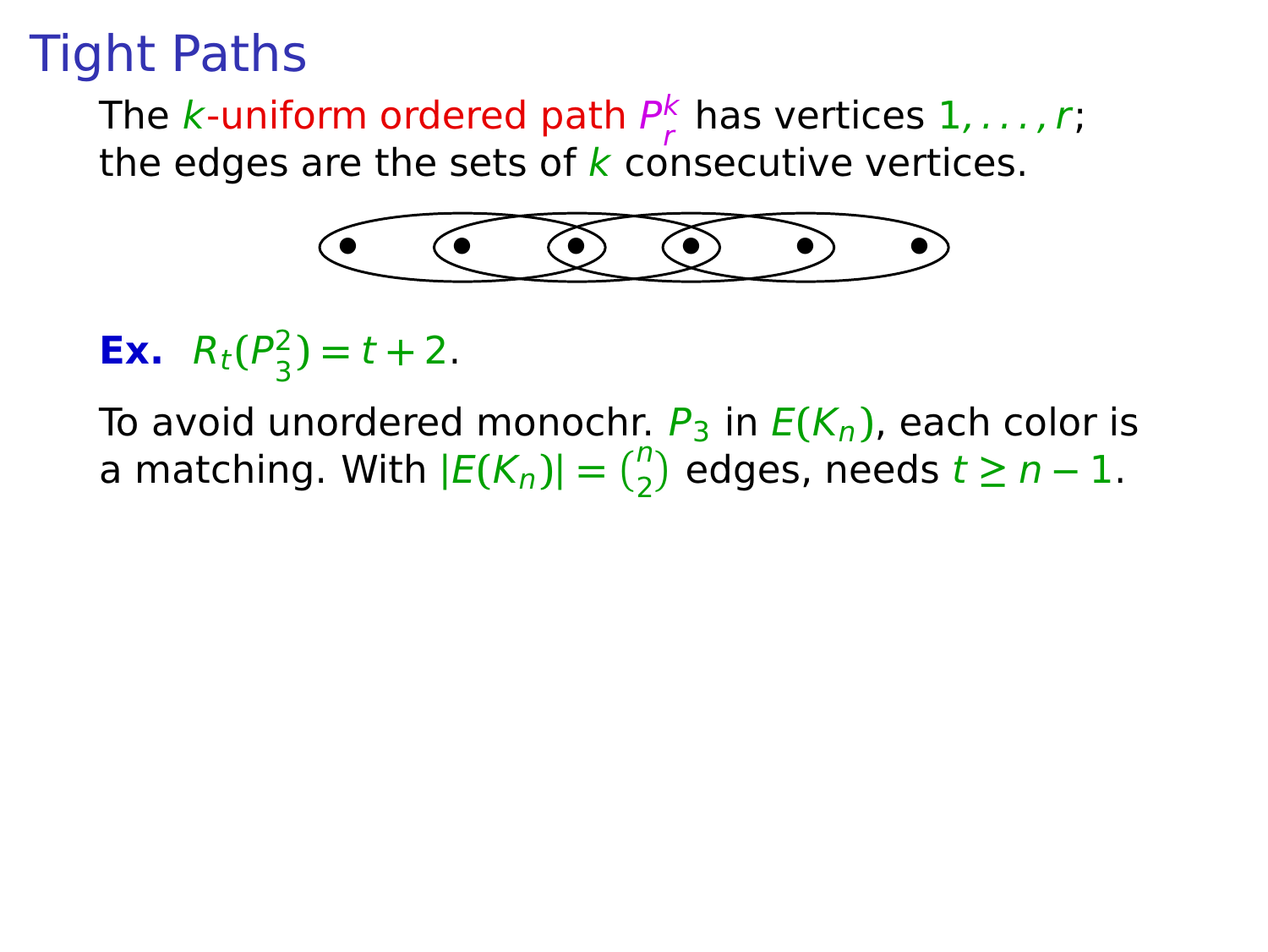# Tight Paths

The $k$-uniform ordered path $P_r^k$ has vertices $1, \ldots, r$; the edges are the sets of $k$ consecutive vertices.

**Ex.** $R_t(P_3^2) = t + 2$.

To avoid unordered monochr. $P_3$ in $E(K_n)$, each color is a matching. With $|E(K_n)| = \binom{n}{2}$ edges, needs $t \geq n - 1$.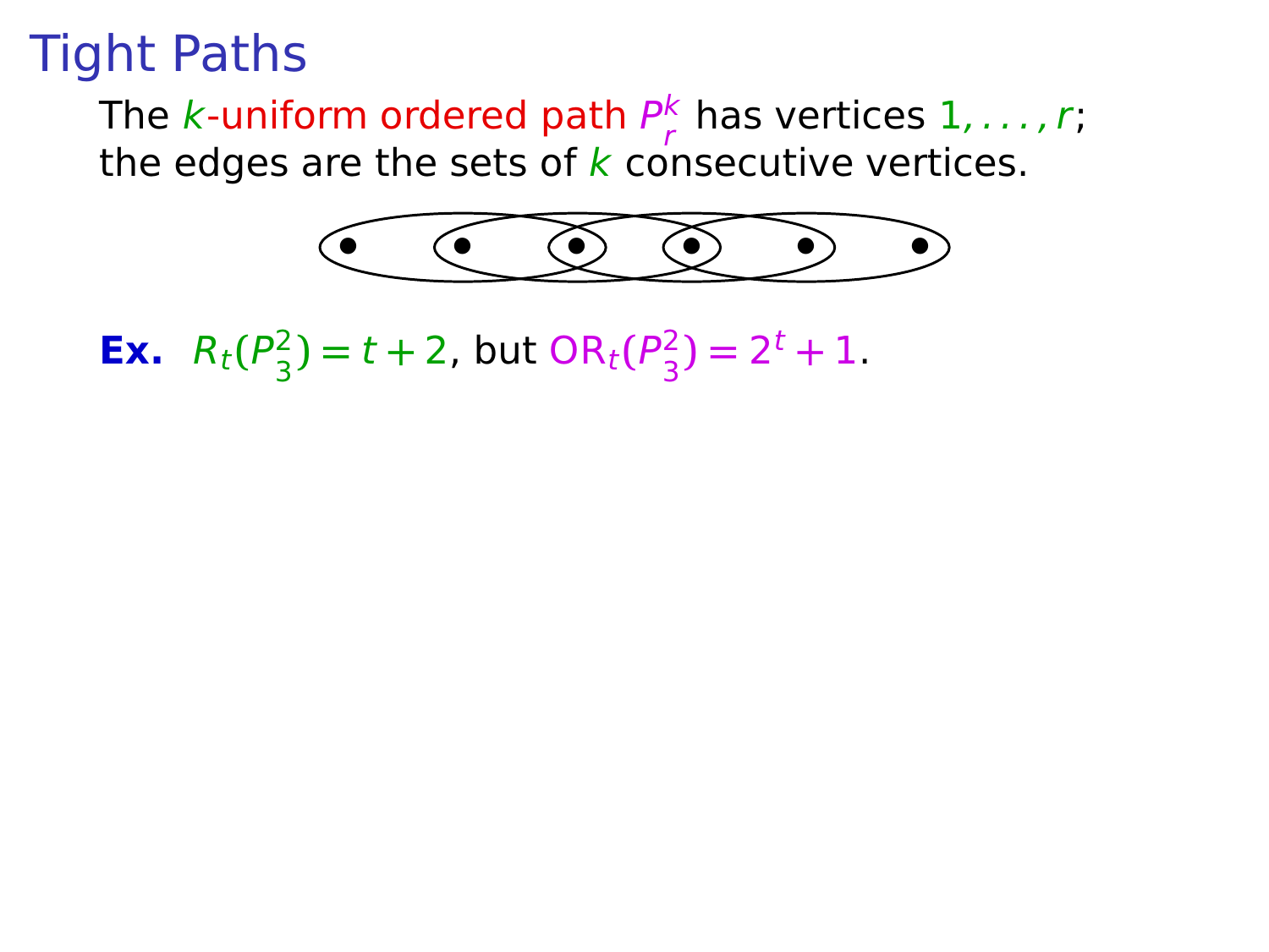# Tight Paths

The $k$-uniform ordered path $P_r^k$ has vertices $1, \ldots, r$; the edges are the sets of $k$ consecutive vertices.

**Ex.** $R_t(P_3^2) = t + 2$, but $\mathrm{OR}_t(P_3^2) = 2^t + 1$.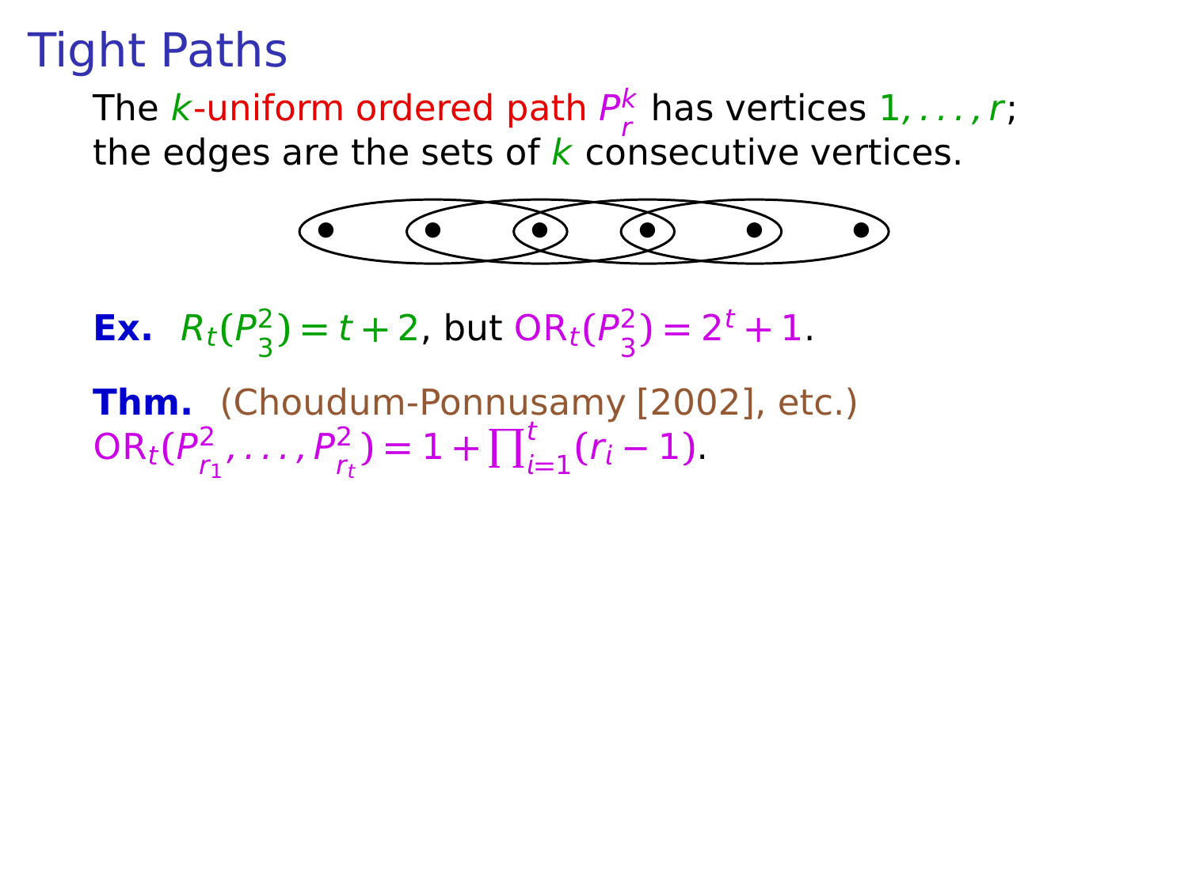# Tight Paths

The $k$-uniform ordered path $P_r^k$ has vertices $1, \ldots, r$; the edges are the sets of $k$ consecutive vertices.

**Ex.** $R_t(P_3^2) = t + 2$, but $\mathrm{OR}_t(P_3^2) = 2^t + 1$.

**Thm.** (Choudum-Ponnusamy [2002], etc.)
$\mathrm{OR}_t(P_{r_1}^2, \ldots, P_{r_t}^2) = 1 + \prod_{i=1}^{t}(r_i - 1)$.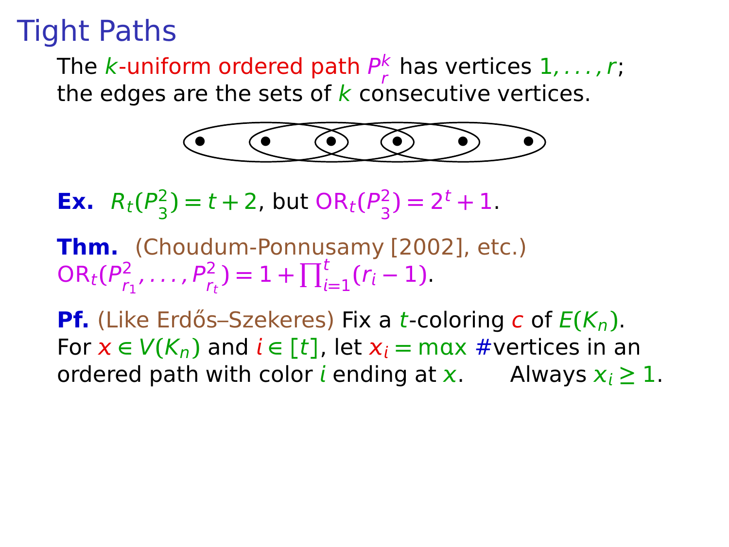# Tight Paths

The $k$-uniform ordered path $P_r^k$ has vertices $1, \ldots, r$; the edges are the sets of $k$ consecutive vertices.

**Ex.** $R_t(P_3^2) = t + 2$, but $\mathrm{OR}_t(P_3^2) = 2^t + 1$.

**Thm.** (Choudum-Ponnusamy [2002], etc.)
$\mathrm{OR}_t(P_{r_1}^2, \ldots, P_{r_t}^2) = 1 + \prod_{i=1}^{t}(r_i - 1)$.

**Pf.** (Like Erdős–Szekeres) Fix a $t$-coloring $c$ of $E(K_n)$.
For $x \in V(K_n)$ and $i \in [t]$, let $x_i = \max$ #vertices in an ordered path with color $i$ ending at $x$. Always $x_i \geq 1$.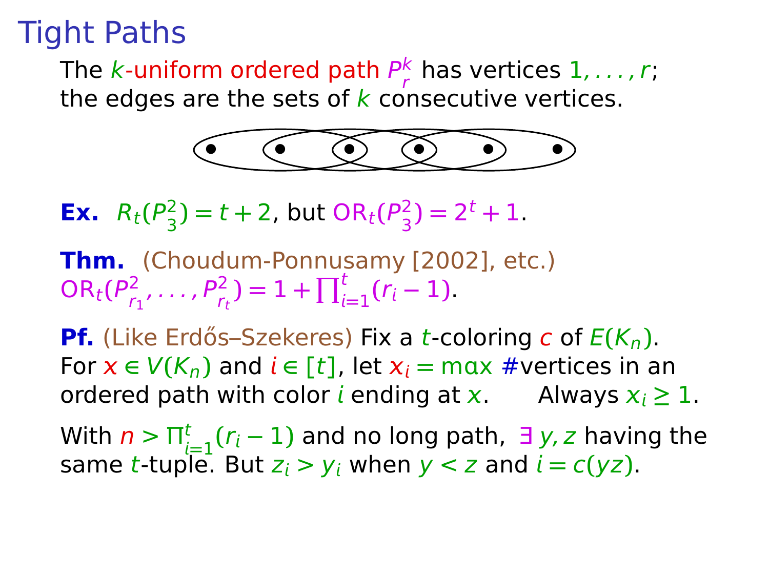# Tight Paths

The $k$-uniform ordered path $P_r^k$ has vertices $1, \ldots, r$; the edges are the sets of $k$ consecutive vertices.

**Ex.** $R_t(P_3^2) = t + 2$, but $\mathrm{OR}_t(P_3^2) = 2^t + 1$.

**Thm.** (Choudum-Ponnusamy [2002], etc.)
$\mathrm{OR}_t(P_{r_1}^2, \ldots, P_{r_t}^2) = 1 + \prod_{i=1}^{t}(r_i - 1)$.

**Pf.** (Like Erdős–Szekeres) Fix a $t$-coloring $c$ of $E(K_n)$. For $x \in V(K_n)$ and $i \in [t]$, let $x_i = \max$ #vertices in an ordered path with color $i$ ending at $x$. Always $x_i \geq 1$.

With $n > \prod_{i=1}^{t}(r_i - 1)$ and no long path, $\exists\, y, z$ having the same $t$-tuple. But $z_i > y_i$ when $y < z$ and $i = c(yz)$.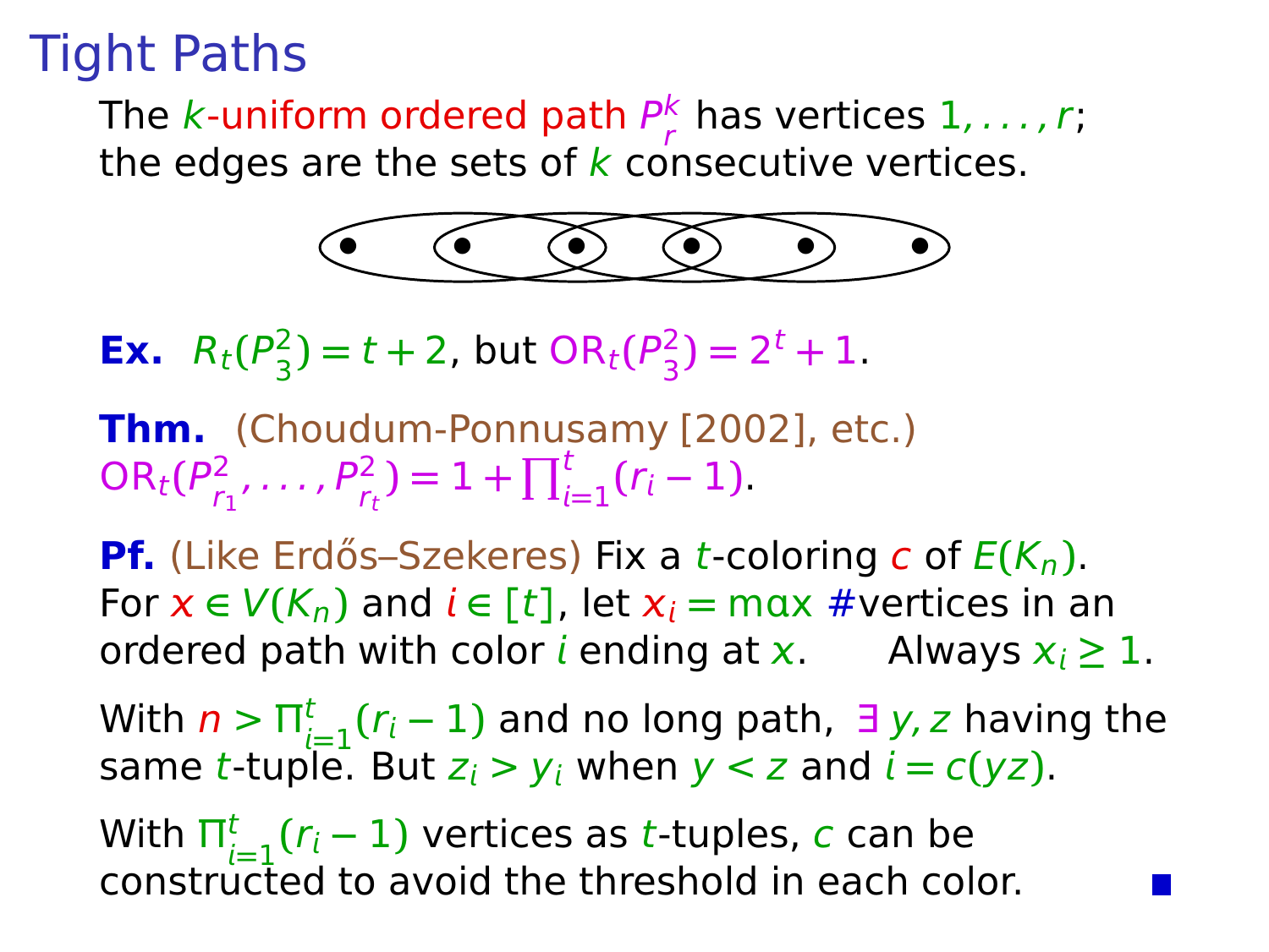# Tight Paths

The $k$-uniform ordered path $P_r^k$ has vertices $1, \ldots, r$; the edges are the sets of $k$ consecutive vertices.

**Ex.** $R_t(P_3^2) = t + 2$, but $\mathrm{OR}_t(P_3^2) = 2^t + 1$.

**Thm.** (Choudum-Ponnusamy [2002], etc.) $\mathrm{OR}_t(P_{r_1}^2, \ldots, P_{r_t}^2) = 1 + \prod_{i=1}^{t}(r_i - 1)$.

**Pf.** (Like Erdős–Szekeres) Fix a $t$-coloring $c$ of $E(K_n)$. For $x \in V(K_n)$ and $i \in [t]$, let $x_i = \max$ #vertices in an ordered path with color $i$ ending at $x$. Always $x_i \geq 1$.

With $n > \prod_{i=1}^{t}(r_i - 1)$ and no long path, $\exists\, y, z$ having the same $t$-tuple. But $z_i > y_i$ when $y < z$ and $i = c(yz)$.

With $\prod_{i=1}^{t}(r_i - 1)$ vertices as $t$-tuples, $c$ can be constructed to avoid the threshold in each color. ∎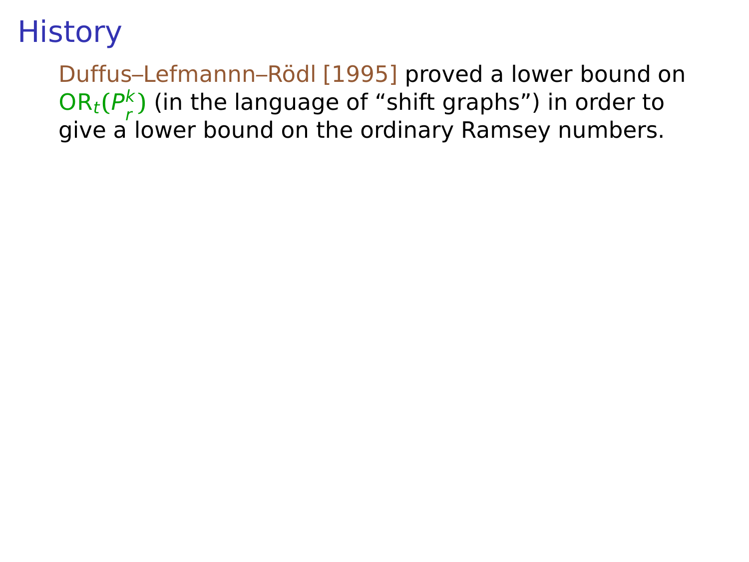# History

Duffus–Lefmannn–Rödl [1995] proved a lower bound on $\mathrm{OR}_t(P^k_r)$ (in the language of "shift graphs") in order to give a lower bound on the ordinary Ramsey numbers.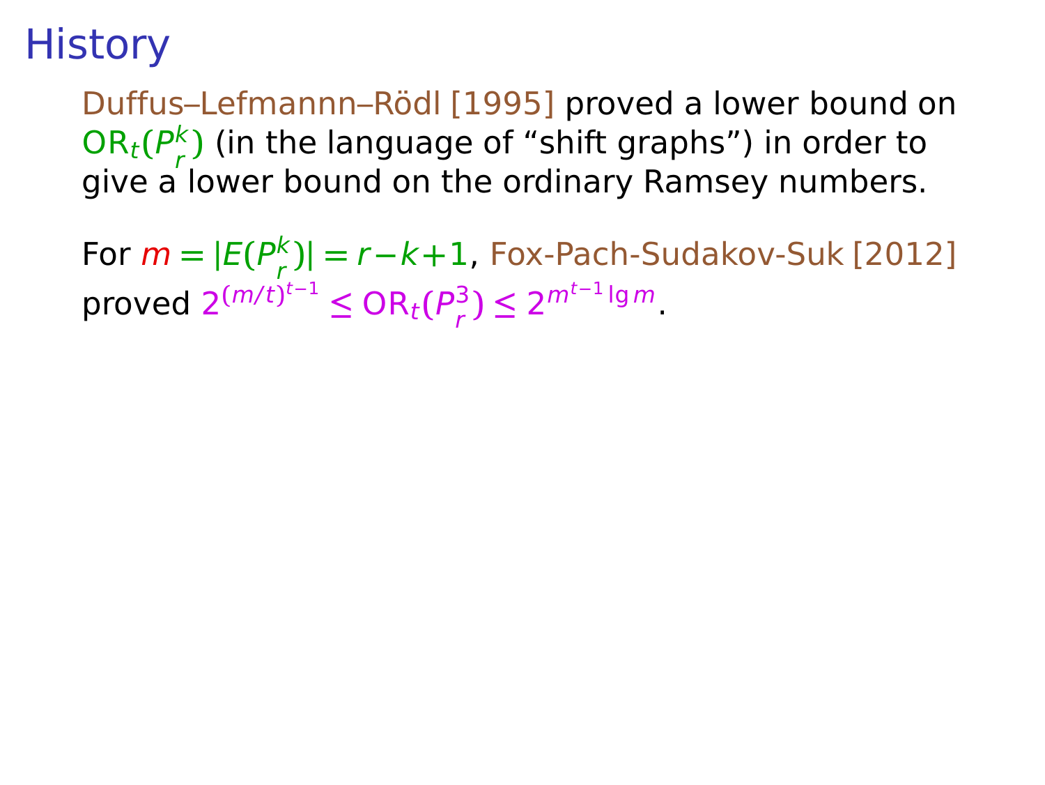# History

Duffus–Lefmannn–Rödl [1995] proved a lower bound on $\mathrm{OR}_t(P_r^k)$ (in the language of “shift graphs”) in order to give a lower bound on the ordinary Ramsey numbers.

For $m = |E(P_r^k)| = r - k + 1$, Fox-Pach-Sudakov-Suk [2012] proved $2^{(m/t)^{t-1}} \leq \mathrm{OR}_t(P_r^3) \leq 2^{m^{t-1} \lg m}$.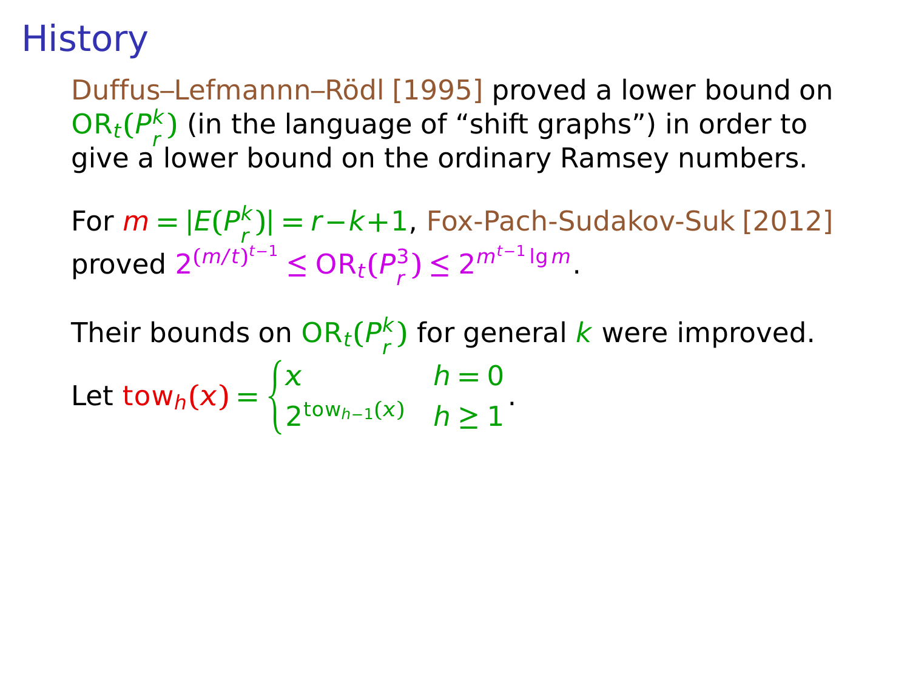# History

Duffus–Lefmannn–Rödl [1995] proved a lower bound on $\mathrm{OR}_t(P^k_r)$ (in the language of "shift graphs") in order to give a lower bound on the ordinary Ramsey numbers.

For $m = |E(P^k_r)| = r - k + 1$, Fox-Pach-Sudakov-Suk [2012] proved $2^{(m/t)^{t-1}} \le \mathrm{OR}_t(P^3_r) \le 2^{m^{t-1} \lg m}$.

Their bounds on $\mathrm{OR}_t(P^k_r)$ for general $k$ were improved.

Let $\mathrm{tow}_h(x) = \begin{cases} x & h = 0 \\ 2^{\mathrm{tow}_{h-1}(x)} & h \ge 1 \end{cases}$.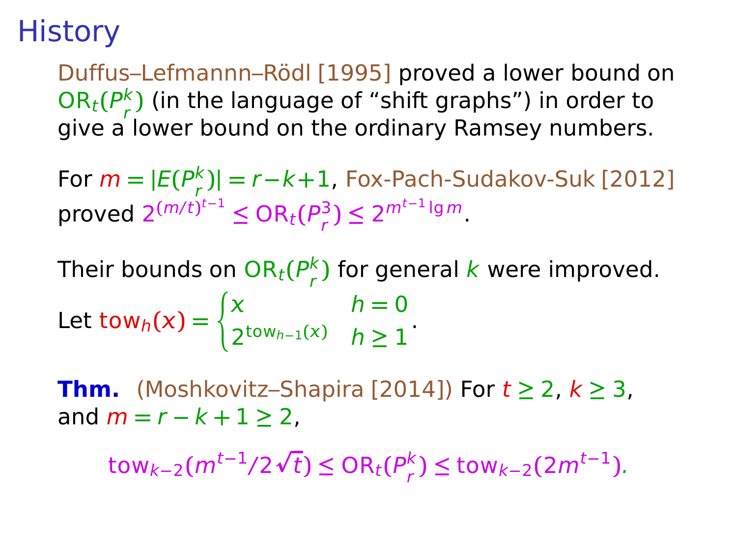# History

Duffus–Lefmannn–Rödl [1995] proved a lower bound on $\mathrm{OR}_t(P^k_r)$ (in the language of "shift graphs") in order to give a lower bound on the ordinary Ramsey numbers.

For $m = |E(P^k_r)| = r - k + 1$, Fox-Pach-Sudakov-Suk [2012] proved $2^{(m/t)^{t-1}} \le \mathrm{OR}_t(P^3_r) \le 2^{m^{t-1} \lg m}$.

Their bounds on $\mathrm{OR}_t(P^k_r)$ for general $k$ were improved.

Let $\mathrm{tow}_h(x) = \begin{cases} x & h = 0 \\ 2^{\mathrm{tow}_{h-1}(x)} & h \ge 1 \end{cases}$.

**Thm.** (Moshkovitz–Shapira [2014]) For $t \ge 2$, $k \ge 3$, and $m = r - k + 1 \ge 2$,

$$\mathrm{tow}_{k-2}(m^{t-1}/2\sqrt{t}) \le \mathrm{OR}_t(P^k_r) \le \mathrm{tow}_{k-2}(2m^{t-1}).$$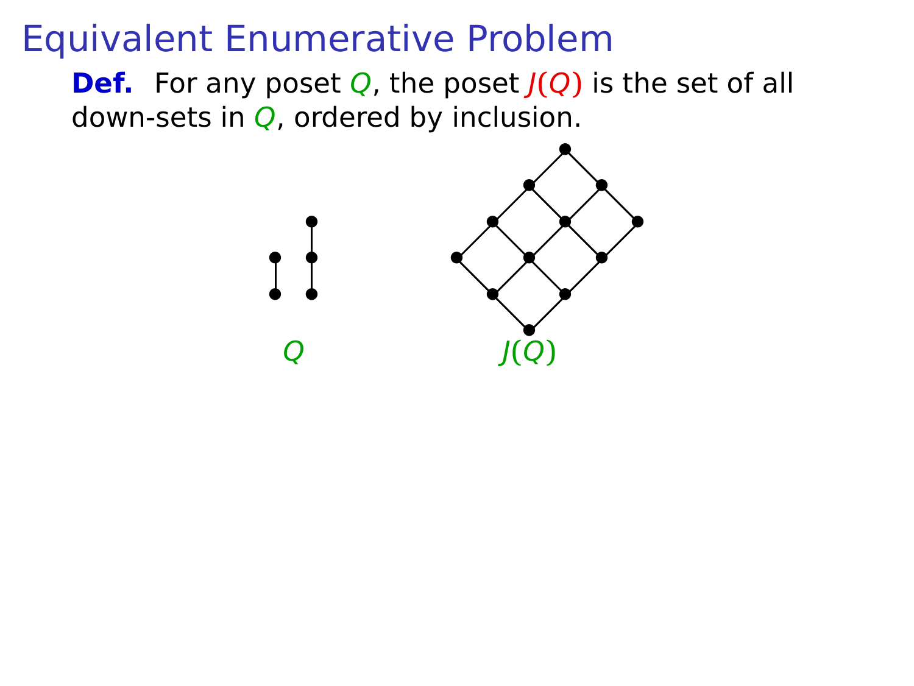# Equivalent Enumerative Problem

**Def.** For any poset $Q$, the poset $J(Q)$ is the set of all down-sets in $Q$, ordered by inclusion.

$Q$

$J(Q)$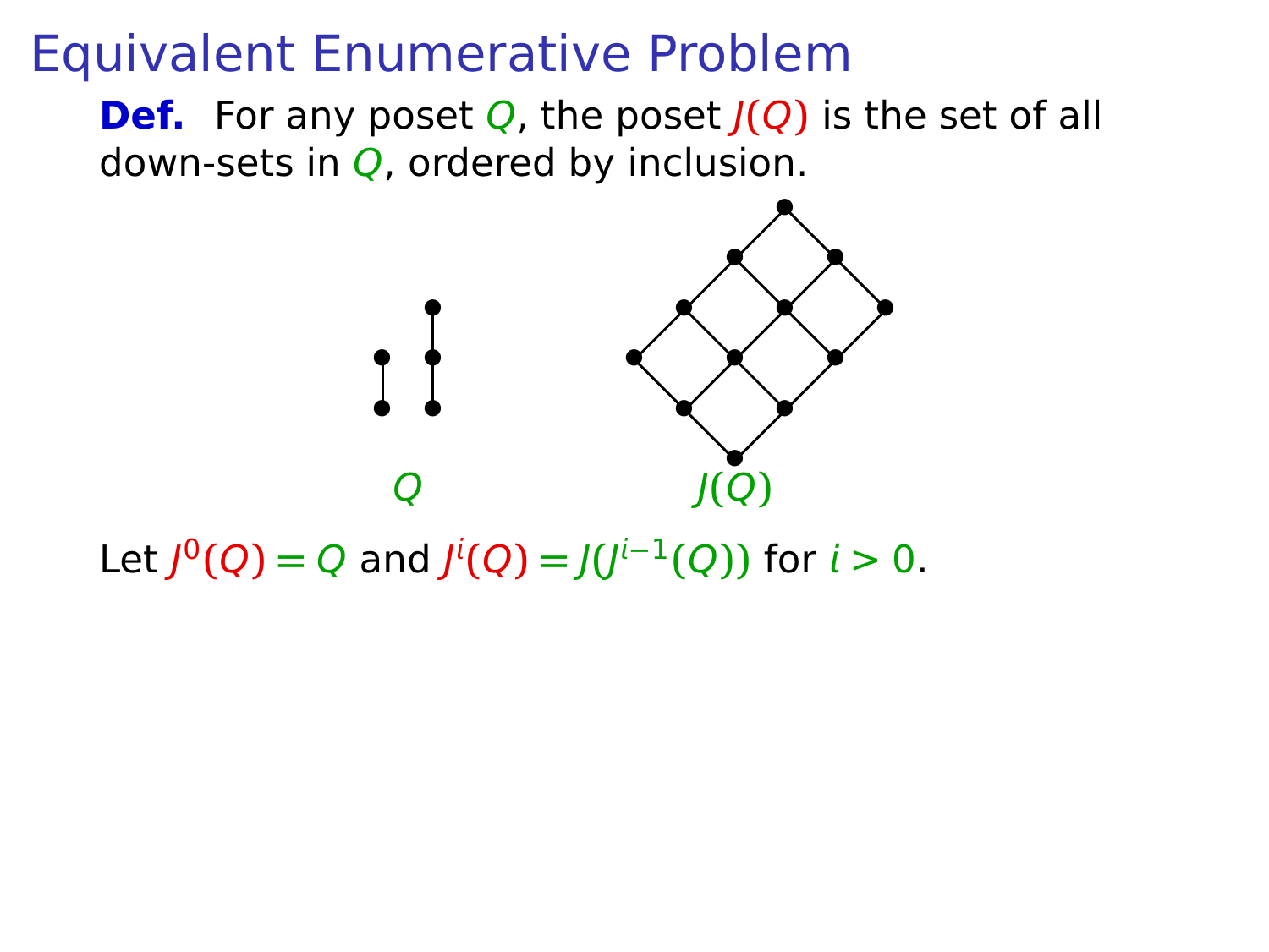# Equivalent Enumerative Problem

**Def.** For any poset $Q$, the poset $J(Q)$ is the set of all down-sets in $Q$, ordered by inclusion.

$Q$ $\qquad\qquad$ $J(Q)$

Let $J^0(Q) = Q$ and $J^i(Q) = J(J^{i-1}(Q))$ for $i > 0$.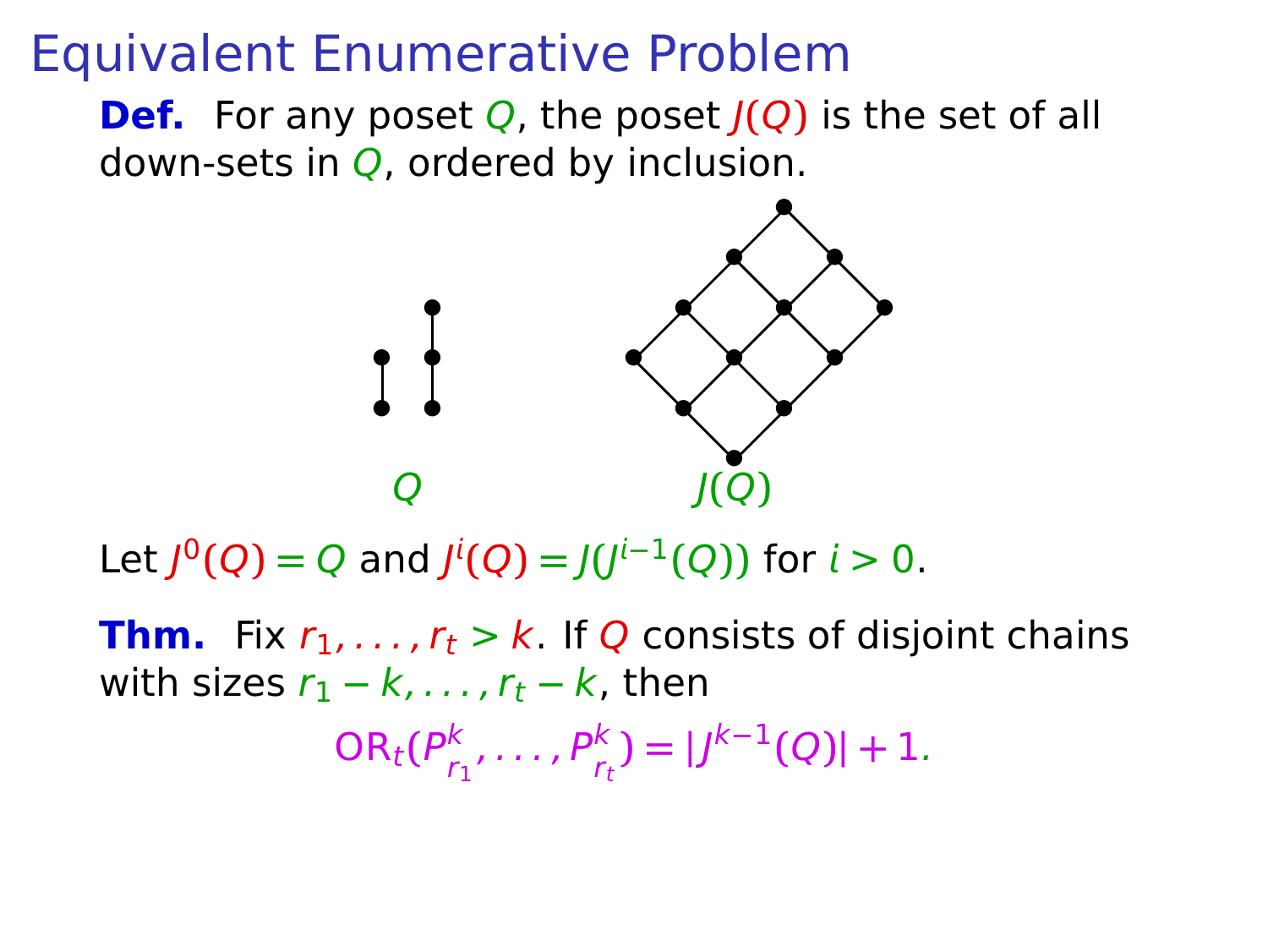# Equivalent Enumerative Problem

**Def.** For any poset $Q$, the poset $J(Q)$ is the set of all down-sets in $Q$, ordered by inclusion.

$Q$ $\qquad\qquad$ $J(Q)$

Let $J^0(Q) = Q$ and $J^i(Q) = J(J^{i-1}(Q))$ for $i > 0$.

**Thm.** Fix $r_1, \ldots, r_t > k$. If $Q$ consists of disjoint chains with sizes $r_1 - k, \ldots, r_t - k$, then

$$\mathrm{OR}_t(P^k_{r_1}, \ldots, P^k_{r_t}) = |J^{k-1}(Q)| + 1.$$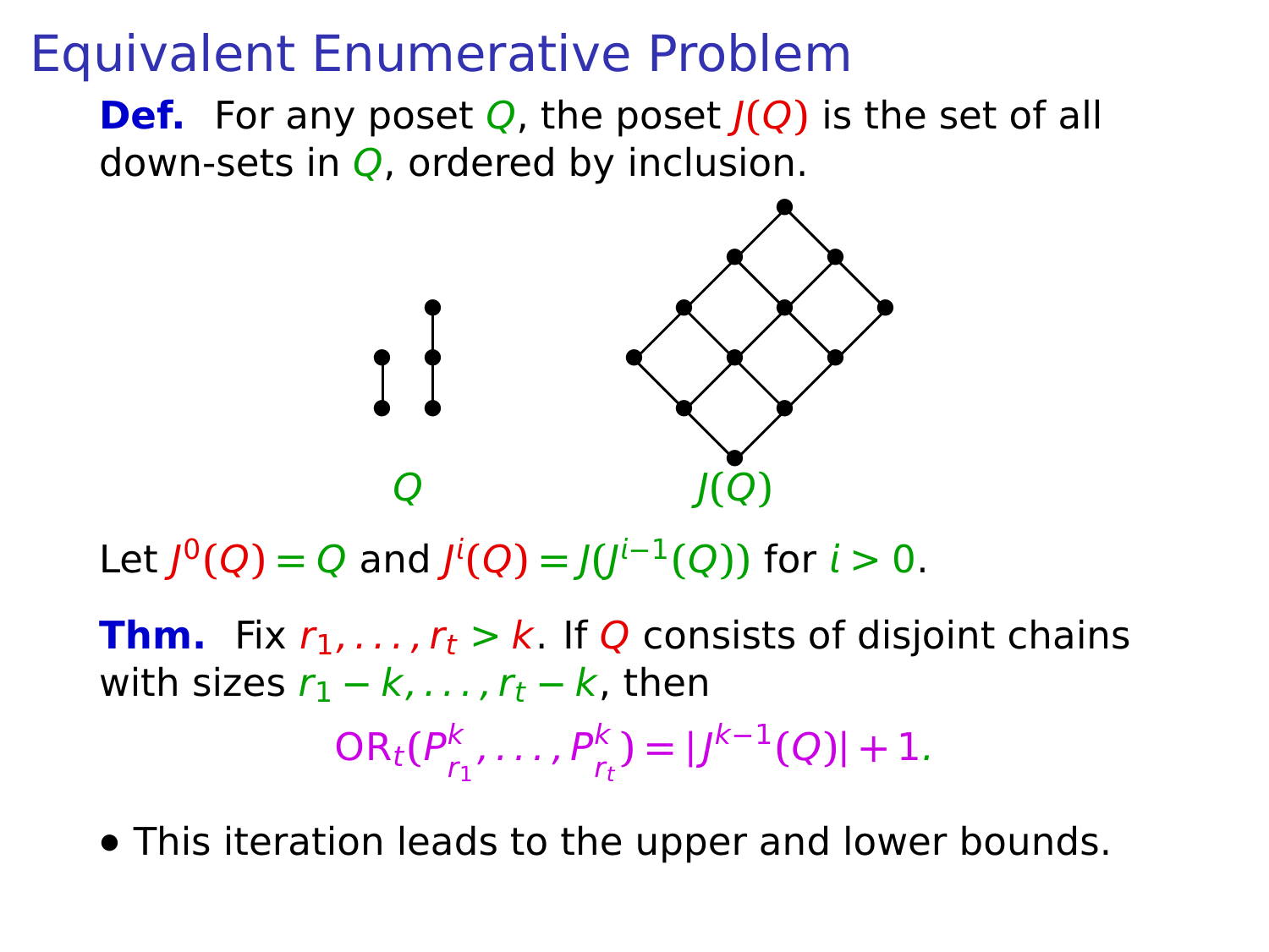# Equivalent Enumerative Problem

**Def.** For any poset $Q$, the poset $J(Q)$ is the set of all down-sets in $Q$, ordered by inclusion.

$Q$ $\quad\quad\quad\quad$ $J(Q)$

Let $J^0(Q) = Q$ and $J^i(Q) = J(J^{i-1}(Q))$ for $i > 0$.

**Thm.** Fix $r_1, \ldots, r_t > k$. If $Q$ consists of disjoint chains with sizes $r_1 - k, \ldots, r_t - k$, then

$$\mathrm{OR}_t(P^k_{r_1}, \ldots, P^k_{r_t}) = |J^{k-1}(Q)| + 1.$$

- This iteration leads to the upper and lower bounds.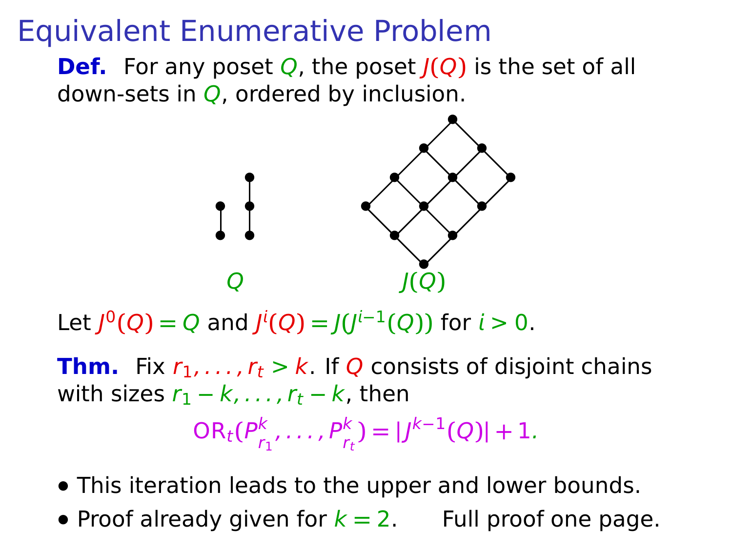# Equivalent Enumerative Problem

**Def.** For any poset $Q$, the poset $J(Q)$ is the set of all down-sets in $Q$, ordered by inclusion.

$Q$ $\qquad\qquad$ $J(Q)$

Let $J^0(Q) = Q$ and $J^i(Q) = J(J^{i-1}(Q))$ for $i > 0$.

**Thm.** Fix $r_1, \ldots, r_t > k$. If $Q$ consists of disjoint chains with sizes $r_1 - k, \ldots, r_t - k$, then

$$\mathrm{OR}_t(P^k_{r_1}, \ldots, P^k_{r_t}) = |J^{k-1}(Q)| + 1.$$

- This iteration leads to the upper and lower bounds.
- Proof already given for $k = 2$. Full proof one page.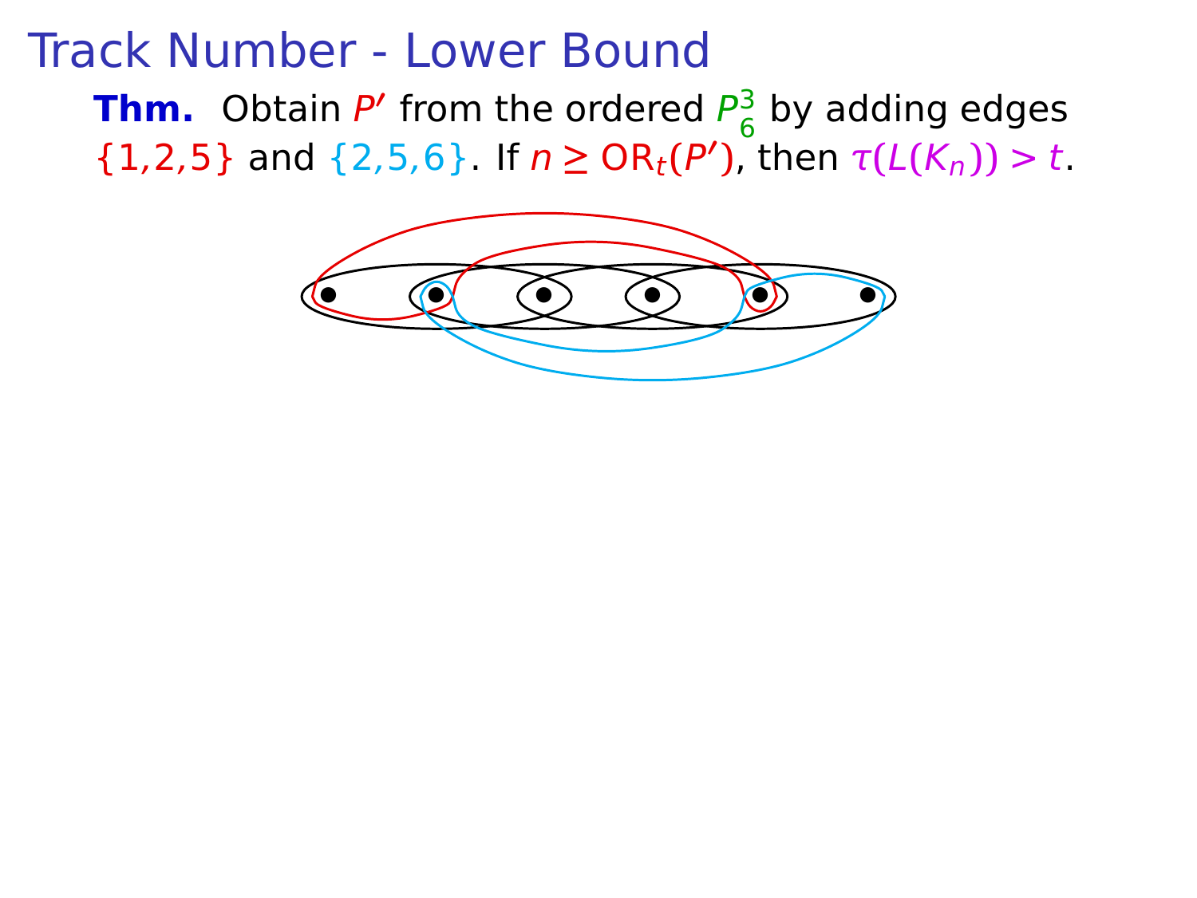# Track Number - Lower Bound

**Thm.** Obtain $P'$ from the ordered $P_6^3$ by adding edges $\{1,2,5\}$ and $\{2,5,6\}$. If $n \geq \mathrm{OR}_t(P')$, then $\tau(L(K_n)) > t$.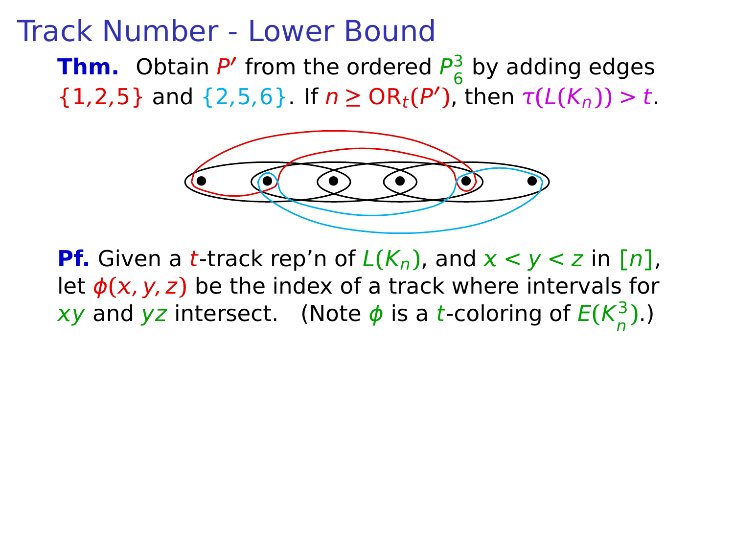# Track Number - Lower Bound

**Thm.** Obtain $P'$ from the ordered $P_6^3$ by adding edges $\{1,2,5\}$ and $\{2,5,6\}$. If $n \geq \mathrm{OR}_t(P')$, then $\tau(L(K_n)) > t$.

**Pf.** Given a $t$-track rep'n of $L(K_n)$, and $x < y < z$ in $[n]$, let $\phi(x, y, z)$ be the index of a track where intervals for $xy$ and $yz$ intersect. (Note $\phi$ is a $t$-coloring of $E(K_n^3)$.)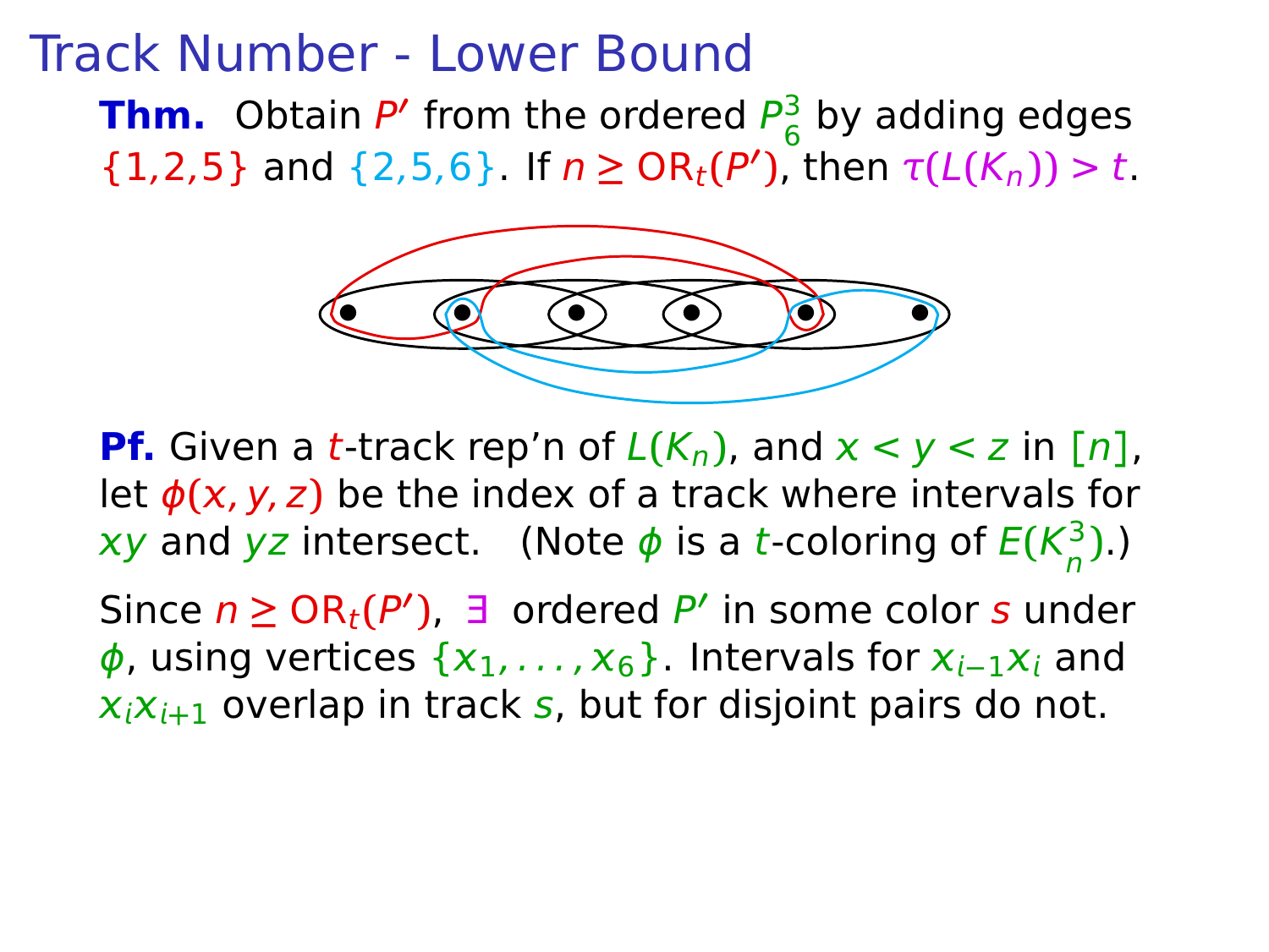# Track Number - Lower Bound

**Thm.** Obtain $P'$ from the ordered $P_6^3$ by adding edges $\{1,2,5\}$ and $\{2,5,6\}$. If $n \geq \mathrm{OR}_t(P')$, then $\tau(L(K_n)) > t$.

**Pf.** Given a $t$-track rep'n of $L(K_n)$, and $x < y < z$ in $[n]$, let $\phi(x,y,z)$ be the index of a track where intervals for $xy$ and $yz$ intersect. (Note $\phi$ is a $t$-coloring of $E(K_n^3)$.)

Since $n \geq \mathrm{OR}_t(P')$, $\exists$ ordered $P'$ in some color $s$ under $\phi$, using vertices $\{x_1, \ldots, x_6\}$. Intervals for $x_{i-1}x_i$ and $x_i x_{i+1}$ overlap in track $s$, but for disjoint pairs do not.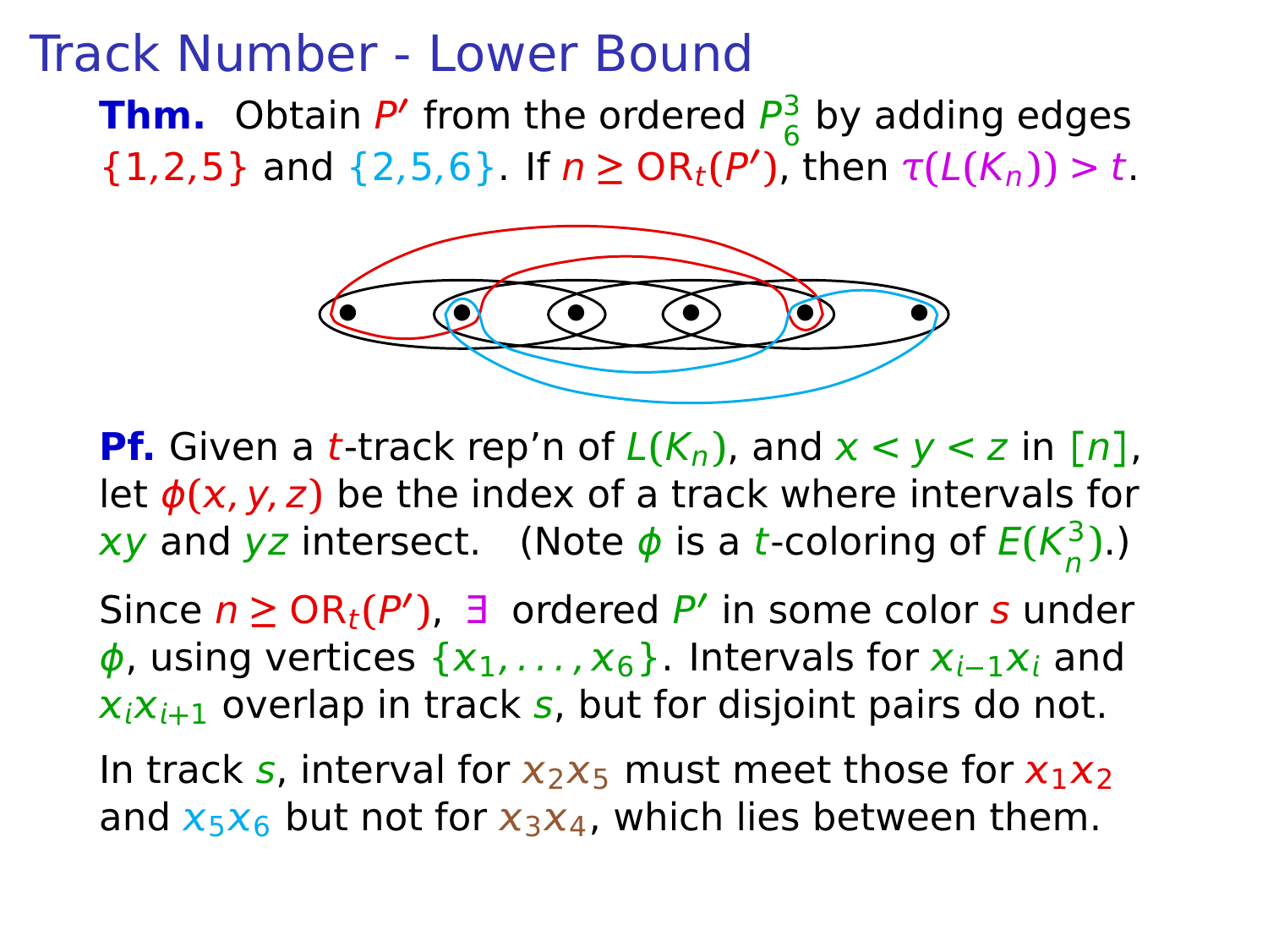# Track Number - Lower Bound

**Thm.** Obtain $P'$ from the ordered $P_6^3$ by adding edges $\{1,2,5\}$ and $\{2,5,6\}$. If $n \geq \mathrm{OR}_t(P')$, then $\tau(L(K_n)) > t$.

**Pf.** Given a $t$-track rep'n of $L(K_n)$, and $x < y < z$ in $[n]$, let $\phi(x, y, z)$ be the index of a track where intervals for $xy$ and $yz$ intersect. (Note $\phi$ is a $t$-coloring of $E(K_n^3)$.)

Since $n \geq \mathrm{OR}_t(P')$, $\exists$ ordered $P'$ in some color $s$ under $\phi$, using vertices $\{x_1, \ldots, x_6\}$. Intervals for $x_{i-1}x_i$ and $x_ix_{i+1}$ overlap in track $s$, but for disjoint pairs do not.

In track $s$, interval for $x_2x_5$ must meet those for $x_1x_2$ and $x_5x_6$ but not for $x_3x_4$, which lies between them.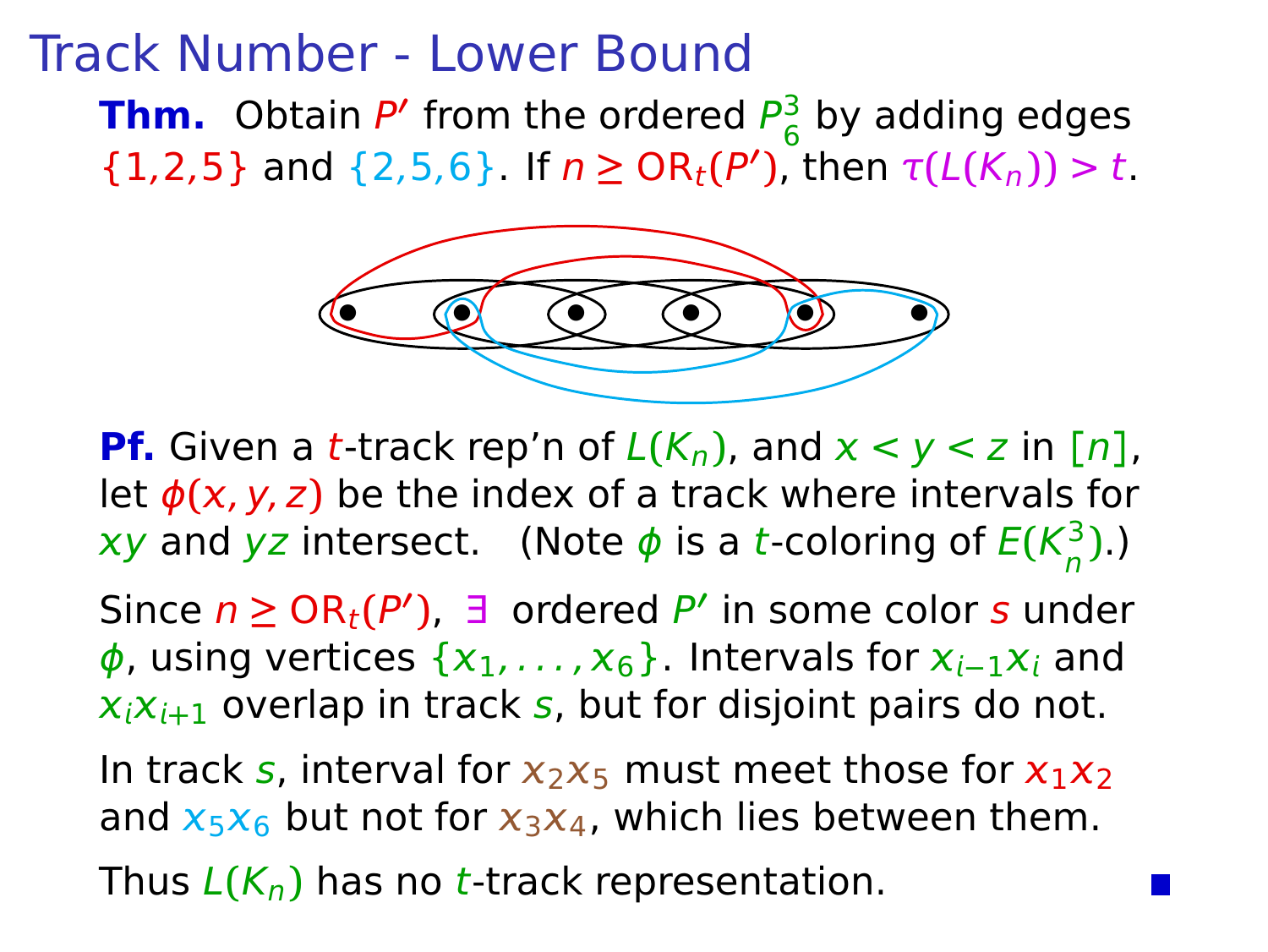# Track Number - Lower Bound

**Thm.** Obtain $P'$ from the ordered $P_6^3$ by adding edges $\{1,2,5\}$ and $\{2,5,6\}$. If $n \geq \mathrm{OR}_t(P')$, then $\tau(L(K_n)) > t$.

**Pf.** Given a $t$-track rep'n of $L(K_n)$, and $x < y < z$ in $[n]$, let $\phi(x,y,z)$ be the index of a track where intervals for $xy$ and $yz$ intersect. (Note $\phi$ is a $t$-coloring of $E(K_n^3)$.)

Since $n \geq \mathrm{OR}_t(P')$, $\exists$ ordered $P'$ in some color $s$ under $\phi$, using vertices $\{x_1, \ldots, x_6\}$. Intervals for $x_{i-1}x_i$ and $x_ix_{i+1}$ overlap in track $s$, but for disjoint pairs do not.

In track $s$, interval for $x_2x_5$ must meet those for $x_1x_2$ and $x_5x_6$ but not for $x_3x_4$, which lies between them.

Thus $L(K_n)$ has no $t$-track representation. ■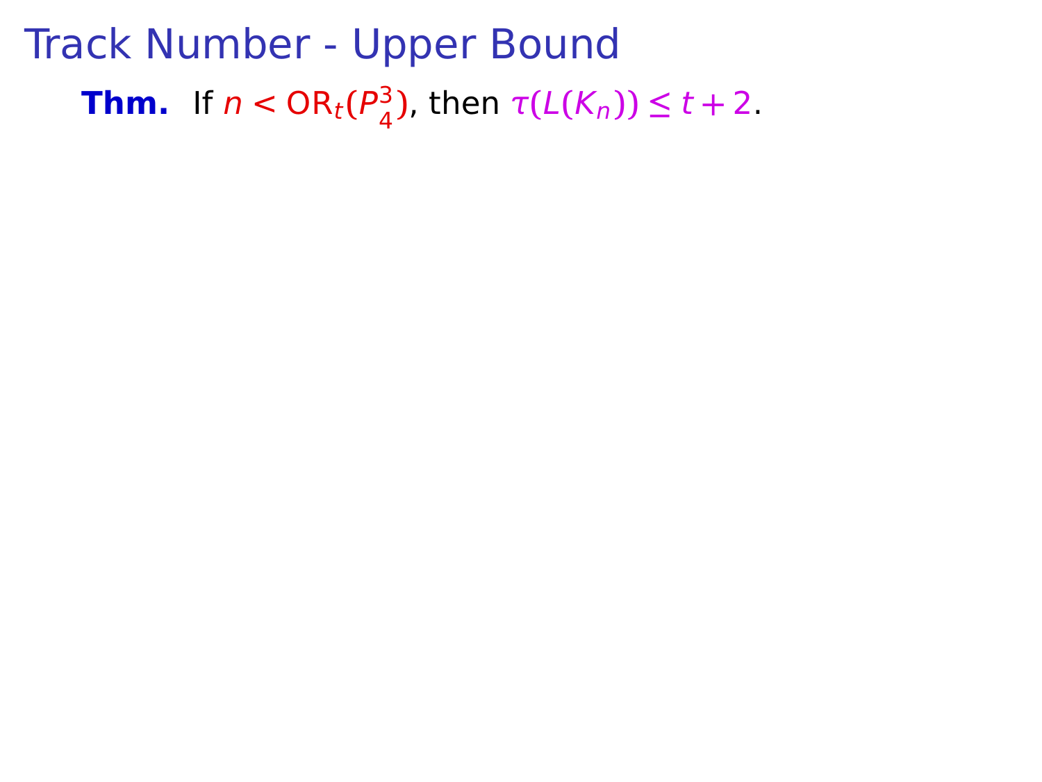# Track Number - Upper Bound

**Thm.** If $n < \mathrm{OR}_t(P^3_4)$, then $\tau(L(K_n)) \leq t + 2$.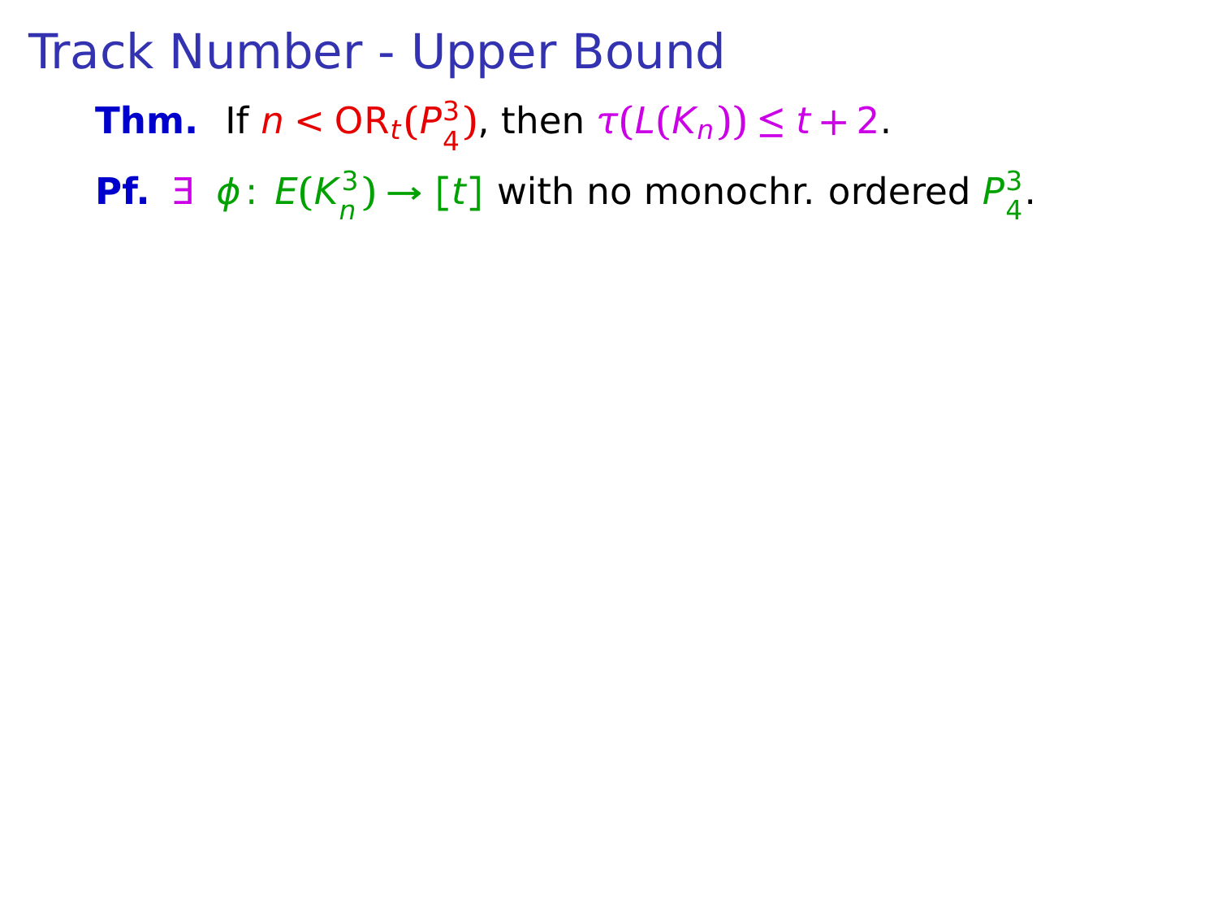# Track Number - Upper Bound

**Thm.** If $n < \mathrm{OR}_t(P_4^3)$, then $\tau(L(K_n)) \leq t + 2$.

**Pf.** $\exists$ $\phi\colon E(K_n^3) \to [t]$ with no monochr. ordered $P_4^3$.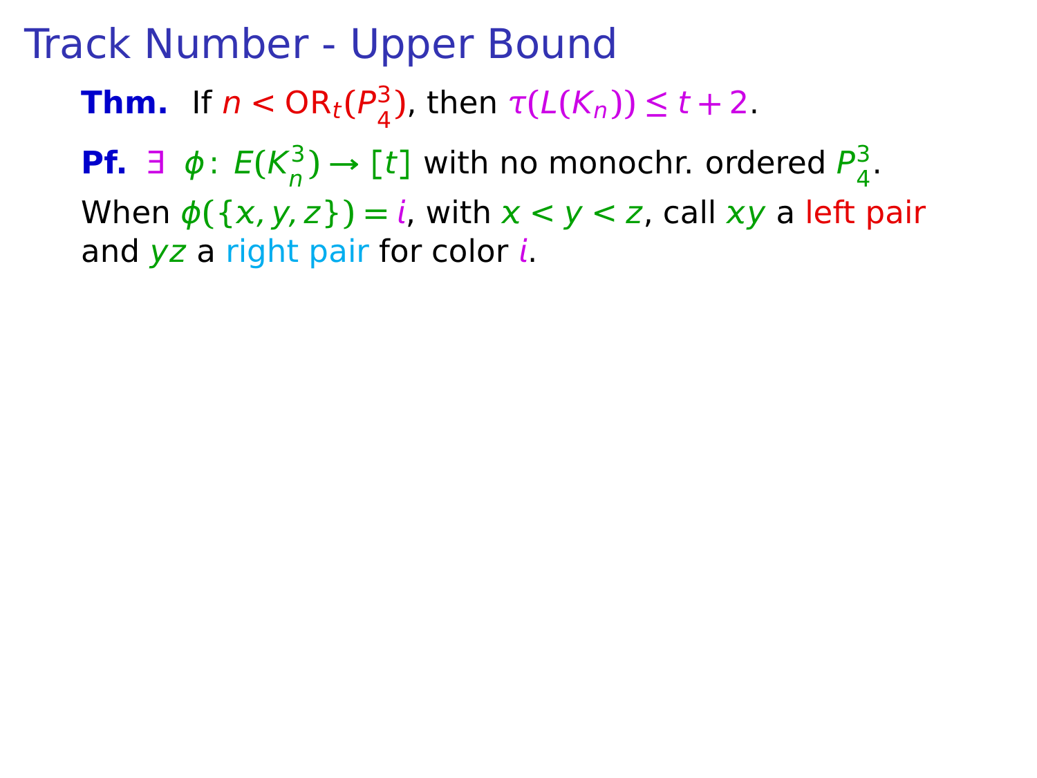# Track Number - Upper Bound

**Thm.** If $n < \mathrm{OR}_t(P_4^3)$, then $\tau(L(K_n)) \leq t + 2$.

**Pf.** $\exists$ $\phi\colon E(K_n^3) \to [t]$ with no monochr. ordered $P_4^3$.

When $\phi(\{x, y, z\}) = i$, with $x < y < z$, call $xy$ a left pair and $yz$ a right pair for color $i$.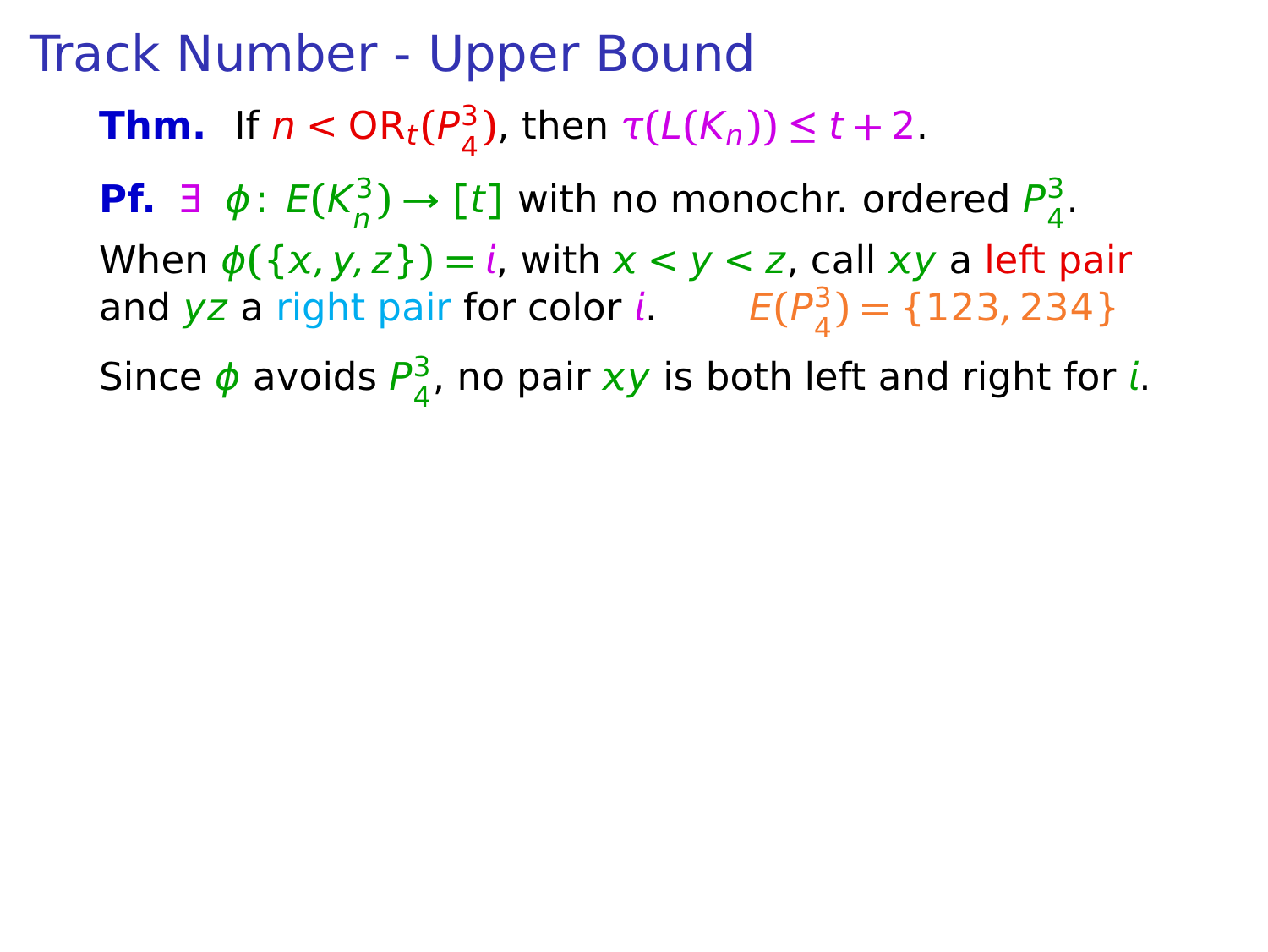# Track Number - Upper Bound

**Thm.** If $n < \mathrm{OR}_t(P_4^3)$, then $\tau(L(K_n)) \le t + 2$.

**Pf.** $\exists$ $\phi\colon E(K_n^3) \to [t]$ with no monochr. ordered $P_4^3$.

When $\phi(\{x, y, z\}) = i$, with $x < y < z$, call $xy$ a left pair and $yz$ a right pair for color $i$. $E(P_4^3) = \{123, 234\}$

Since $\phi$ avoids $P_4^3$, no pair $xy$ is both left and right for $i$.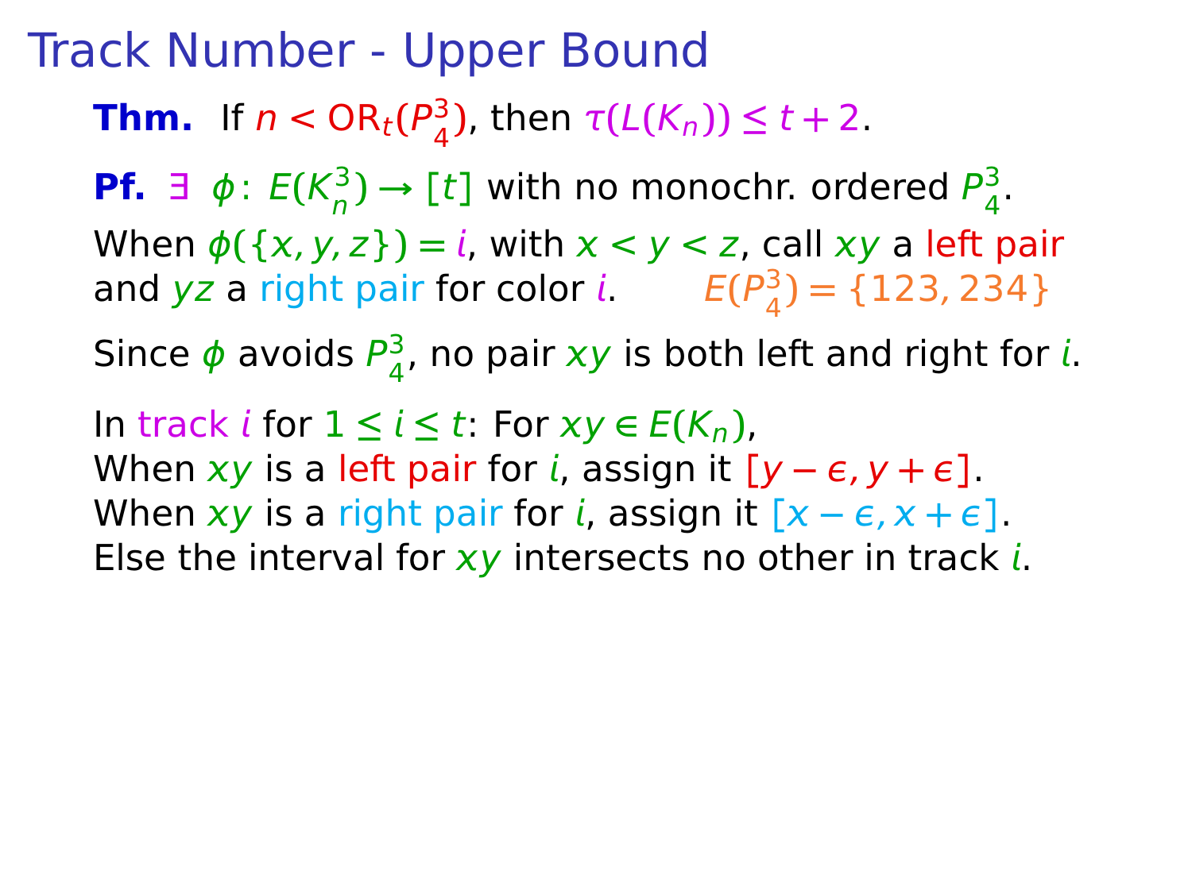# Track Number - Upper Bound

**Thm.** If $n < \mathrm{OR}_t(P_4^3)$, then $\tau(L(K_n)) \le t + 2$.

**Pf.** $\exists$ $\phi\colon E(K_n^3) \to [t]$ with no monochr. ordered $P_4^3$.

When $\phi(\{x,y,z\}) = i$, with $x < y < z$, call $xy$ a left pair and $yz$ a right pair for color $i$. $E(P_4^3) = \{123, 234\}$

Since $\phi$ avoids $P_4^3$, no pair $xy$ is both left and right for $i$.

In track $i$ for $1 \le i \le t$: For $xy \in E(K_n)$,
When $xy$ is a left pair for $i$, assign it $[y-\epsilon, y+\epsilon]$.
When $xy$ is a right pair for $i$, assign it $[x-\epsilon, x+\epsilon]$.
Else the interval for $xy$ intersects no other in track $i$.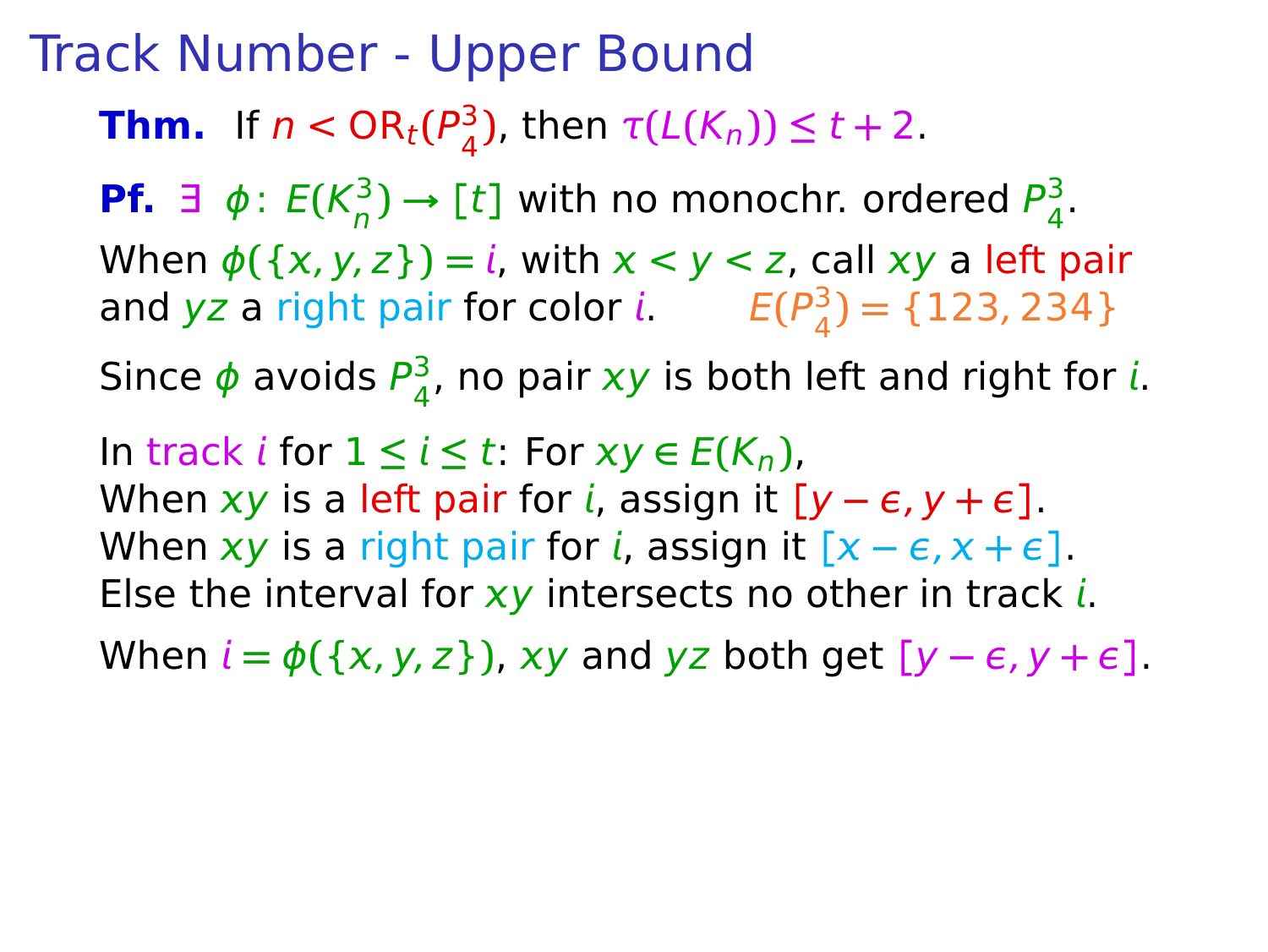# Track Number - Upper Bound

**Thm.** If $n < \mathrm{OR}_t(P_4^3)$, then $\tau(L(K_n)) \le t + 2$.

**Pf.** $\exists\ \phi\colon E(K_n^3) \to [t]$ with no monochr. ordered $P_4^3$.

When $\phi(\{x, y, z\}) = i$, with $x < y < z$, call $xy$ a left pair and $yz$ a right pair for color $i$. $E(P_4^3) = \{123, 234\}$

Since $\phi$ avoids $P_4^3$, no pair $xy$ is both left and right for $i$.

In track $i$ for $1 \le i \le t$: For $xy \in E(K_n)$,
When $xy$ is a left pair for $i$, assign it $[y - \epsilon, y + \epsilon]$.
When $xy$ is a right pair for $i$, assign it $[x - \epsilon, x + \epsilon]$.
Else the interval for $xy$ intersects no other in track $i$.

When $i = \phi(\{x, y, z\})$, $xy$ and $yz$ both get $[y - \epsilon, y + \epsilon]$.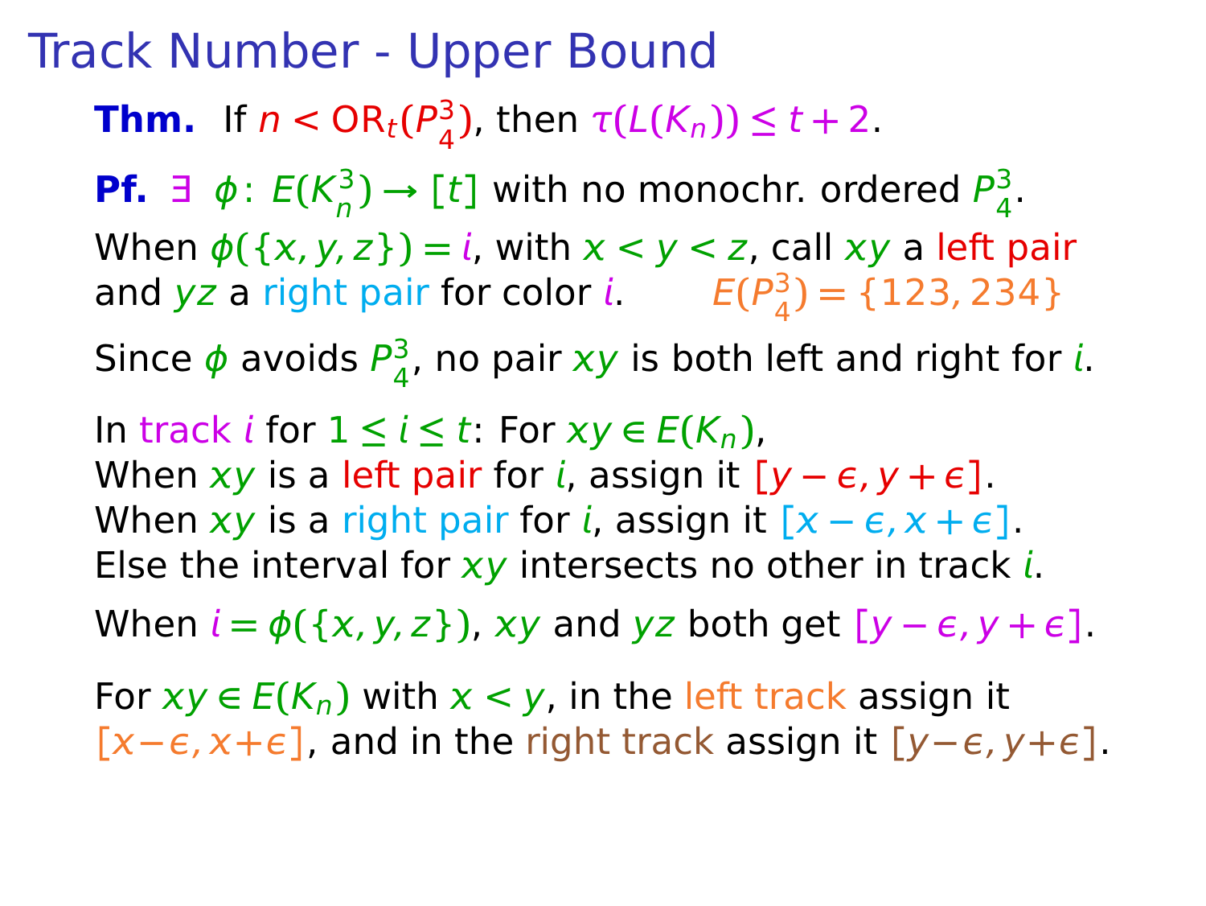# Track Number - Upper Bound

**Thm.** If $n < \mathrm{OR}_t(P_4^3)$, then $\tau(L(K_n)) \le t + 2$.

**Pf.** $\exists$ $\phi\colon E(K_n^3) \to [t]$ with no monochr. ordered $P_4^3$.

When $\phi(\{x, y, z\}) = i$, with $x < y < z$, call $xy$ a left pair and $yz$ a right pair for color $i$. $E(P_4^3) = \{123, 234\}$

Since $\phi$ avoids $P_4^3$, no pair $xy$ is both left and right for $i$.

In track $i$ for $1 \le i \le t$: For $xy \in E(K_n)$,
When $xy$ is a left pair for $i$, assign it $[y - \epsilon, y + \epsilon]$.
When $xy$ is a right pair for $i$, assign it $[x - \epsilon, x + \epsilon]$.
Else the interval for $xy$ intersects no other in track $i$.

When $i = \phi(\{x, y, z\})$, $xy$ and $yz$ both get $[y - \epsilon, y + \epsilon]$.

For $xy \in E(K_n)$ with $x < y$, in the left track assign it $[x-\epsilon, x+\epsilon]$, and in the right track assign it $[y-\epsilon, y+\epsilon]$.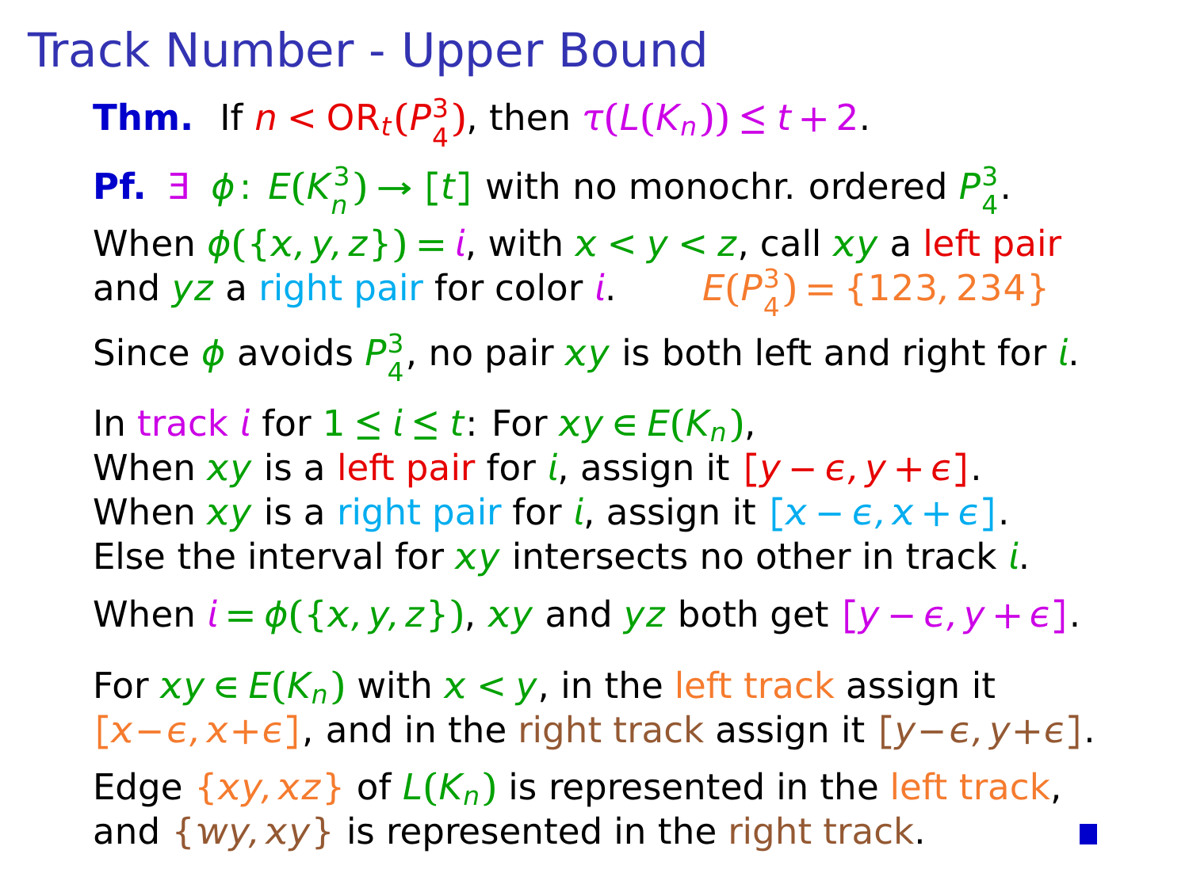# Track Number - Upper Bound

**Thm.** If $n < \mathrm{OR}_t(P_4^3)$, then $\tau(L(K_n)) \le t+2$.

**Pf.** $\exists\ \phi\colon E(K_n^3) \to [t]$ with no monochr. ordered $P_4^3$.

When $\phi(\{x,y,z\}) = i$, with $x<y<z$, call $xy$ a left pair and $yz$ a right pair for color $i$. $E(P_4^3) = \{123, 234\}$

Since $\phi$ avoids $P_4^3$, no pair $xy$ is both left and right for $i$.

In track $i$ for $1 \le i \le t$: For $xy \in E(K_n)$,
When $xy$ is a left pair for $i$, assign it $[y-\epsilon, y+\epsilon]$.
When $xy$ is a right pair for $i$, assign it $[x-\epsilon, x+\epsilon]$.
Else the interval for $xy$ intersects no other in track $i$.

When $i = \phi(\{x,y,z\})$, $xy$ and $yz$ both get $[y-\epsilon, y+\epsilon]$.

For $xy \in E(K_n)$ with $x<y$, in the left track assign it $[x-\epsilon, x+\epsilon]$, and in the right track assign it $[y-\epsilon, y+\epsilon]$.

Edge $\{xy, xz\}$ of $L(K_n)$ is represented in the left track, and $\{wy, xy\}$ is represented in the right track. ∎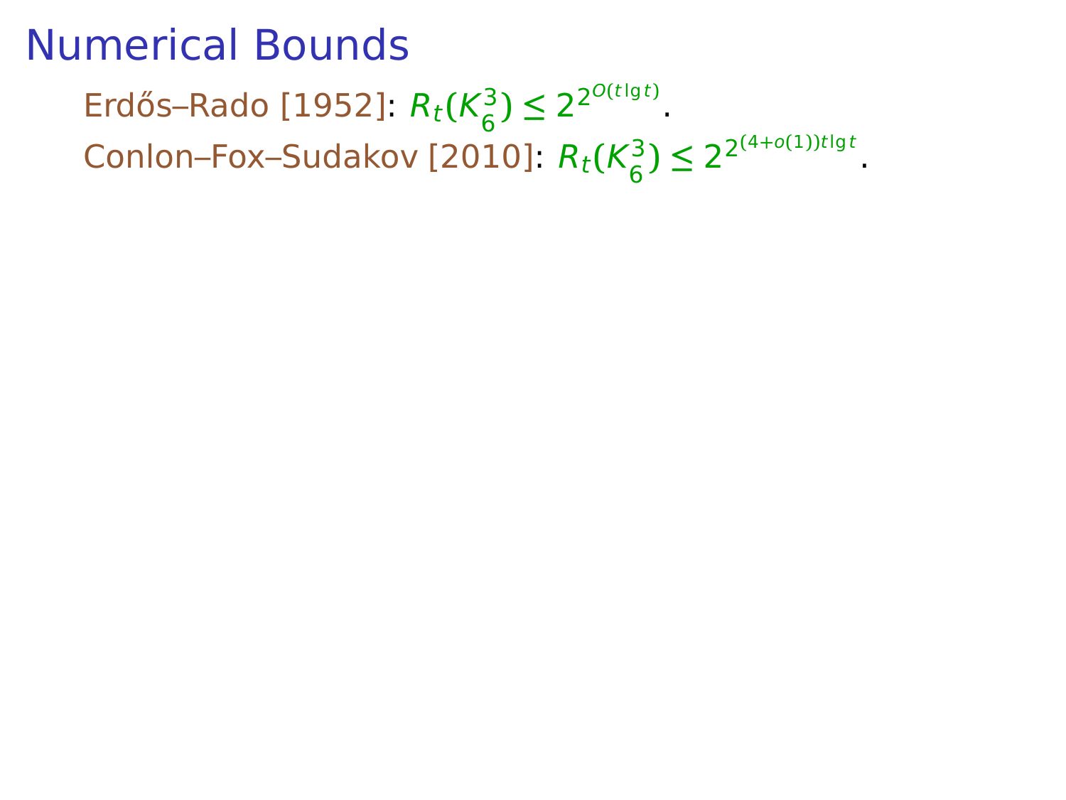# Numerical Bounds

Erdős–Rado [1952]: $R_t(K_6^3) \le 2^{2^{O(t \lg t)}}$.

Conlon–Fox–Sudakov [2010]: $R_t(K_6^3) \le 2^{2^{(4+o(1))t \lg t}}$.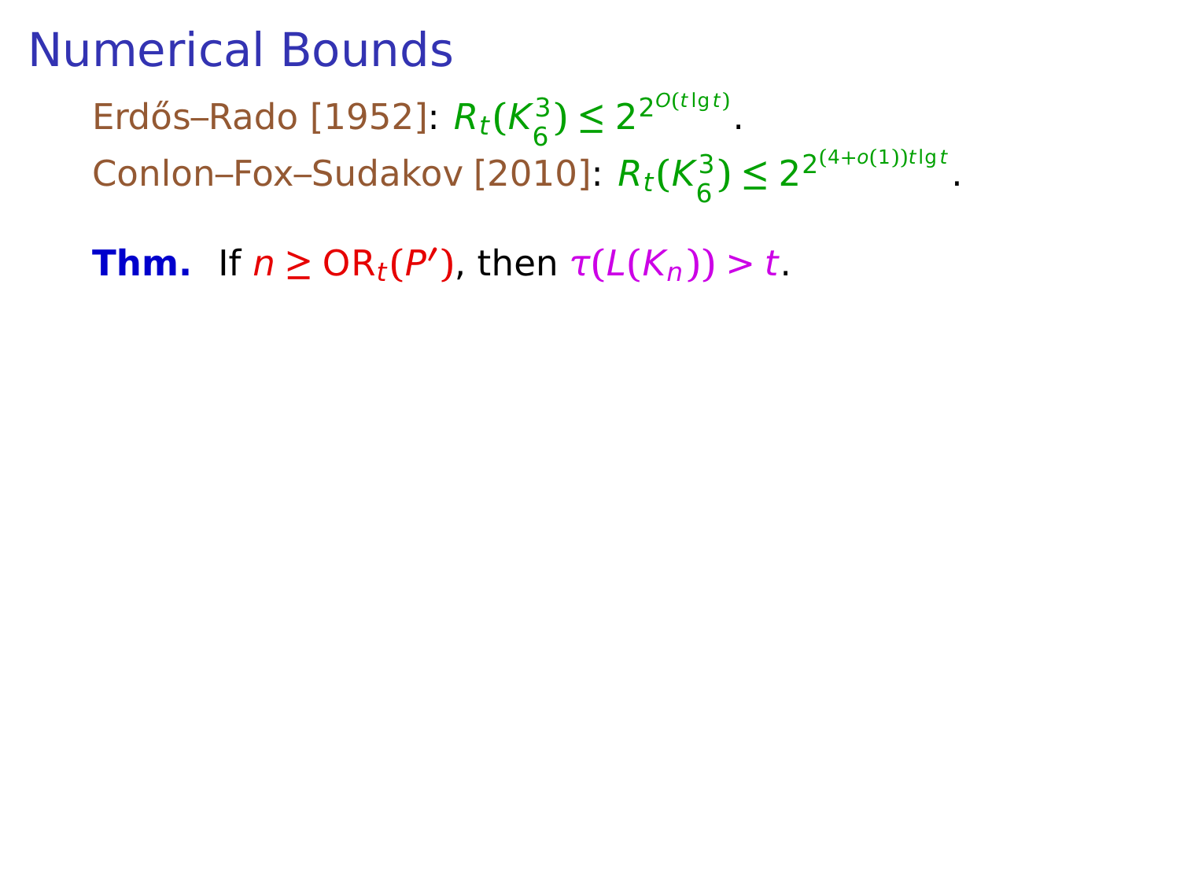# Numerical Bounds

Erdős–Rado [1952]: $R_t(K_6^3) \le 2^{2^{O(t \lg t)}}$.

Conlon–Fox–Sudakov [2010]: $R_t(K_6^3) \le 2^{2^{(4+o(1))t \lg t}}$.

**Thm.** If $n \ge \mathrm{OR}_t(P')$, then $\tau(L(K_n)) > t$.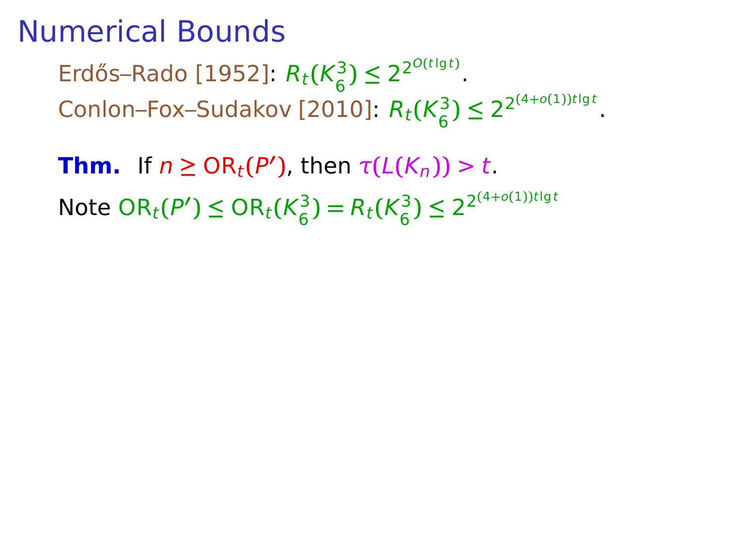# Numerical Bounds

Erdős–Rado [1952]: $R_t(K_6^3) \le 2^{2^{O(t \lg t)}}$.

Conlon–Fox–Sudakov [2010]: $R_t(K_6^3) \le 2^{2^{(4+o(1))t \lg t}}$.

**Thm.** If $n \ge \mathrm{OR}_t(P')$, then $\tau(L(K_n)) > t$.

Note $\mathrm{OR}_t(P') \le \mathrm{OR}_t(K_6^3) = R_t(K_6^3) \le 2^{2^{(4+o(1))t \lg t}}$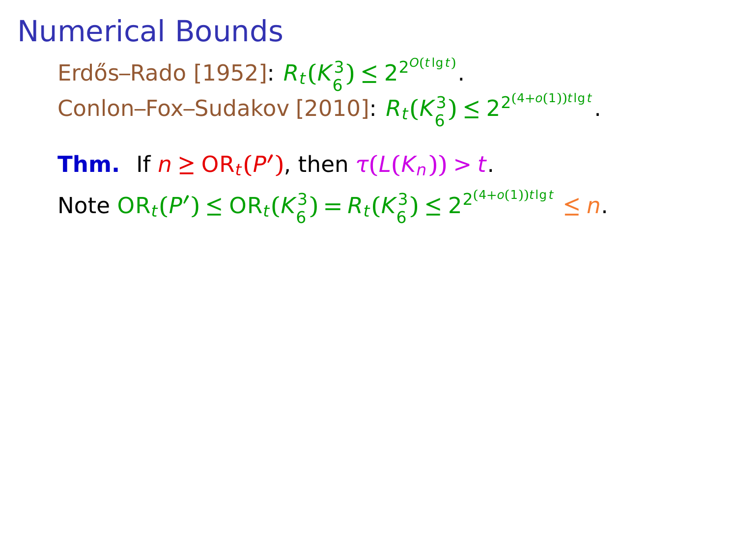# Numerical Bounds

Erdős–Rado [1952]: $R_t(K_6^3) \le 2^{2^{O(t \lg t)}}$.

Conlon–Fox–Sudakov [2010]: $R_t(K_6^3) \le 2^{2^{(4+o(1))t \lg t}}$.

**Thm.** If $n \ge \mathrm{OR}_t(P')$, then $\tau(L(K_n)) > t$.

Note $\mathrm{OR}_t(P') \le \mathrm{OR}_t(K_6^3) = R_t(K_6^3) \le 2^{2^{(4+o(1))t \lg t}} \le n$.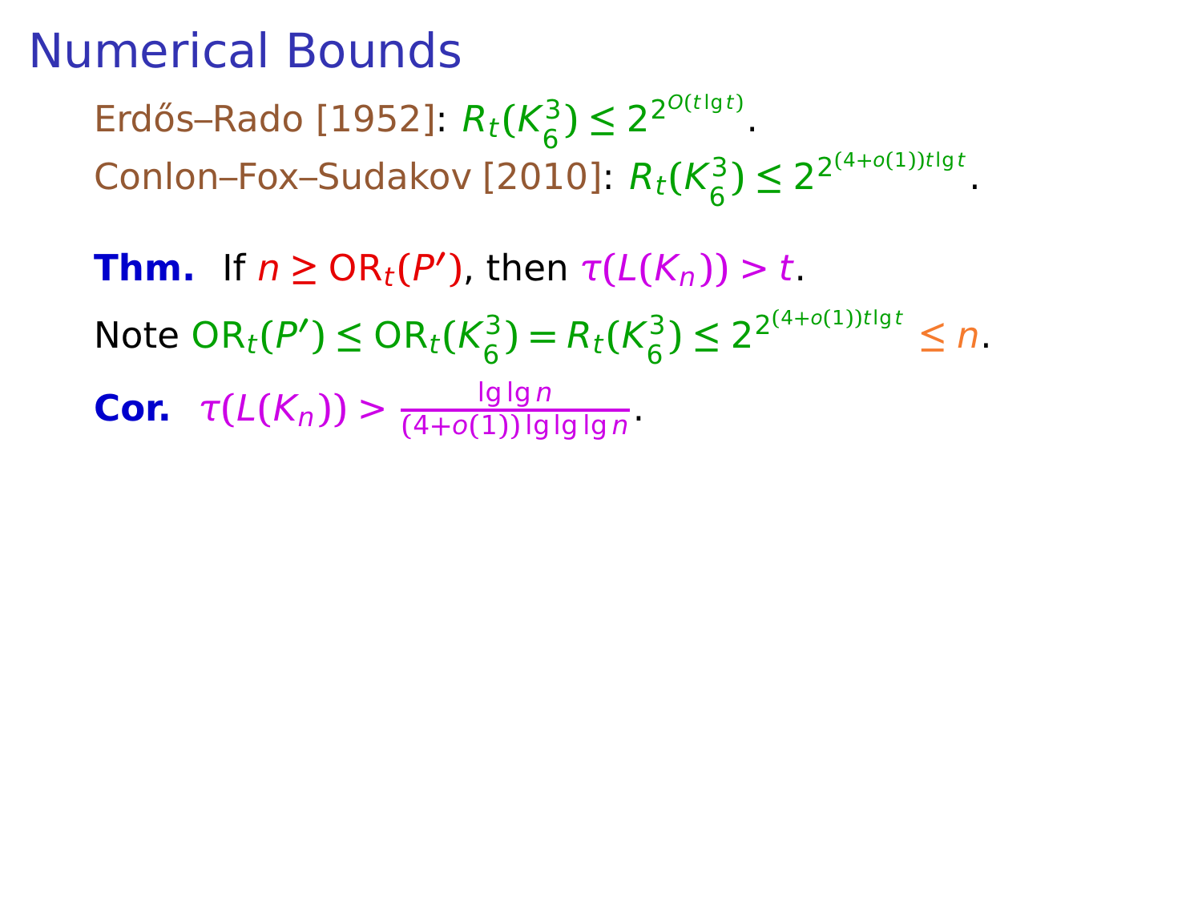# Numerical Bounds

Erdős–Rado [1952]: $R_t(K_6^3) \le 2^{2^{O(t \lg t)}}$.

Conlon–Fox–Sudakov [2010]: $R_t(K_6^3) \le 2^{2^{(4+o(1))t \lg t}}$.

**Thm.** If $n \ge \mathrm{OR}_t(P')$, then $\tau(L(K_n)) > t$.

Note $\mathrm{OR}_t(P') \le \mathrm{OR}_t(K_6^3) = R_t(K_6^3) \le 2^{2^{(4+o(1))t \lg t}} \le n$.

**Cor.** $\tau(L(K_n)) > \frac{\lg \lg n}{(4+o(1)) \lg \lg \lg n}$.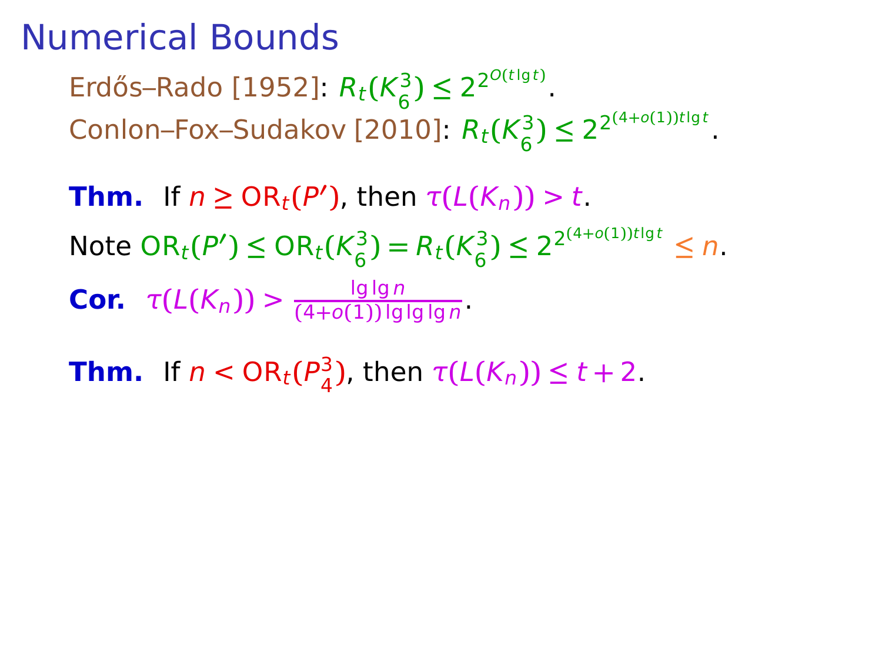# Numerical Bounds

Erdős–Rado [1952]: $R_t(K_6^3) \le 2^{2^{O(t \lg t)}}$.

Conlon–Fox–Sudakov [2010]: $R_t(K_6^3) \le 2^{2^{(4+o(1))t \lg t}}$.

**Thm.** If $n \ge \mathrm{OR}_t(P')$, then $\tau(L(K_n)) > t$.

Note $\mathrm{OR}_t(P') \le \mathrm{OR}_t(K_6^3) = R_t(K_6^3) \le 2^{2^{(4+o(1))t \lg t}} \le n$.

**Cor.** $\tau(L(K_n)) > \frac{\lg \lg n}{(4+o(1)) \lg \lg \lg n}$.

**Thm.** If $n < \mathrm{OR}_t(P_4^3)$, then $\tau(L(K_n)) \le t + 2$.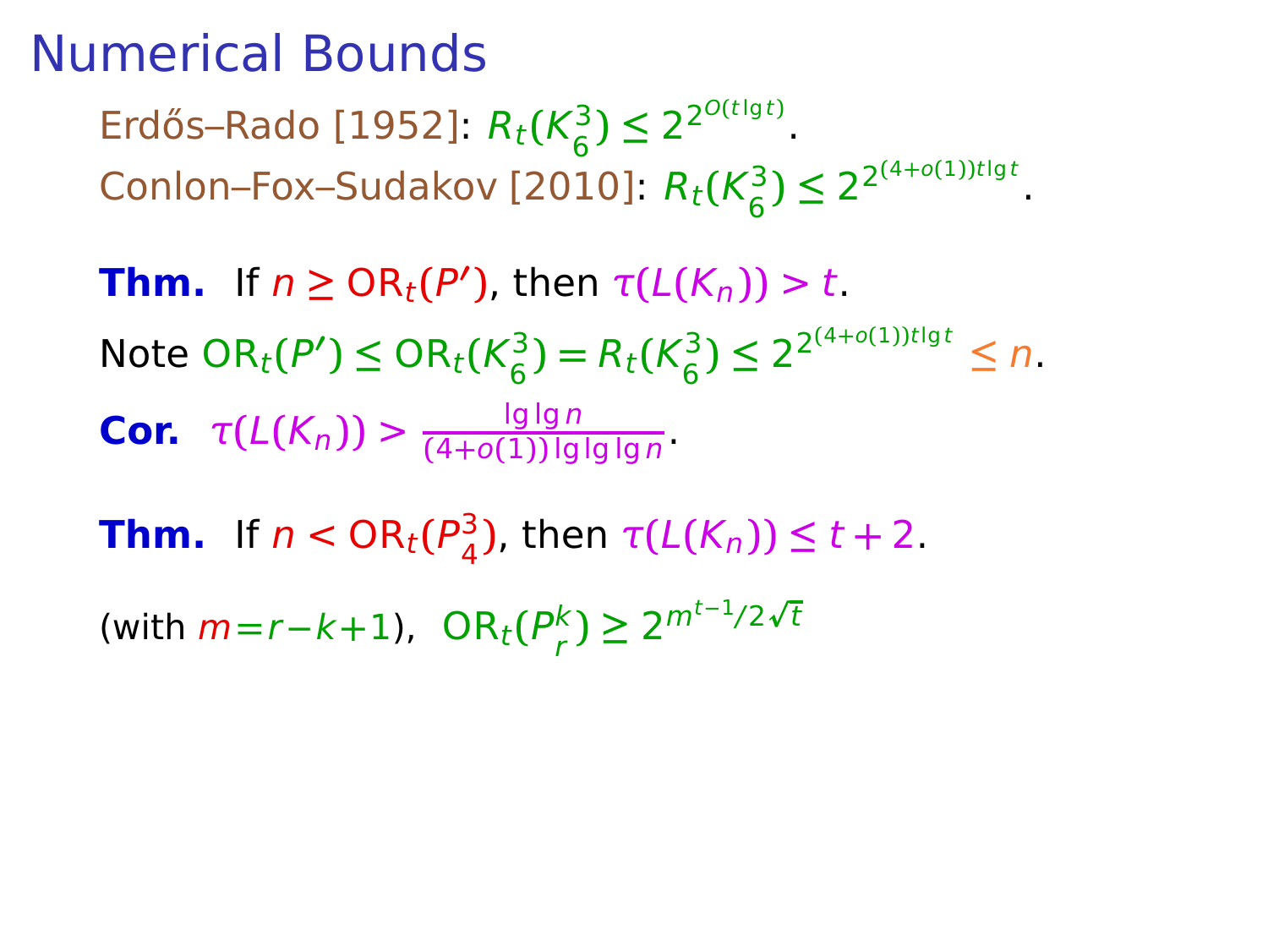# Numerical Bounds

Erdős–Rado [1952]: $R_t(K_6^3) \le 2^{2^{O(t \lg t)}}$.

Conlon–Fox–Sudakov [2010]: $R_t(K_6^3) \le 2^{2^{(4+o(1))t \lg t}}$.

**Thm.** If $n \ge \mathrm{OR}_t(P')$, then $\tau(L(K_n)) > t$.

Note $\mathrm{OR}_t(P') \le \mathrm{OR}_t(K_6^3) = R_t(K_6^3) \le 2^{2^{(4+o(1))t \lg t}} \le n$.

**Cor.** $\tau(L(K_n)) > \frac{\lg \lg n}{(4+o(1)) \lg \lg \lg n}$.

**Thm.** If $n < \mathrm{OR}_t(P_4^3)$, then $\tau(L(K_n)) \le t+2$.

(with $m = r-k+1$), $\mathrm{OR}_t(P_r^k) \ge 2^{m^{t-1}/2\sqrt{t}}$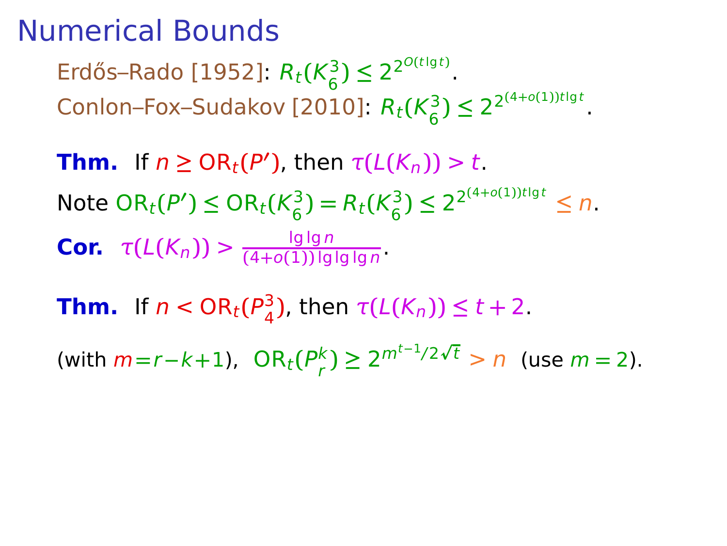# Numerical Bounds

Erdős–Rado [1952]: $R_t(K_6^3) \le 2^{2^{O(t \lg t)}}$.

Conlon–Fox–Sudakov [2010]: $R_t(K_6^3) \le 2^{2^{(4+o(1))t \lg t}}$.

**Thm.** If $n \ge \mathrm{OR}_t(P')$, then $\tau(L(K_n)) > t$.

Note $\mathrm{OR}_t(P') \le \mathrm{OR}_t(K_6^3) = R_t(K_6^3) \le 2^{2^{(4+o(1))t \lg t}} \le n$.

**Cor.** $\tau(L(K_n)) > \frac{\lg \lg n}{(4+o(1)) \lg \lg \lg n}$.

**Thm.** If $n < \mathrm{OR}_t(P_4^3)$, then $\tau(L(K_n)) \le t+2$.

(with $m = r-k+1$), $\mathrm{OR}_t(P_r^k) \ge 2^{m^{t-1}/2\sqrt{t}} > n$ (use $m = 2$).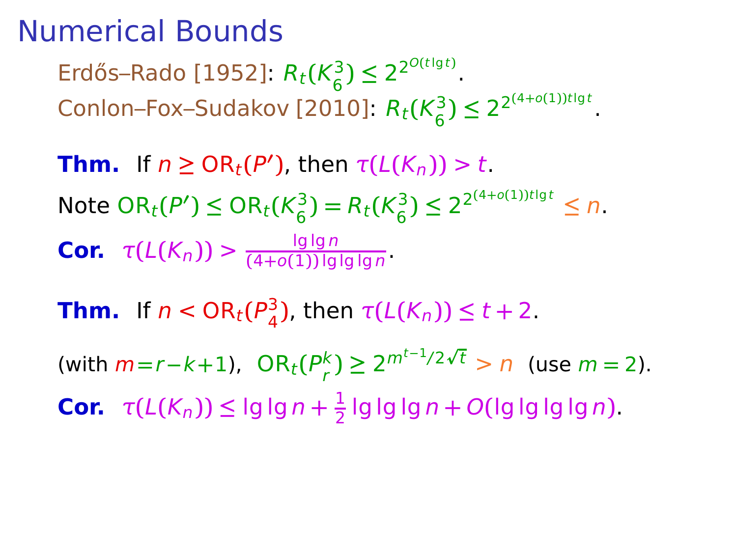# Numerical Bounds

Erdős–Rado [1952]: $R_t(K_6^3) \le 2^{2^{O(t \lg t)}}$.

Conlon–Fox–Sudakov [2010]: $R_t(K_6^3) \le 2^{2^{(4+o(1))t \lg t}}$.

**Thm.** If $n \ge \mathrm{OR}_t(P')$, then $\tau(L(K_n)) > t$.

Note $\mathrm{OR}_t(P') \le \mathrm{OR}_t(K_6^3) = R_t(K_6^3) \le 2^{2^{(4+o(1))t \lg t}} \le n$.

**Cor.** $\tau(L(K_n)) > \frac{\lg \lg n}{(4+o(1)) \lg \lg \lg n}$.

**Thm.** If $n < \mathrm{OR}_t(P_4^3)$, then $\tau(L(K_n)) \le t + 2$.

(with $m = r - k + 1$), $\mathrm{OR}_t(P_r^k) \ge 2^{m^{t-1}/2\sqrt{t}} > n$ (use $m = 2$).

**Cor.** $\tau(L(K_n)) \le \lg \lg n + \frac{1}{2} \lg \lg \lg n + O(\lg \lg \lg \lg n)$.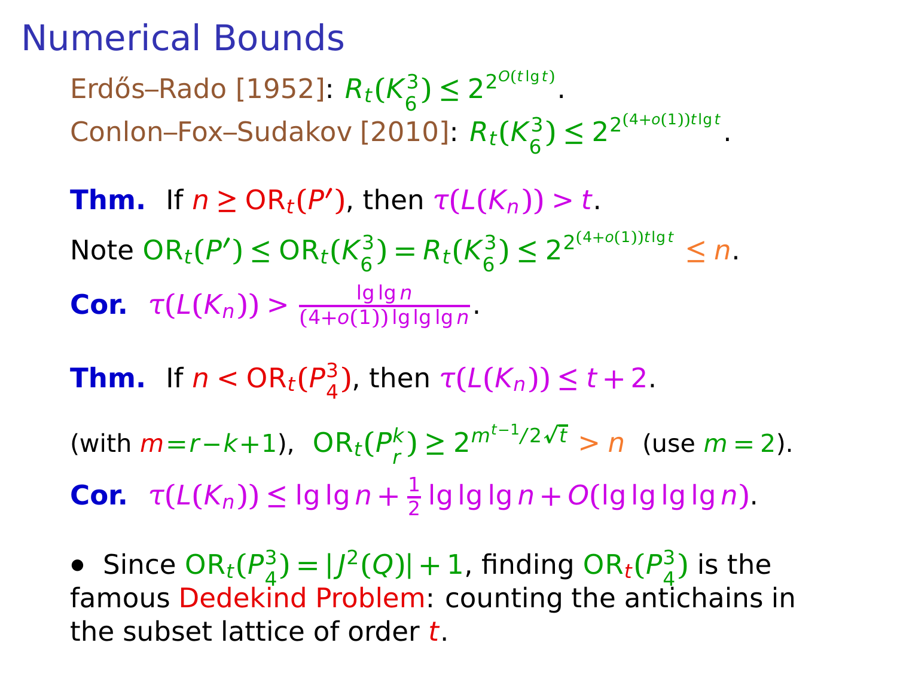# Numerical Bounds

Erdős–Rado [1952]: $R_t(K_6^3) \le 2^{2^{O(t \lg t)}}$.

Conlon–Fox–Sudakov [2010]: $R_t(K_6^3) \le 2^{2^{(4+o(1))t \lg t}}$.

**Thm.** If $n \ge \mathrm{OR}_t(P')$, then $\tau(L(K_n)) > t$.

Note $\mathrm{OR}_t(P') \le \mathrm{OR}_t(K_6^3) = R_t(K_6^3) \le 2^{2^{(4+o(1))t \lg t}} \le n$.

**Cor.** $\tau(L(K_n)) > \frac{\lg \lg n}{(4+o(1)) \lg \lg \lg n}$.

**Thm.** If $n < \mathrm{OR}_t(P_4^3)$, then $\tau(L(K_n)) \le t + 2$.

(with $m = r - k + 1$), $\mathrm{OR}_t(P_r^k) \ge 2^{m^{t-1}/2\sqrt{t}} > n$ (use $m = 2$).

**Cor.** $\tau(L(K_n)) \le \lg \lg n + \frac{1}{2} \lg \lg \lg n + O(\lg \lg \lg \lg n)$.

- Since $\mathrm{OR}_t(P_4^3) = |J^2(Q)| + 1$, finding $\mathrm{OR}_t(P_4^3)$ is the famous Dedekind Problem: counting the antichains in the subset lattice of order $t$.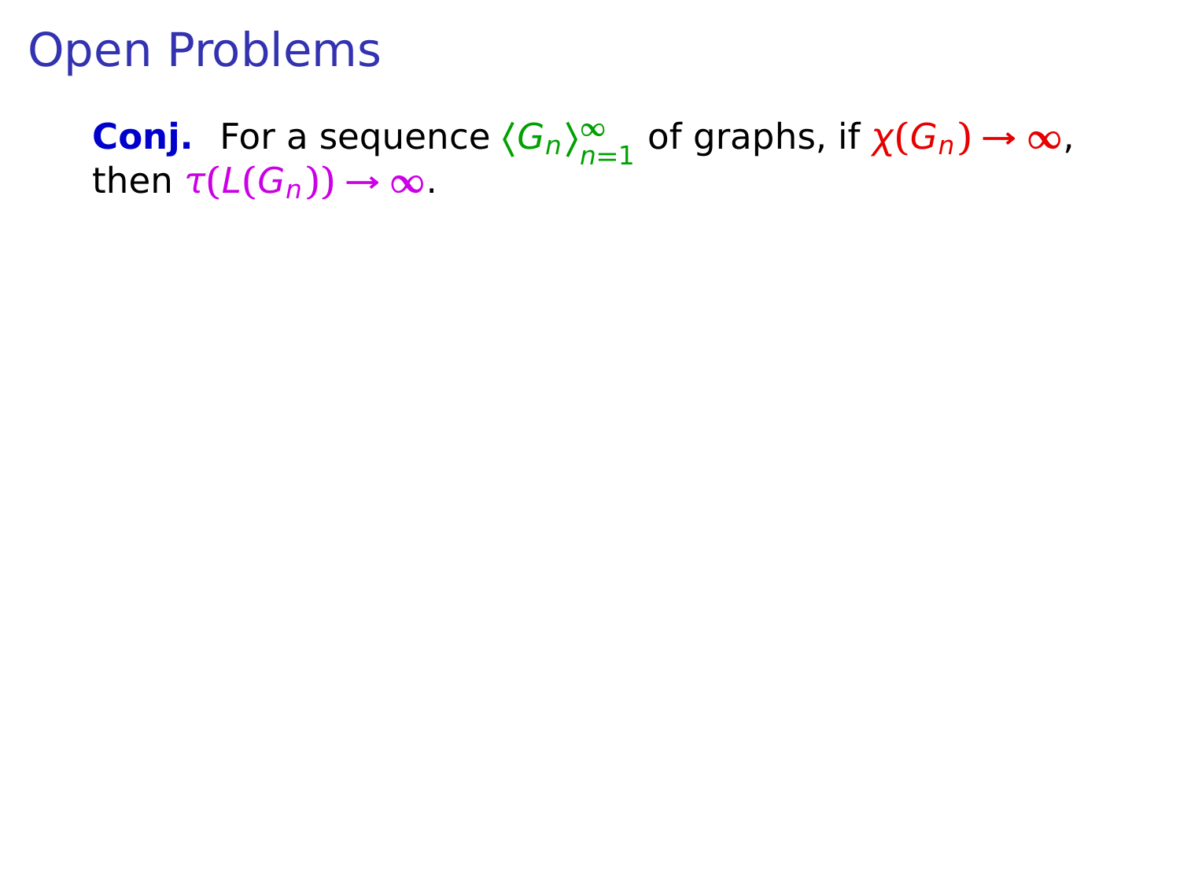# Open Problems

**Conj.** For a sequence $\langle G_n \rangle_{n=1}^{\infty}$ of graphs, if $\chi(G_n) \to \infty$, then $\tau(L(G_n)) \to \infty$.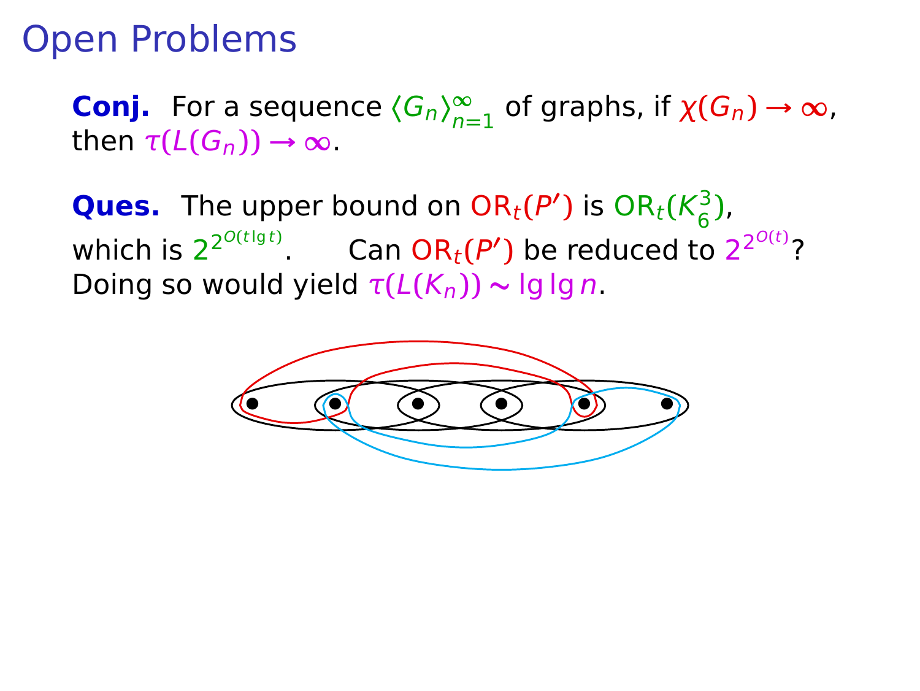# Open Problems

**Conj.** For a sequence $\langle G_n \rangle_{n=1}^{\infty}$ of graphs, if $\chi(G_n) \to \infty$, then $\tau(L(G_n)) \to \infty$.

**Ques.** The upper bound on $\mathrm{OR}_t(P')$ is $\mathrm{OR}_t(K_6^3)$, which is $2^{2^{O(t \lg t)}}$. Can $\mathrm{OR}_t(P')$ be reduced to $2^{2^{O(t)}}$? Doing so would yield $\tau(L(K_n)) \sim \lg \lg n$.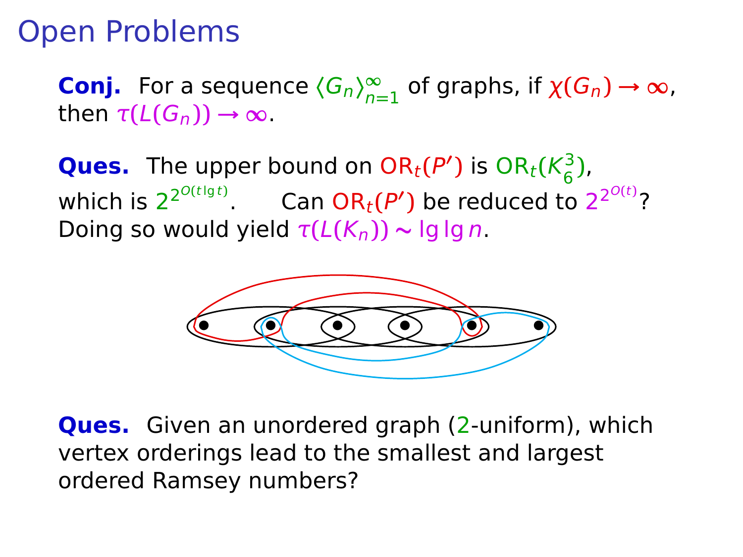# Open Problems

**Conj.** For a sequence $\langle G_n \rangle_{n=1}^{\infty}$ of graphs, if $\chi(G_n) \to \infty$, then $\tau(L(G_n)) \to \infty$.

**Ques.** The upper bound on $\mathrm{OR}_t(P')$ is $\mathrm{OR}_t(K_6^3)$, which is $2^{2^{O(t \lg t)}}$. Can $\mathrm{OR}_t(P')$ be reduced to $2^{2^{O(t)}}$? Doing so would yield $\tau(L(K_n)) \sim \lg \lg n$.

**Ques.** Given an unordered graph (2-uniform), which vertex orderings lead to the smallest and largest ordered Ramsey numbers?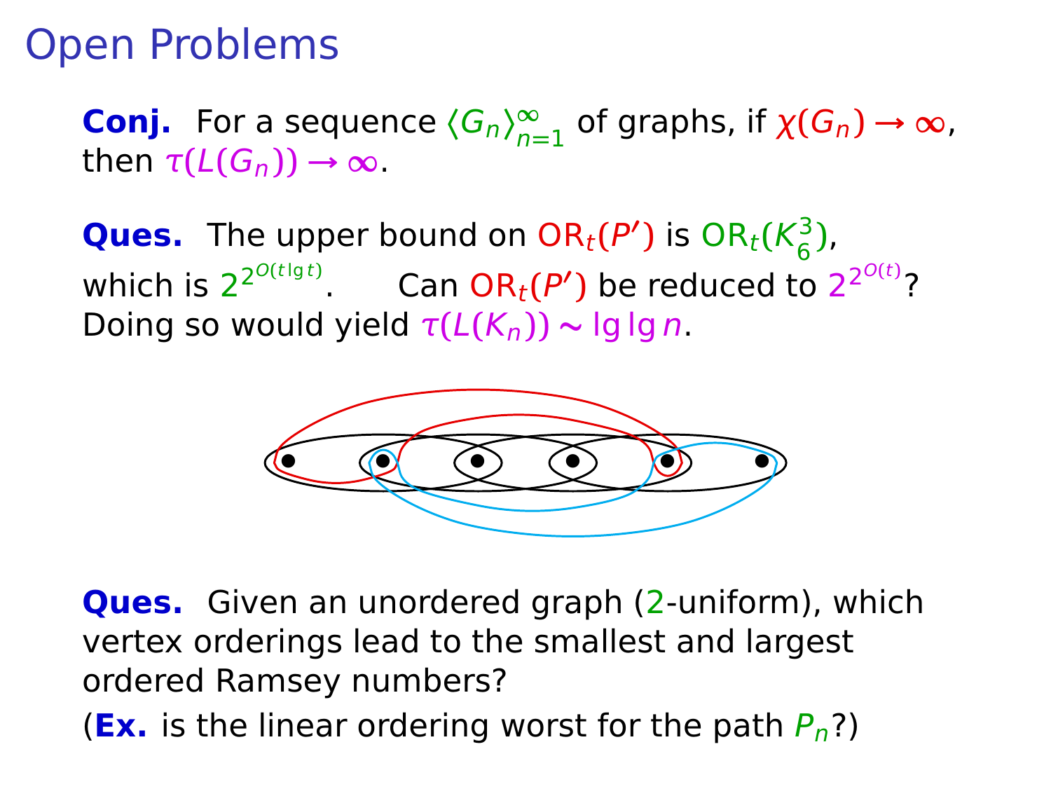# Open Problems

**Conj.** For a sequence $\langle G_n \rangle_{n=1}^{\infty}$ of graphs, if $\chi(G_n) \to \infty$, then $\tau(L(G_n)) \to \infty$.

**Ques.** The upper bound on $\mathrm{OR}_t(P')$ is $\mathrm{OR}_t(K_6^3)$, which is $2^{2^{O(t \lg t)}}$. Can $\mathrm{OR}_t(P')$ be reduced to $2^{2^{O(t)}}$? Doing so would yield $\tau(L(K_n)) \sim \lg \lg n$.

**Ques.** Given an unordered graph (2-uniform), which vertex orderings lead to the smallest and largest ordered Ramsey numbers?

(**Ex.** is the linear ordering worst for the path $P_n$?)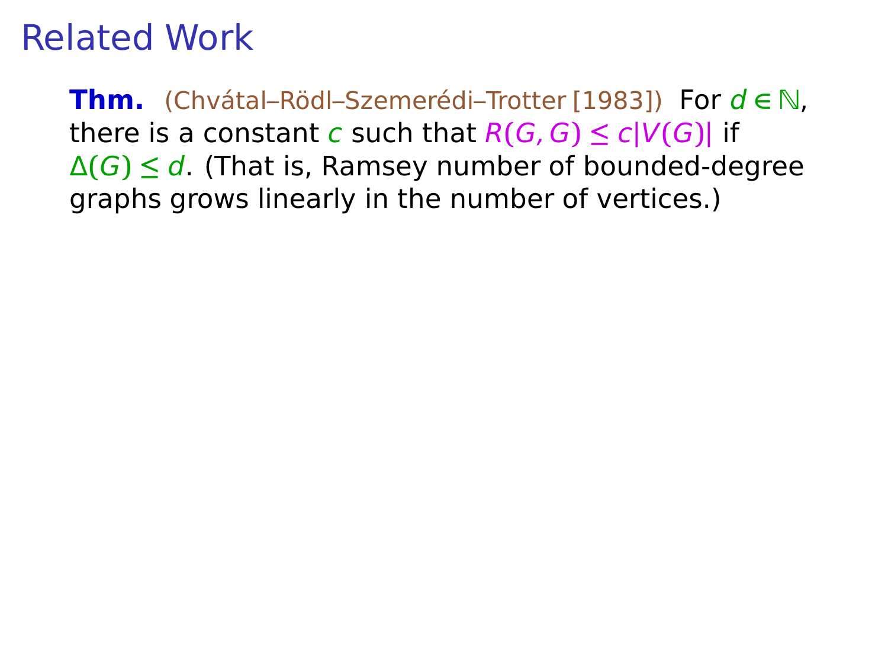# Related Work

**Thm.** (Chvátal–Rödl–Szemerédi–Trotter [1983]) For $d \in \mathbb{N}$, there is a constant $c$ such that $R(G, G) \le c|V(G)|$ if $\Delta(G) \le d$. (That is, Ramsey number of bounded-degree graphs grows linearly in the number of vertices.)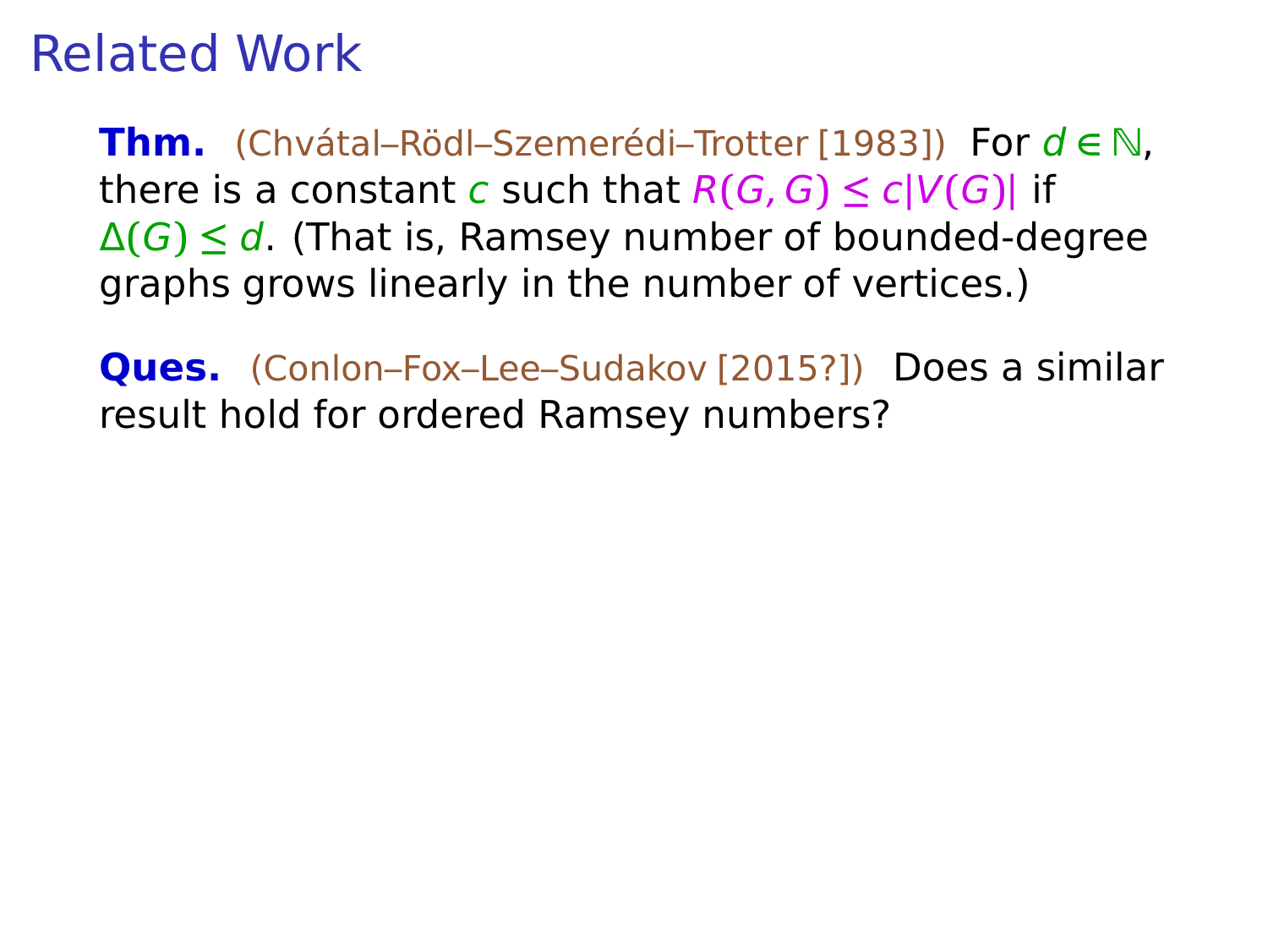# Related Work

**Thm.** (Chvátal–Rödl–Szemerédi–Trotter [1983]) For $d \in \mathbb{N}$, there is a constant $c$ such that $R(G, G) \leq c|V(G)|$ if $\Delta(G) \leq d$. (That is, Ramsey number of bounded-degree graphs grows linearly in the number of vertices.)

**Ques.** (Conlon–Fox–Lee–Sudakov [2015?]) Does a similar result hold for ordered Ramsey numbers?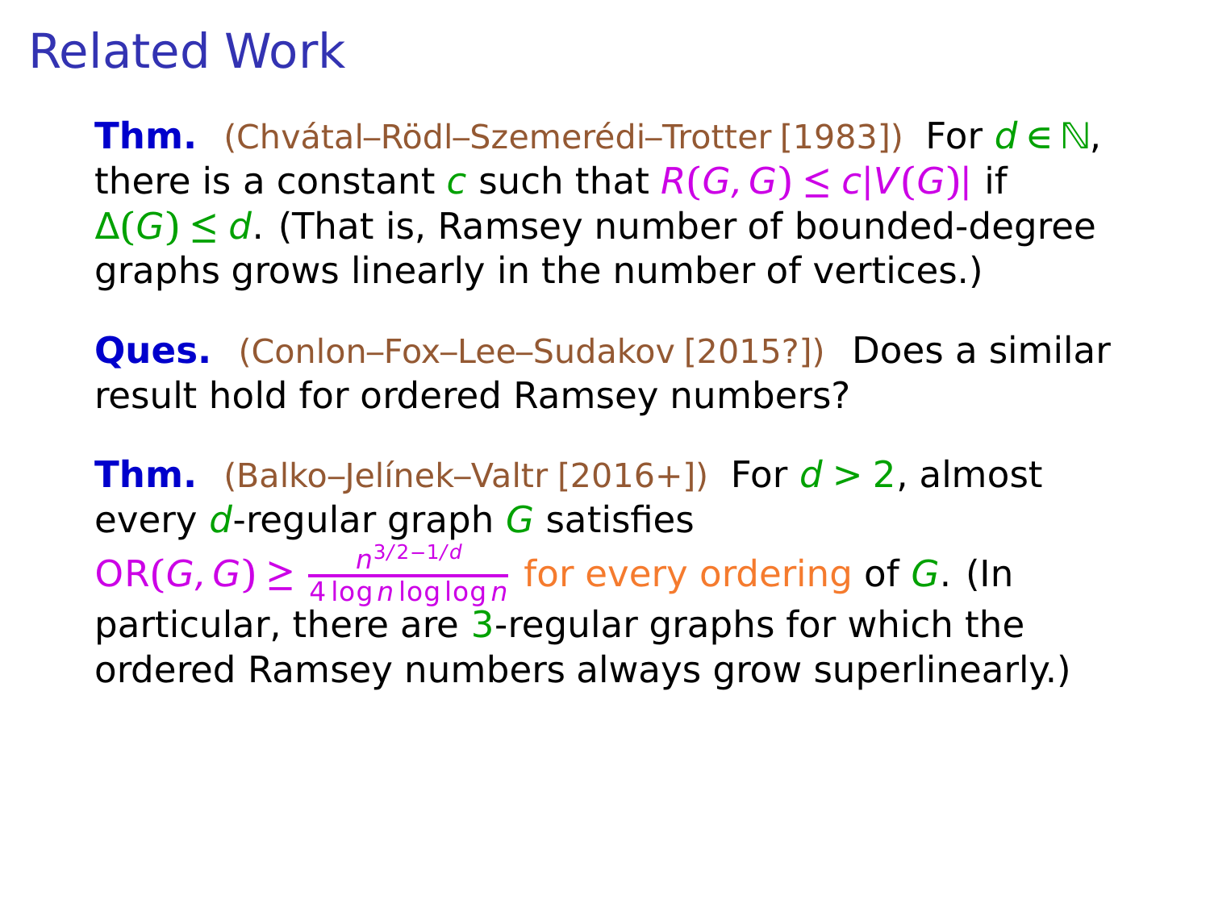# Related Work

**Thm.** (Chvátal–Rödl–Szemerédi–Trotter [1983]) For $d \in \mathbb{N}$, there is a constant $c$ such that $R(G,G) \le c|V(G)|$ if $\Delta(G) \le d$. (That is, Ramsey number of bounded-degree graphs grows linearly in the number of vertices.)

**Ques.** (Conlon–Fox–Lee–Sudakov [2015?]) Does a similar result hold for ordered Ramsey numbers?

**Thm.** (Balko–Jelínek–Valtr [2016+]) For $d > 2$, almost every $d$-regular graph $G$ satisfies $\mathrm{OR}(G,G) \ge \frac{n^{3/2-1/d}}{4 \log n \log\log n}$ for every ordering of $G$. (In particular, there are 3-regular graphs for which the ordered Ramsey numbers always grow superlinearly.)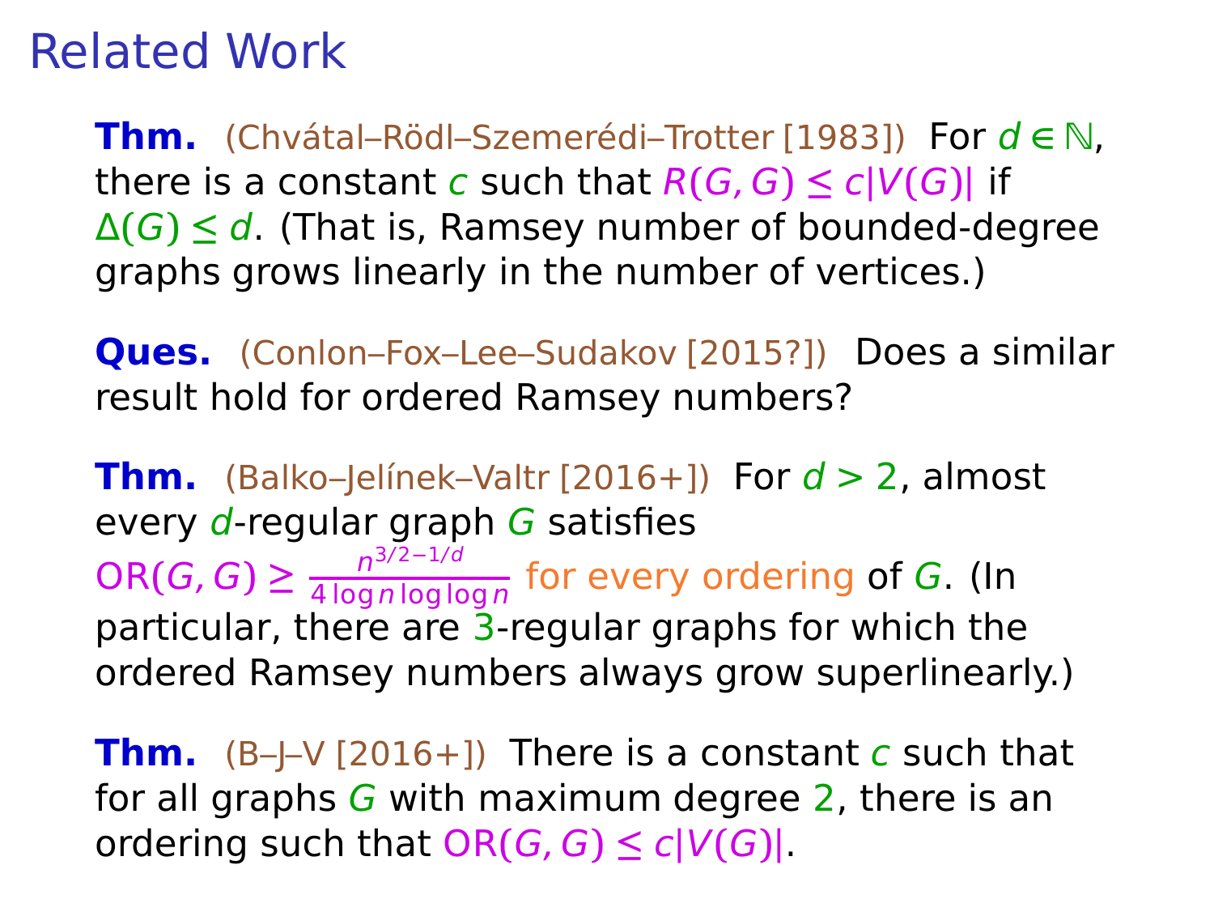# Related Work

**Thm.** (Chvátal–Rödl–Szemerédi–Trotter [1983]) For $d \in \mathbb{N}$, there is a constant $c$ such that $R(G,G) \le c|V(G)|$ if $\Delta(G) \le d$. (That is, Ramsey number of bounded-degree graphs grows linearly in the number of vertices.)

**Ques.** (Conlon–Fox–Lee–Sudakov [2015?]) Does a similar result hold for ordered Ramsey numbers?

**Thm.** (Balko–Jelínek–Valtr [2016+]) For $d > 2$, almost every $d$-regular graph $G$ satisfies $\mathrm{OR}(G,G) \ge \frac{n^{3/2-1/d}}{4 \log n \log \log n}$ for every ordering of $G$. (In particular, there are 3-regular graphs for which the ordered Ramsey numbers always grow superlinearly.)

**Thm.** (B–J–V [2016+]) There is a constant $c$ such that for all graphs $G$ with maximum degree 2, there is an ordering such that $\mathrm{OR}(G,G) \le c|V(G)|$.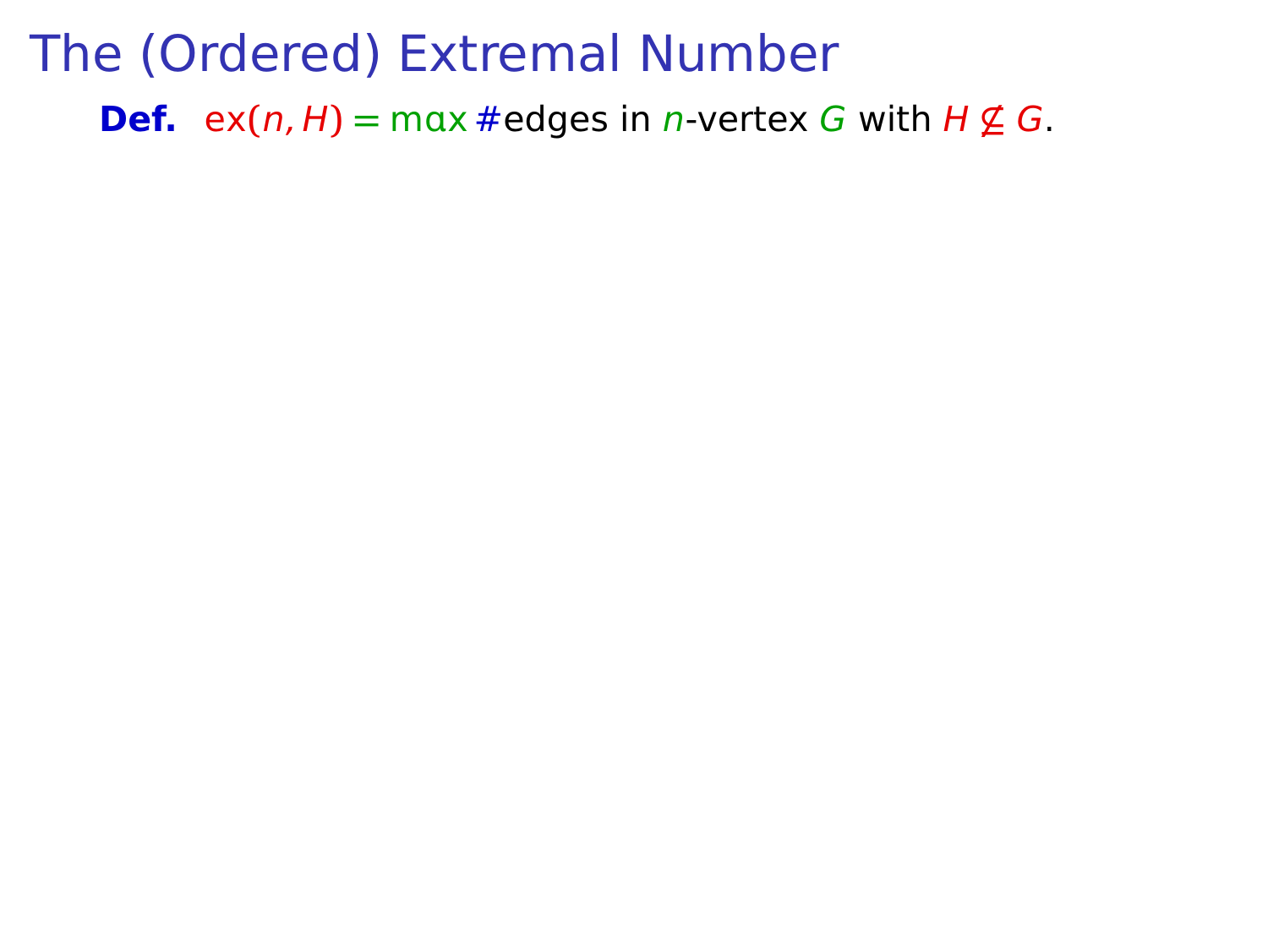# The (Ordered) Extremal Number

**Def.** $\mathrm{ex}(n, H) = \max$ #edges in $n$-vertex $G$ with $H \not\subseteq G$.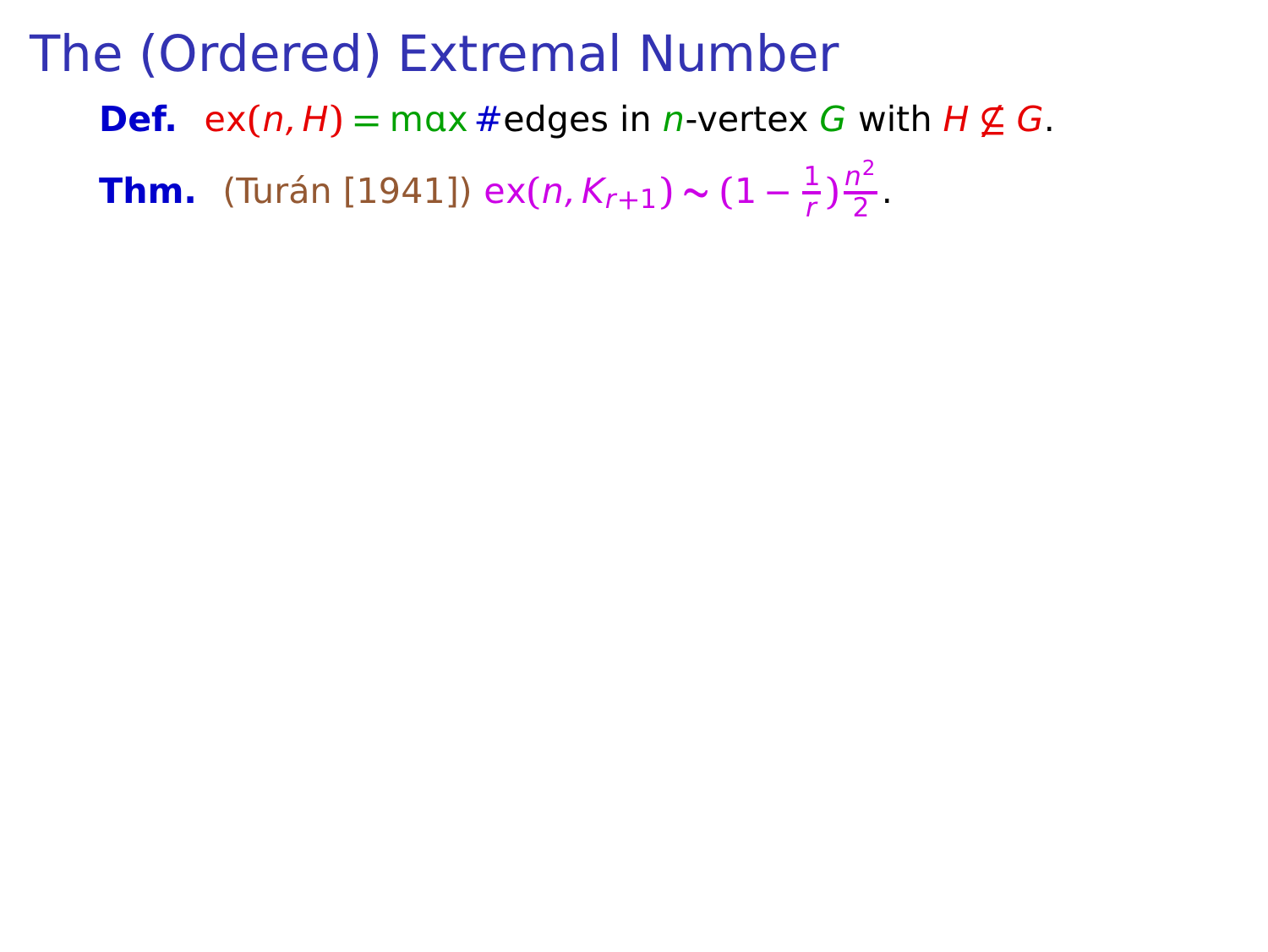# The (Ordered) Extremal Number

**Def.** $\mathrm{ex}(n, H) = \max$ #edges in $n$-vertex $G$ with $H \not\subseteq G$.

**Thm.** (Turán [1941]) $\mathrm{ex}(n, K_{r+1}) \sim (1 - \frac{1}{r})\frac{n^2}{2}$.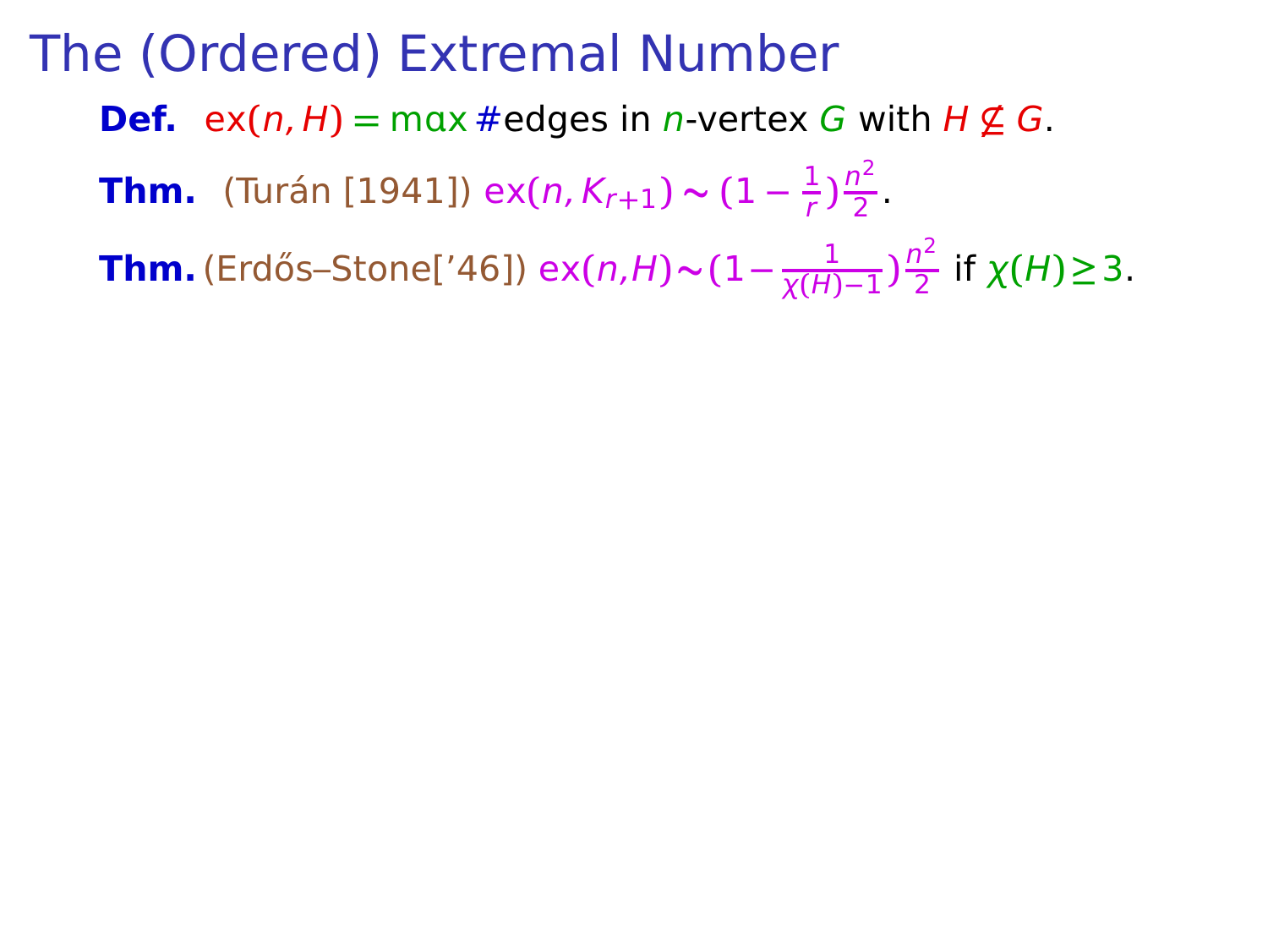# The (Ordered) Extremal Number

**Def.** $\mathrm{ex}(n, H) = \max$ #edges in $n$-vertex $G$ with $H \not\subseteq G$.

**Thm.** (Turán [1941]) $\mathrm{ex}(n, K_{r+1}) \sim (1 - \frac{1}{r})\frac{n^2}{2}$.

**Thm.** (Erdős–Stone['46]) $\mathrm{ex}(n,H) \sim (1 - \frac{1}{\chi(H)-1})\frac{n^2}{2}$ if $\chi(H) \geq 3$.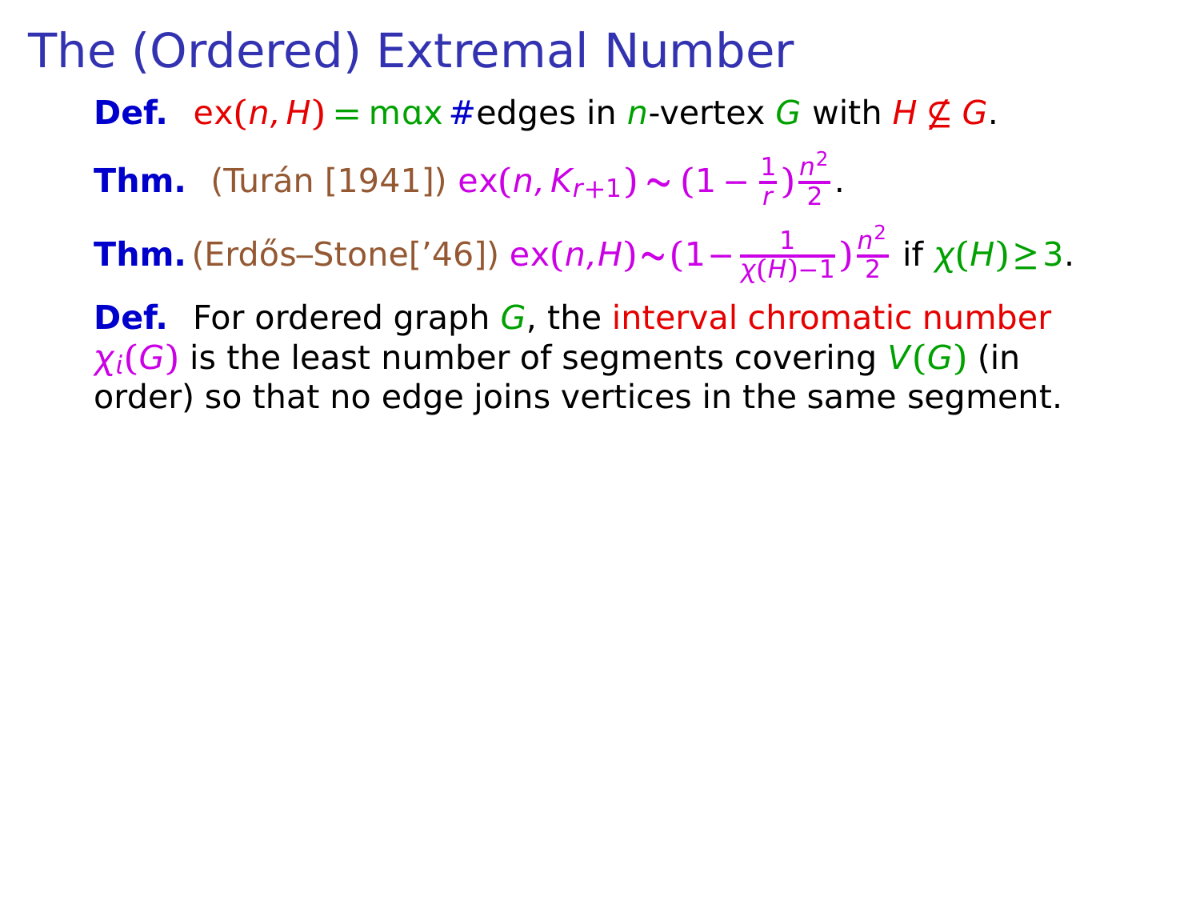# The (Ordered) Extremal Number

**Def.** $\mathrm{ex}(n, H) = \max$ #edges in $n$-vertex $G$ with $H \not\subseteq G$.

**Thm.** (Turán [1941]) $\mathrm{ex}(n, K_{r+1}) \sim (1 - \frac{1}{r})\frac{n^2}{2}$.

**Thm.** (Erdős–Stone['46]) $\mathrm{ex}(n,H) \sim (1 - \frac{1}{\chi(H)-1})\frac{n^2}{2}$ if $\chi(H) \geq 3$.

**Def.** For ordered graph $G$, the interval chromatic number $\chi_i(G)$ is the least number of segments covering $V(G)$ (in order) so that no edge joins vertices in the same segment.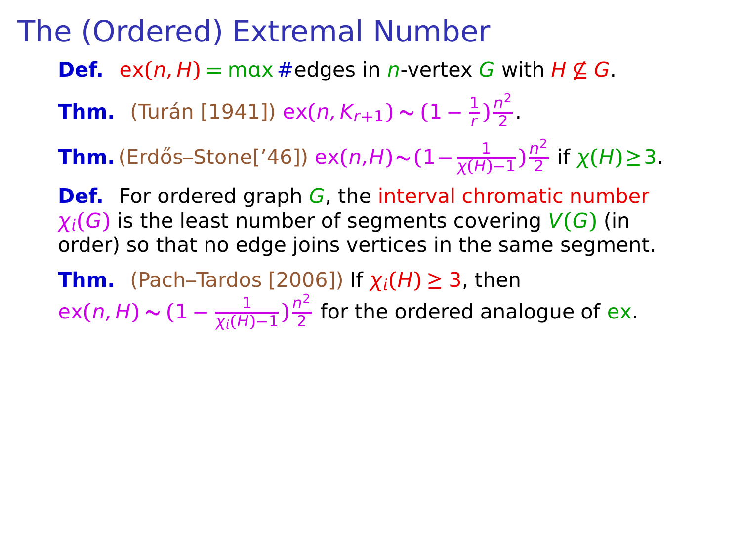# The (Ordered) Extremal Number

**Def.** $\mathrm{ex}(n, H) = \max$ #edges in $n$-vertex $G$ with $H \not\subseteq G$.

**Thm.** (Turán [1941]) $\mathrm{ex}(n, K_{r+1}) \sim (1 - \frac{1}{r})\frac{n^2}{2}$.

**Thm.** (Erdős–Stone['46]) $\mathrm{ex}(n,H) \sim (1 - \frac{1}{\chi(H)-1})\frac{n^2}{2}$ if $\chi(H) \geq 3$.

**Def.** For ordered graph $G$, the interval chromatic number $\chi_i(G)$ is the least number of segments covering $V(G)$ (in order) so that no edge joins vertices in the same segment.

**Thm.** (Pach–Tardos [2006]) If $\chi_i(H) \geq 3$, then $\mathrm{ex}(n, H) \sim (1 - \frac{1}{\chi_i(H)-1})\frac{n^2}{2}$ for the ordered analogue of ex.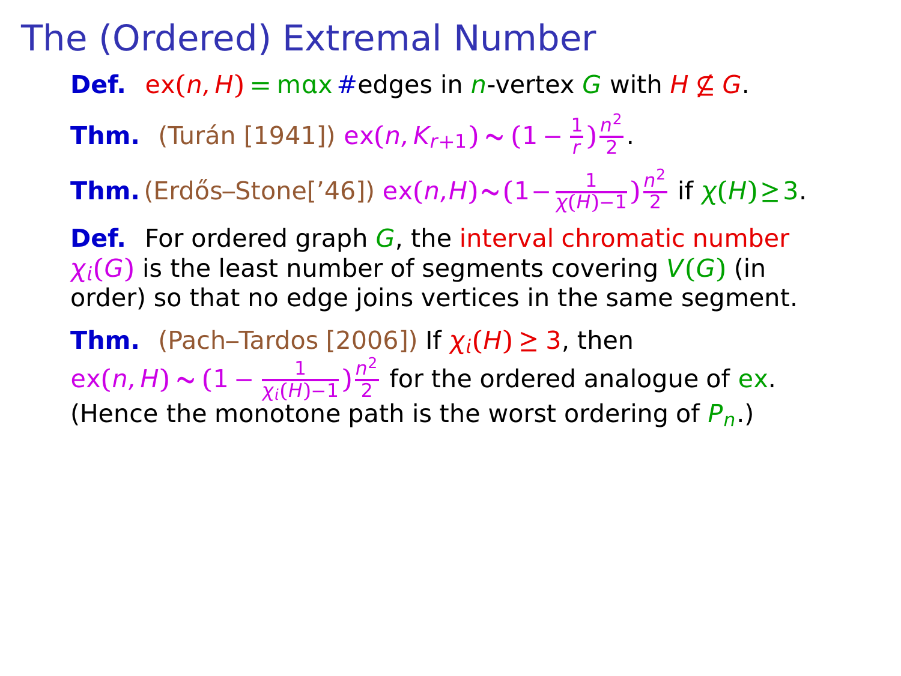# The (Ordered) Extremal Number

**Def.** $\mathrm{ex}(n, H) = \max$ #edges in $n$-vertex $G$ with $H \not\subseteq G$.

**Thm.** (Turán [1941]) $\mathrm{ex}(n, K_{r+1}) \sim (1 - \frac{1}{r})\frac{n^2}{2}$.

**Thm.** (Erdős–Stone['46]) $\mathrm{ex}(n,H) \sim (1 - \frac{1}{\chi(H)-1})\frac{n^2}{2}$ if $\chi(H) \geq 3$.

**Def.** For ordered graph $G$, the interval chromatic number $\chi_i(G)$ is the least number of segments covering $V(G)$ (in order) so that no edge joins vertices in the same segment.

**Thm.** (Pach–Tardos [2006]) If $\chi_i(H) \geq 3$, then $\mathrm{ex}(n, H) \sim (1 - \frac{1}{\chi_i(H)-1})\frac{n^2}{2}$ for the ordered analogue of ex.
(Hence the monotone path is the worst ordering of $P_n$.)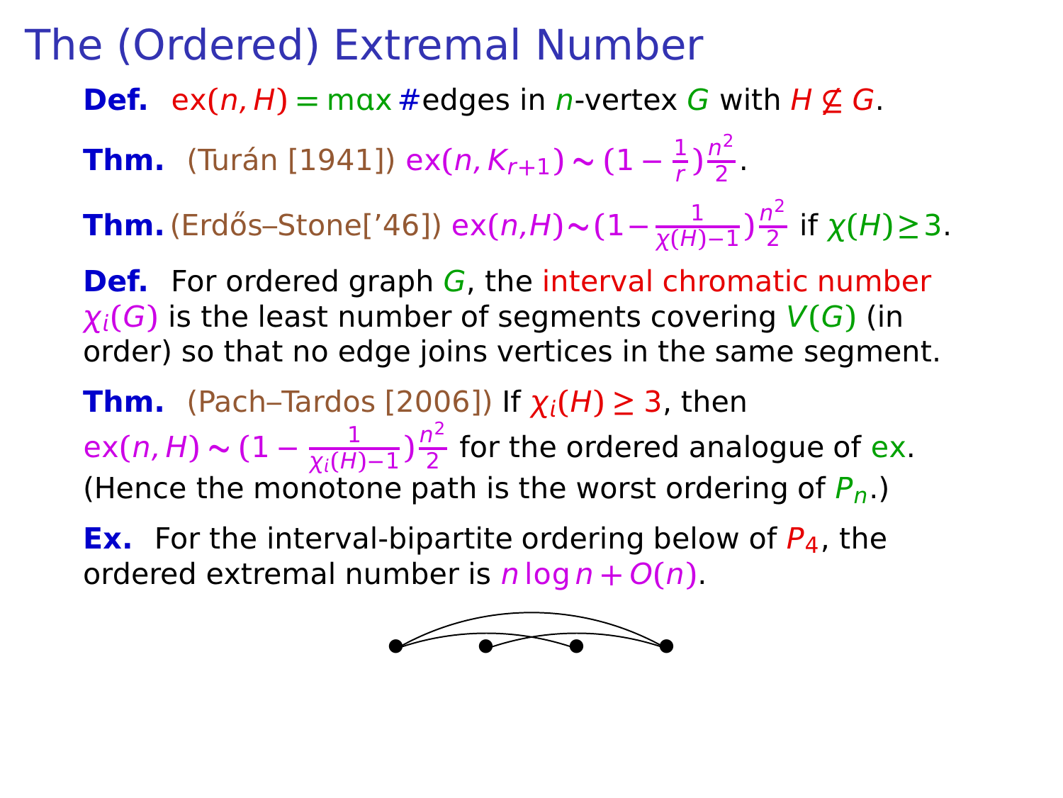# The (Ordered) Extremal Number

**Def.** $\mathrm{ex}(n,H) = \max$ #edges in $n$-vertex $G$ with $H \not\subseteq G$.

**Thm.** (Turán [1941]) $\mathrm{ex}(n, K_{r+1}) \sim (1 - \frac{1}{r})\frac{n^2}{2}$.

**Thm.** (Erdős–Stone['46]) $\mathrm{ex}(n,H) \sim (1 - \frac{1}{\chi(H)-1})\frac{n^2}{2}$ if $\chi(H) \geq 3$.

**Def.** For ordered graph $G$, the interval chromatic number $\chi_i(G)$ is the least number of segments covering $V(G)$ (in order) so that no edge joins vertices in the same segment.

**Thm.** (Pach–Tardos [2006]) If $\chi_i(H) \geq 3$, then $\mathrm{ex}(n,H) \sim (1 - \frac{1}{\chi_i(H)-1})\frac{n^2}{2}$ for the ordered analogue of ex. (Hence the monotone path is the worst ordering of $P_n$.)

**Ex.** For the interval-bipartite ordering below of $P_4$, the ordered extremal number is $n \log n + O(n)$.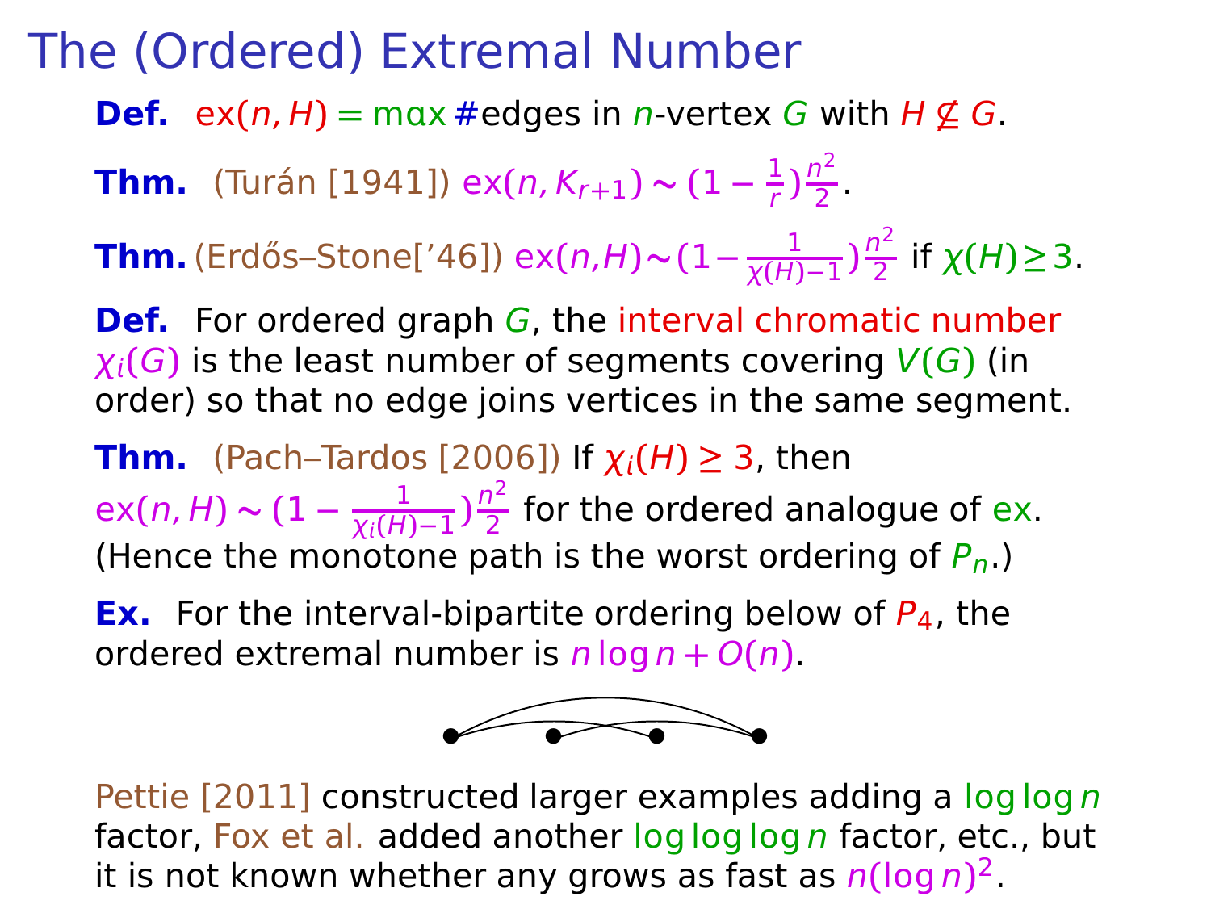# The (Ordered) Extremal Number

**Def.** $\text{ex}(n, H) = \max$ #edges in $n$-vertex $G$ with $H \not\subseteq G$.

**Thm.** (Turán [1941]) $\text{ex}(n, K_{r+1}) \sim (1 - \frac{1}{r})\frac{n^2}{2}$.

**Thm.** (Erdős–Stone['46]) $\text{ex}(n,H) \sim (1 - \frac{1}{\chi(H)-1})\frac{n^2}{2}$ if $\chi(H) \geq 3$.

**Def.** For ordered graph $G$, the interval chromatic number $\chi_i(G)$ is the least number of segments covering $V(G)$ (in order) so that no edge joins vertices in the same segment.

**Thm.** (Pach–Tardos [2006]) If $\chi_i(H) \geq 3$, then $\text{ex}(n, H) \sim (1 - \frac{1}{\chi_i(H)-1})\frac{n^2}{2}$ for the ordered analogue of ex. (Hence the monotone path is the worst ordering of $P_n$.)

**Ex.** For the interval-bipartite ordering below of $P_4$, the ordered extremal number is $n \log n + O(n)$.

Pettie [2011] constructed larger examples adding a $\log \log n$ factor, Fox et al. added another $\log \log \log n$ factor, etc., but it is not known whether any grows as fast as $n(\log n)^2$.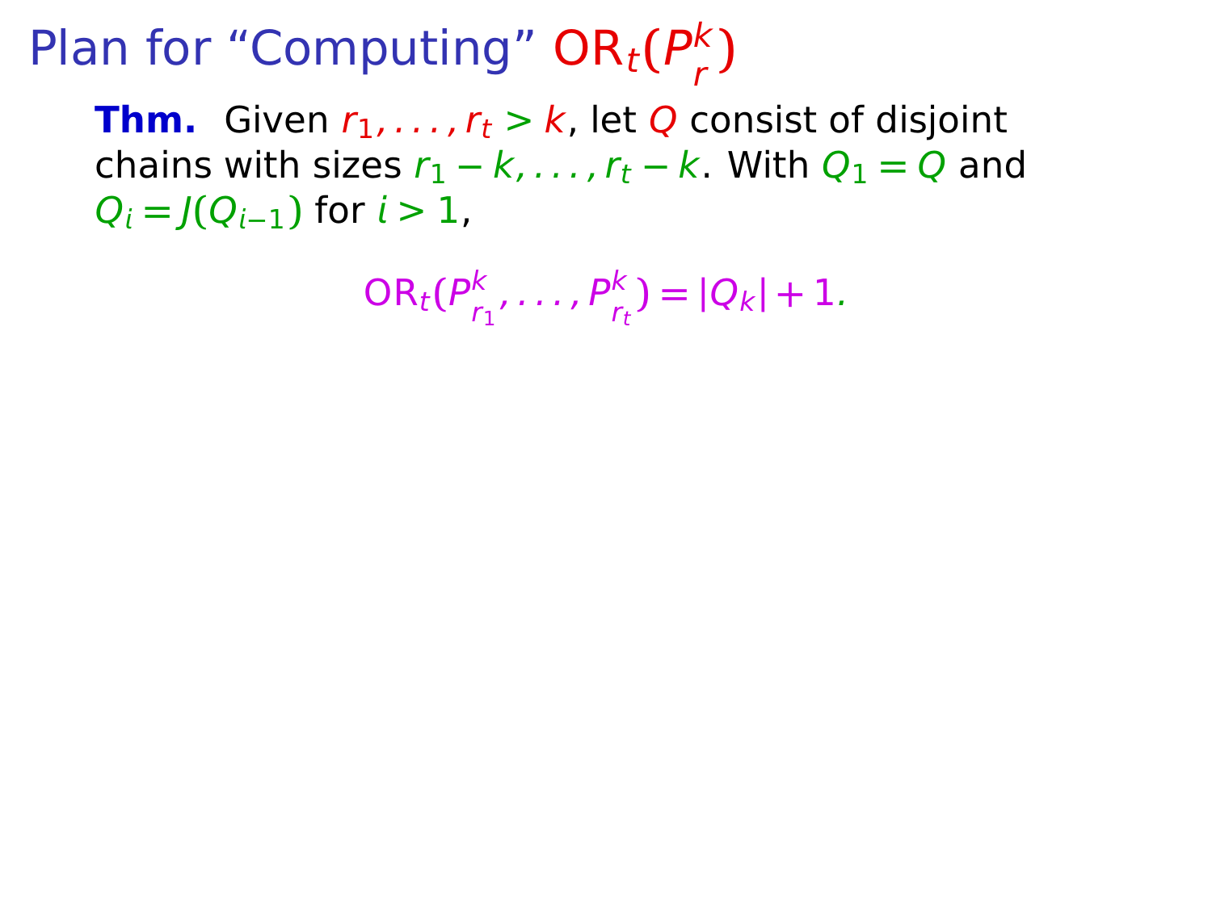# Plan for “Computing” $\mathrm{OR}_t(P^k_r)$

**Thm.** Given $r_1, \ldots, r_t > k$, let $Q$ consist of disjoint chains with sizes $r_1 - k, \ldots, r_t - k$. With $Q_1 = Q$ and $Q_i = J(Q_{i-1})$ for $i > 1$,

$$\mathrm{OR}_t(P^k_{r_1}, \ldots, P^k_{r_t}) = |Q_k| + 1.$$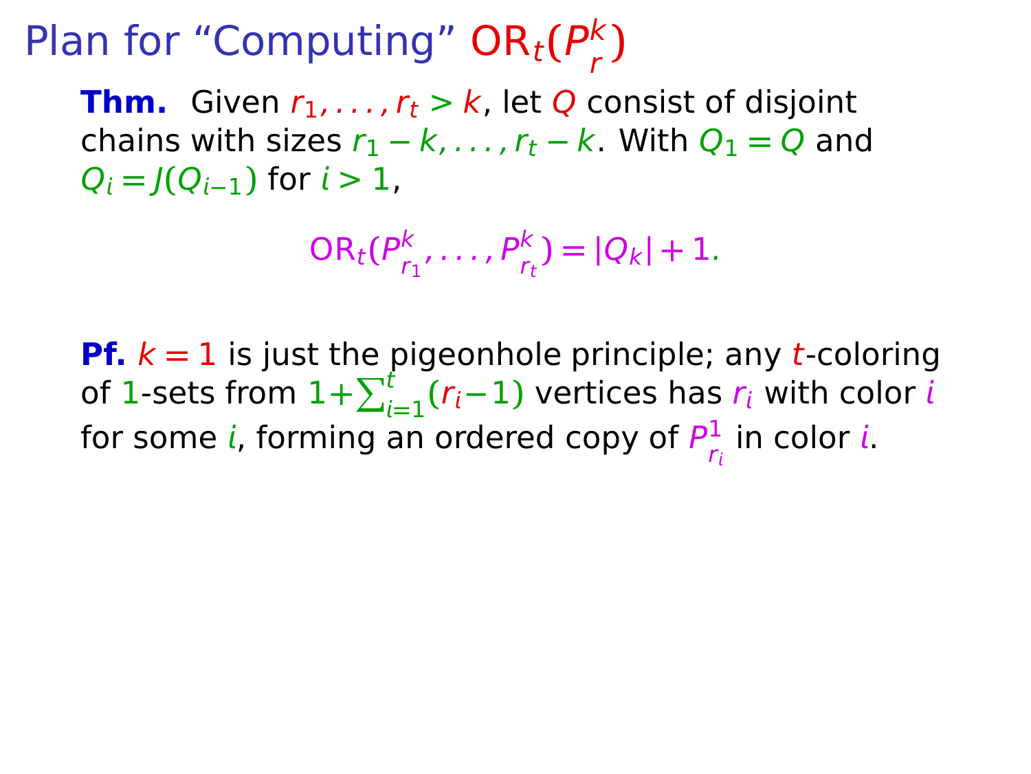# Plan for "Computing" $\mathrm{OR}_t(P^k_r)$

**Thm.** Given $r_1, \ldots, r_t > k$, let $Q$ consist of disjoint chains with sizes $r_1 - k, \ldots, r_t - k$. With $Q_1 = Q$ and $Q_i = J(Q_{i-1})$ for $i > 1$,

$$\mathrm{OR}_t(P^k_{r_1}, \ldots, P^k_{r_t}) = |Q_k| + 1.$$

**Pf.** $k = 1$ is just the pigeonhole principle; any $t$-coloring of $1$-sets from $1 + \sum_{i=1}^{t}(r_i - 1)$ vertices has $r_i$ with color $i$ for some $i$, forming an ordered copy of $P^1_{r_i}$ in color $i$.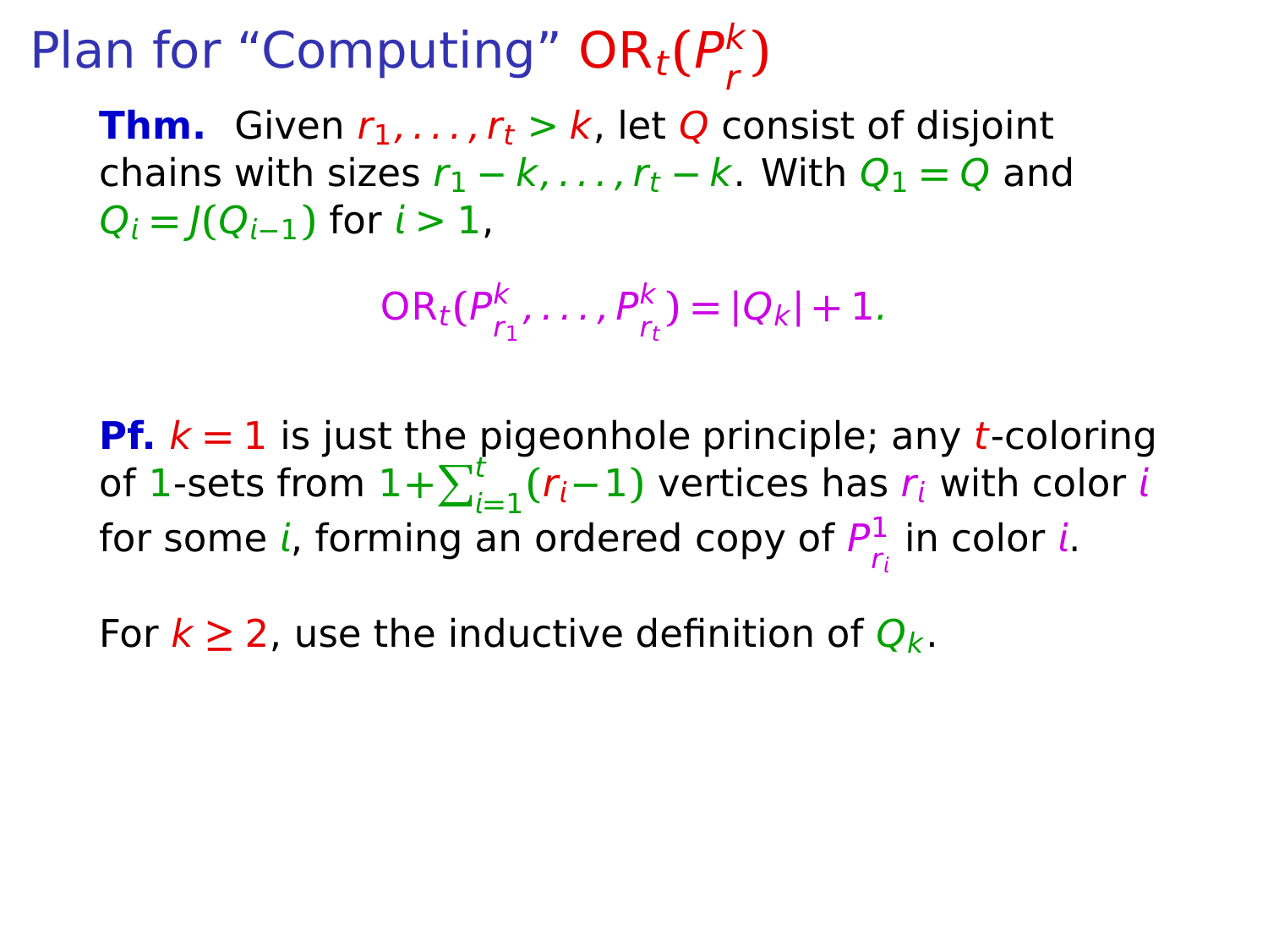# Plan for “Computing” $\mathrm{OR}_t(P^k_r)$

**Thm.** Given $r_1, \ldots, r_t > k$, let $Q$ consist of disjoint chains with sizes $r_1 - k, \ldots, r_t - k$. With $Q_1 = Q$ and $Q_i = J(Q_{i-1})$ for $i > 1$,

$$\mathrm{OR}_t(P^k_{r_1}, \ldots, P^k_{r_t}) = |Q_k| + 1.$$

**Pf.** $k = 1$ is just the pigeonhole principle; any $t$-coloring of $1$-sets from $1 + \sum_{i=1}^{t}(r_i - 1)$ vertices has $r_i$ with color $i$ for some $i$, forming an ordered copy of $P^1_{r_i}$ in color $i$.

For $k \geq 2$, use the inductive definition of $Q_k$.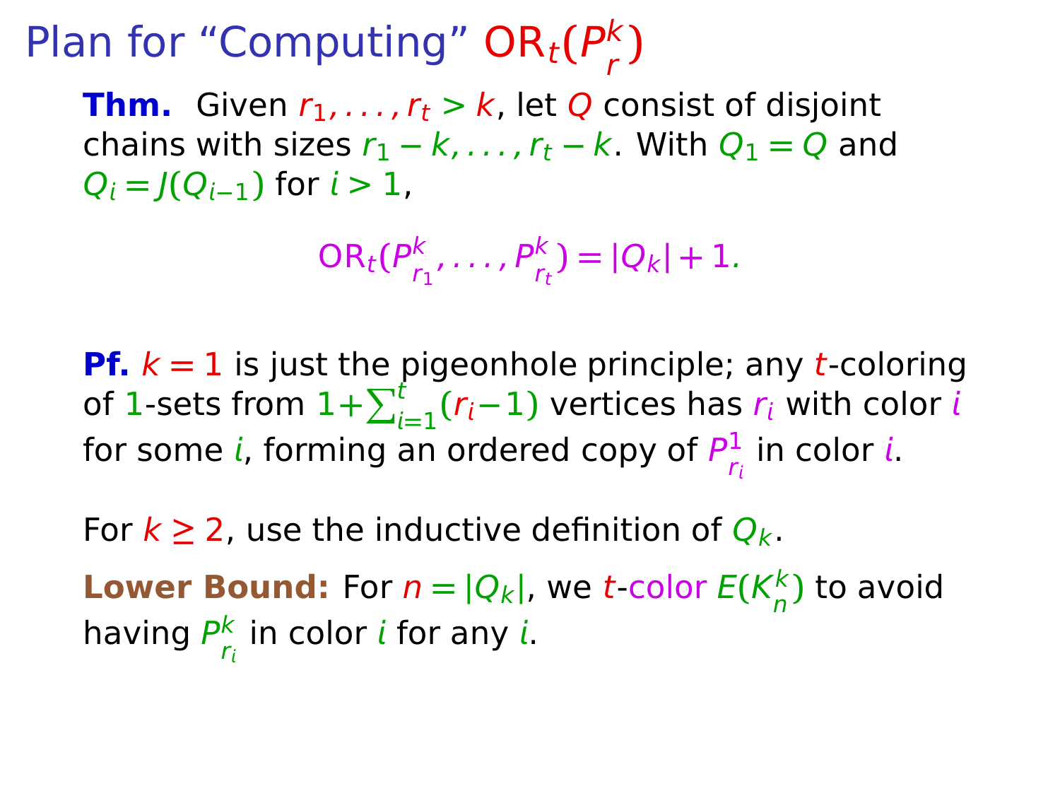# Plan for “Computing” $\mathrm{OR}_t(P^k_r)$

**Thm.** Given $r_1, \dots, r_t > k$, let $Q$ consist of disjoint chains with sizes $r_1 - k, \dots, r_t - k$. With $Q_1 = Q$ and $Q_i = J(Q_{i-1})$ for $i > 1$,

$$\mathrm{OR}_t(P^k_{r_1}, \dots, P^k_{r_t}) = |Q_k| + 1.$$

**Pf.** $k = 1$ is just the pigeonhole principle; any $t$-coloring of $1$-sets from $1+\sum_{i=1}^{t}(r_i - 1)$ vertices has $r_i$ with color $i$ for some $i$, forming an ordered copy of $P^1_{r_i}$ in color $i$.

For $k \geq 2$, use the inductive definition of $Q_k$.

**Lower Bound:** For $n = |Q_k|$, we $t$-color $E(K^k_n)$ to avoid having $P^k_{r_i}$ in color $i$ for any $i$.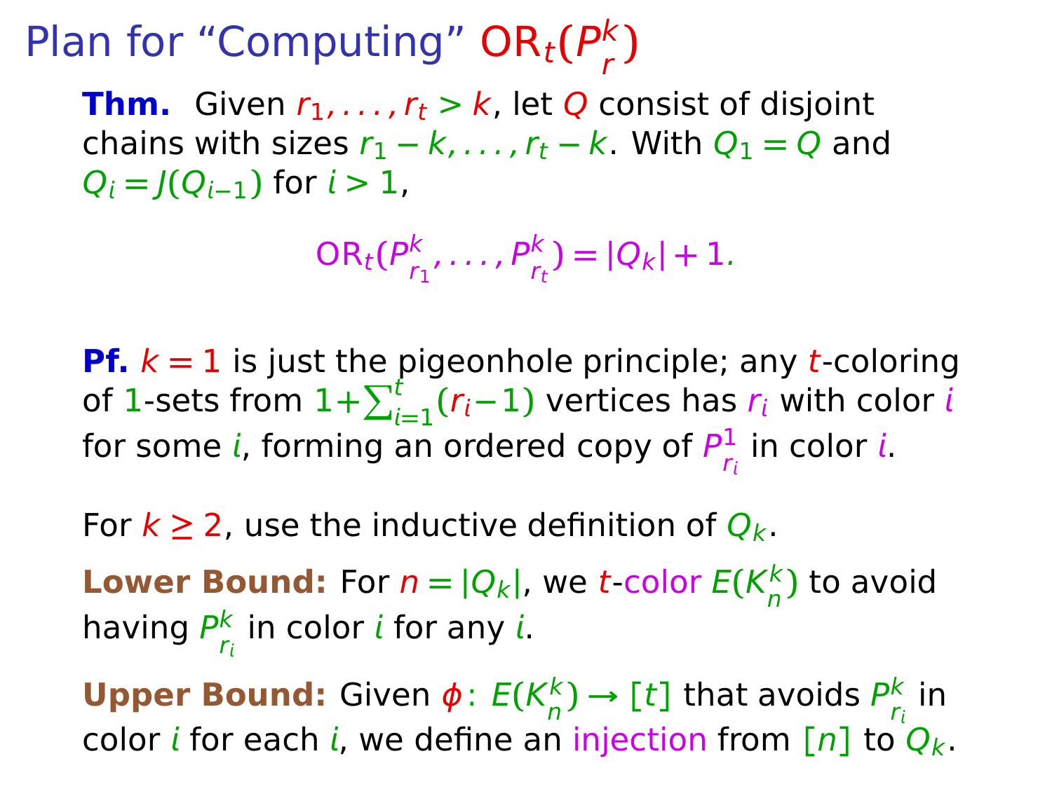# Plan for “Computing” $\mathrm{OR}_t(P_r^k)$

**Thm.** Given $r_1, \ldots, r_t > k$, let $Q$ consist of disjoint chains with sizes $r_1 - k, \ldots, r_t - k$. With $Q_1 = Q$ and $Q_i = J(Q_{i-1})$ for $i > 1$,

$$\mathrm{OR}_t(P_{r_1}^k, \ldots, P_{r_t}^k) = |Q_k| + 1.$$

**Pf.** $k = 1$ is just the pigeonhole principle; any $t$-coloring of $1$-sets from $1+\sum_{i=1}^{t}(r_i-1)$ vertices has $r_i$ with color $i$ for some $i$, forming an ordered copy of $P_{r_i}^1$ in color $i$.

For $k \geq 2$, use the inductive definition of $Q_k$.

**Lower Bound:** For $n = |Q_k|$, we $t$-color $E(K_n^k)$ to avoid having $P_{r_i}^k$ in color $i$ for any $i$.

**Upper Bound:** Given $\phi\colon E(K_n^k) \to [t]$ that avoids $P_{r_i}^k$ in color $i$ for each $i$, we define an injection from $[n]$ to $Q_k$.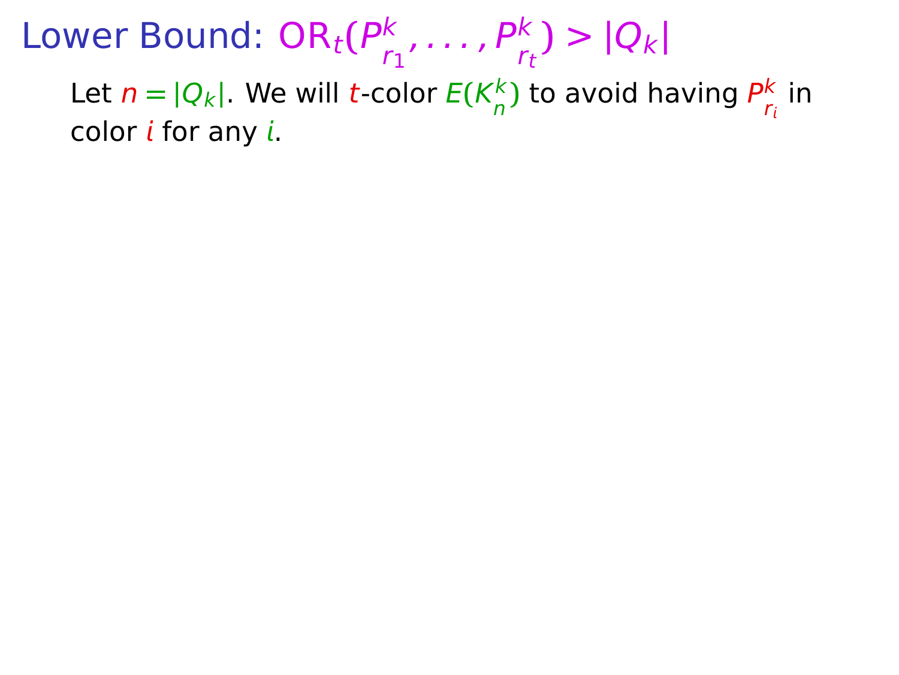# Lower Bound: $\mathrm{OR}_t(P^k_{r_1}, \ldots, P^k_{r_t}) > |Q_k|$

Let $n = |Q_k|$. We will $t$-color $E(K^k_n)$ to avoid having $P^k_{r_i}$ in color $i$ for any $i$.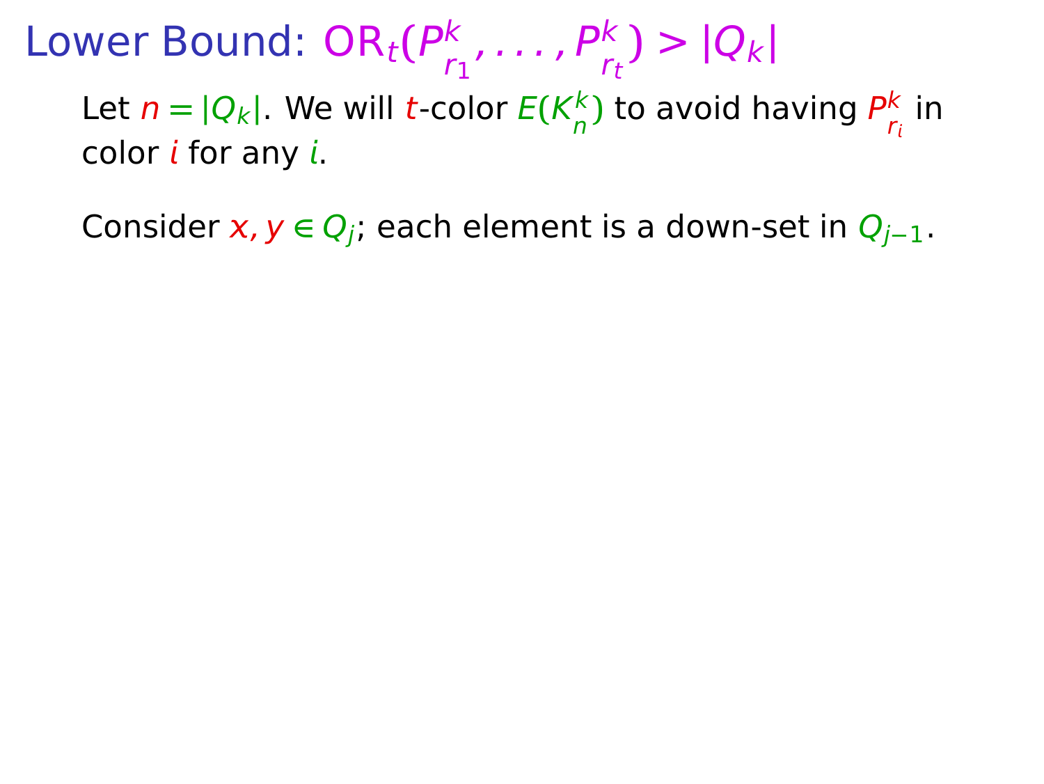# Lower Bound: $\mathrm{OR}_t(P^k_{r_1}, \ldots, P^k_{r_t}) > |Q_k|$

Let $n = |Q_k|$. We will $t$-color $E(K^k_n)$ to avoid having $P^k_{r_i}$ in color $i$ for any $i$.

Consider $x, y \in Q_j$; each element is a down-set in $Q_{j-1}$.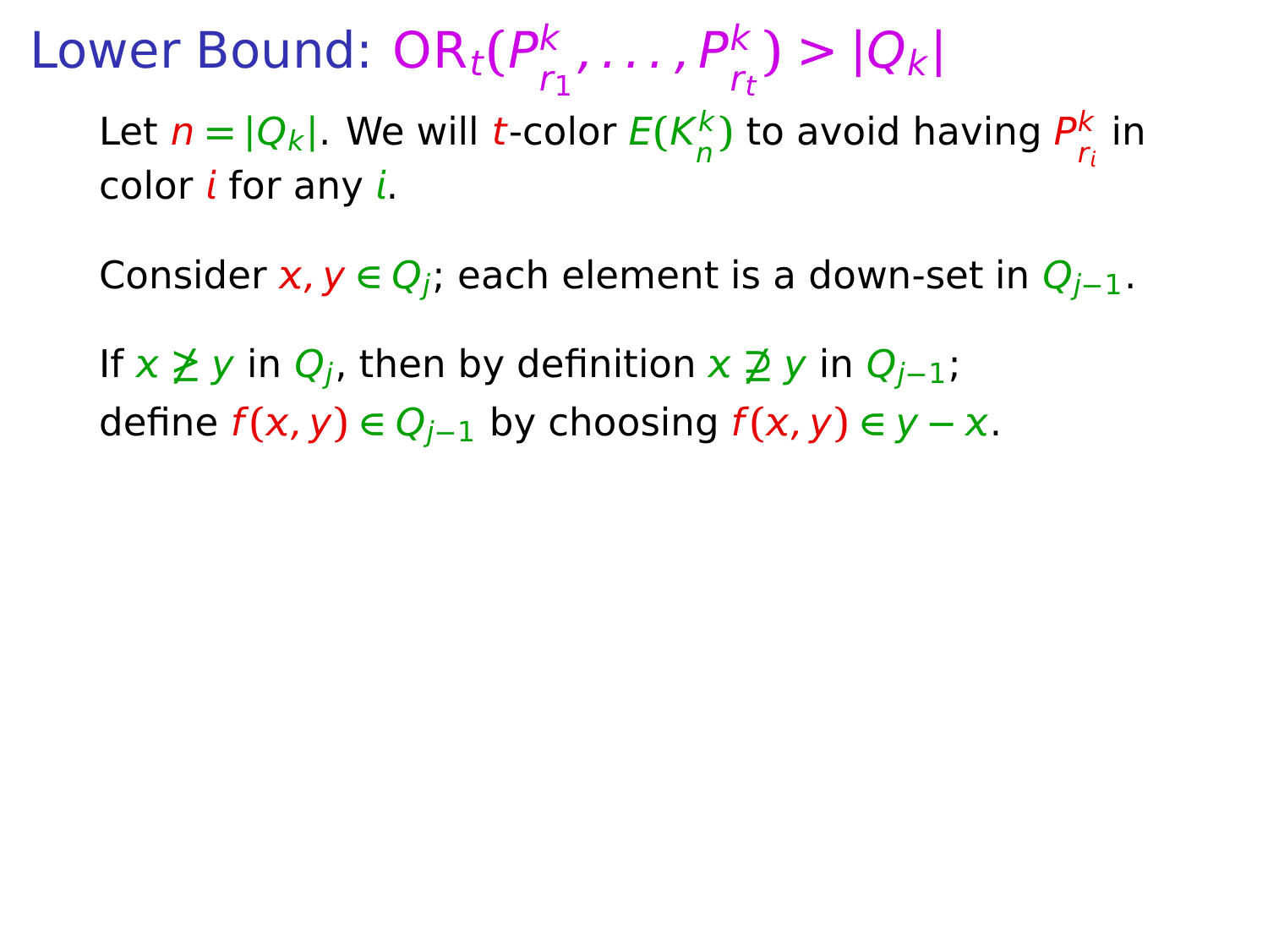# Lower Bound: $\mathrm{OR}_t(P^k_{r_1}, \ldots, P^k_{r_t}) > |Q_k|$

Let $n = |Q_k|$. We will $t$-color $E(K^k_n)$ to avoid having $P^k_{r_i}$ in color $i$ for any $i$.

Consider $x, y \in Q_j$; each element is a down-set in $Q_{j-1}$.

If $x \not\geq y$ in $Q_j$, then by definition $x \not\supseteq y$ in $Q_{j-1}$; define $f(x, y) \in Q_{j-1}$ by choosing $f(x, y) \in y - x$.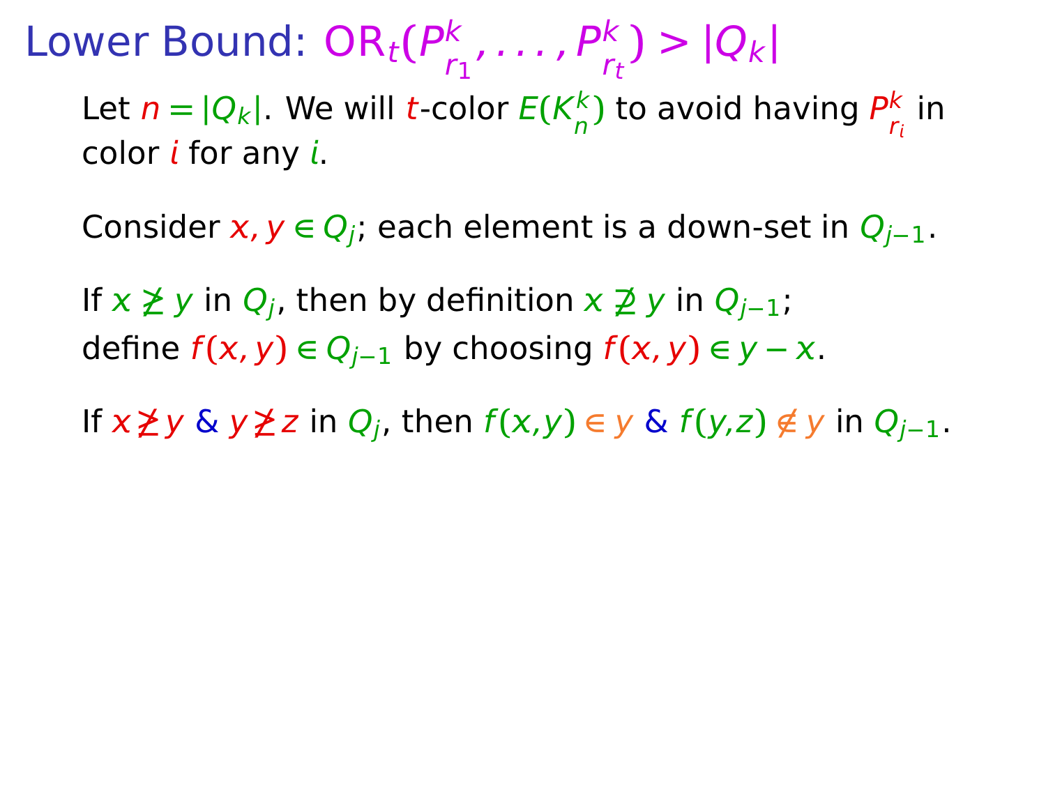# Lower Bound: $\mathrm{OR}_t(P^k_{r_1}, \ldots, P^k_{r_t}) > |Q_k|$

Let $n = |Q_k|$. We will $t$-color $E(K^k_n)$ to avoid having $P^k_{r_i}$ in color $i$ for any $i$.

Consider $x, y \in Q_j$; each element is a down-set in $Q_{j-1}$.

If $x \not\geq y$ in $Q_j$, then by definition $x \not\supseteq y$ in $Q_{j-1}$;
define $f(x, y) \in Q_{j-1}$ by choosing $f(x, y) \in y - x$.

If $x \not\geq y$ & $y \not\geq z$ in $Q_j$, then $f(x,y) \in y$ & $f(y,z) \notin y$ in $Q_{j-1}$.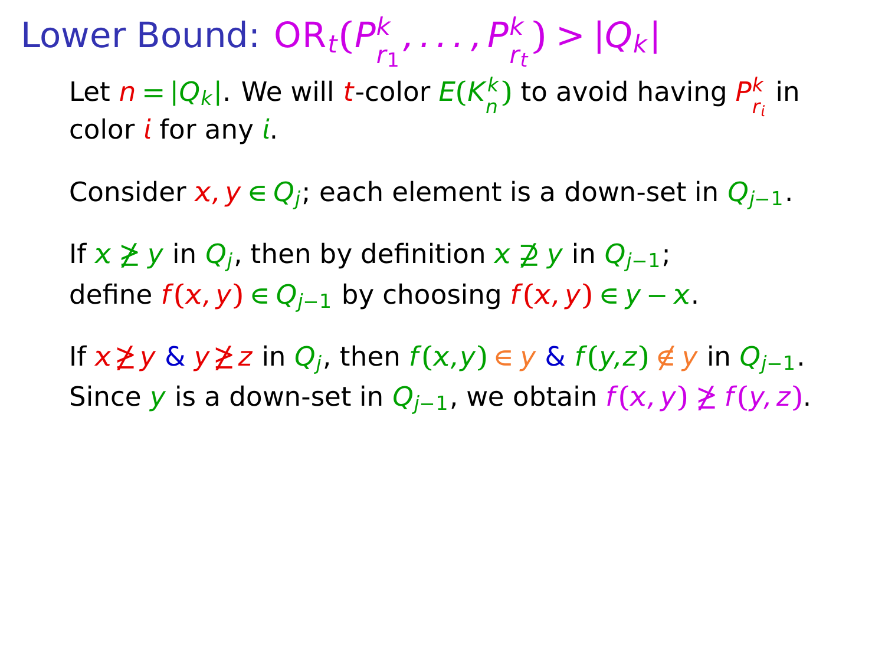# Lower Bound: $\mathrm{OR}_t(P^k_{r_1}, \ldots, P^k_{r_t}) > |Q_k|$

Let $n = |Q_k|$. We will $t$-color $E(K^k_n)$ to avoid having $P^k_{r_i}$ in color $i$ for any $i$.

Consider $x, y \in Q_j$; each element is a down-set in $Q_{j-1}$.

If $x \not\geq y$ in $Q_j$, then by definition $x \not\supseteq y$ in $Q_{j-1}$; define $f(x,y) \in Q_{j-1}$ by choosing $f(x,y) \in y - x$.

If $x \not\geq y$ & $y \not\geq z$ in $Q_j$, then $f(x,y) \in y$ & $f(y,z) \notin y$ in $Q_{j-1}$. Since $y$ is a down-set in $Q_{j-1}$, we obtain $f(x,y) \not\geq f(y,z)$.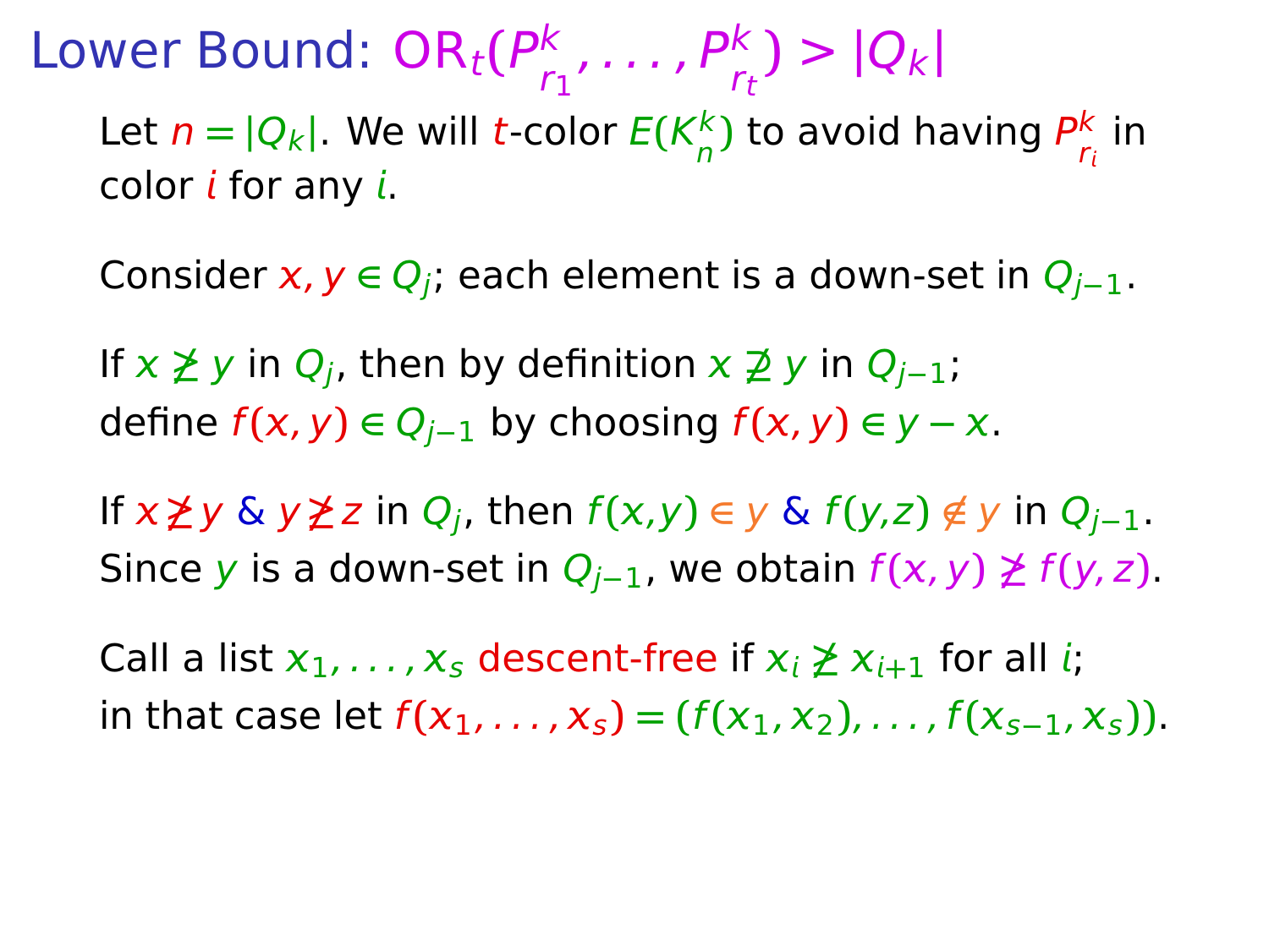# Lower Bound: $\text{OR}_t(P^k_{r_1}, \ldots, P^k_{r_t}) > |Q_k|$

Let $n = |Q_k|$. We will $t$-color $E(K^k_n)$ to avoid having $P^k_{r_i}$ in color $i$ for any $i$.

Consider $x, y \in Q_j$; each element is a down-set in $Q_{j-1}$.

If $x \not\geq y$ in $Q_j$, then by definition $x \not\supseteq y$ in $Q_{j-1}$;
define $f(x, y) \in Q_{j-1}$ by choosing $f(x, y) \in y - x$.

If $x \not\geq y$ & $y \not\geq z$ in $Q_j$, then $f(x,y) \in y$ & $f(y,z) \notin y$ in $Q_{j-1}$.
Since $y$ is a down-set in $Q_{j-1}$, we obtain $f(x, y) \not\geq f(y, z)$.

Call a list $x_1, \ldots, x_s$ descent-free if $x_i \not\geq x_{i+1}$ for all $i$;
in that case let $f(x_1, \ldots, x_s) = (f(x_1, x_2), \ldots, f(x_{s-1}, x_s))$.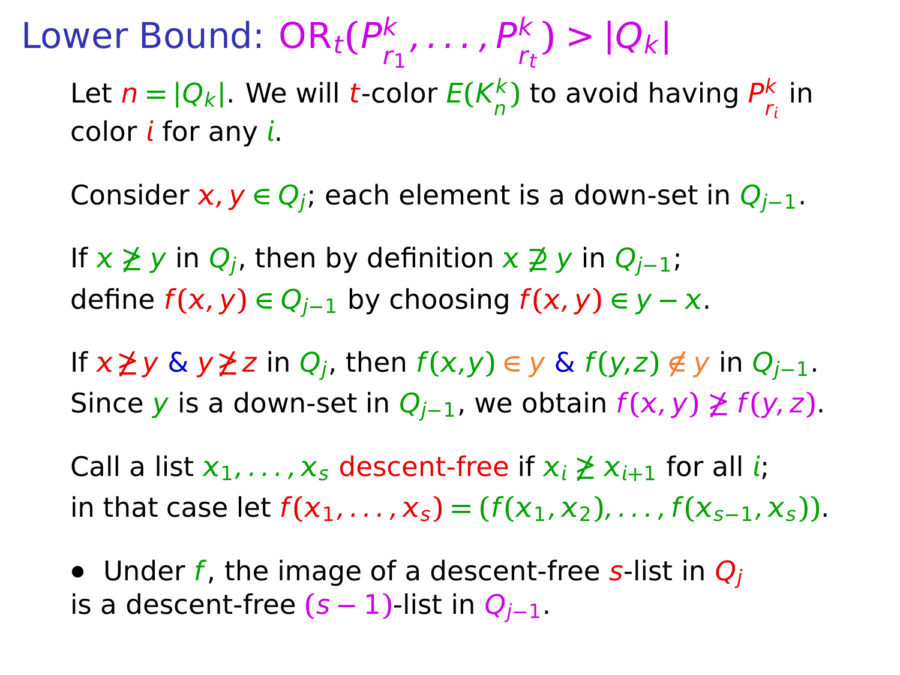# Lower Bound: $\mathrm{OR}_t(P^k_{r_1}, \ldots, P^k_{r_t}) > |Q_k|$

Let $n = |Q_k|$. We will $t$-color $E(K^k_n)$ to avoid having $P^k_{r_i}$ in color $i$ for any $i$.

Consider $x, y \in Q_j$; each element is a down-set in $Q_{j-1}$.

If $x \not\geq y$ in $Q_j$, then by definition $x \not\supseteq y$ in $Q_{j-1}$; define $f(x,y) \in Q_{j-1}$ by choosing $f(x,y) \in y - x$.

If $x \not\geq y$ & $y \not\geq z$ in $Q_j$, then $f(x,y) \in y$ & $f(y,z) \notin y$ in $Q_{j-1}$. Since $y$ is a down-set in $Q_{j-1}$, we obtain $f(x,y) \not\geq f(y,z)$.

Call a list $x_1, \ldots, x_s$ descent-free if $x_i \not\geq x_{i+1}$ for all $i$; in that case let $f(x_1, \ldots, x_s) = (f(x_1, x_2), \ldots, f(x_{s-1}, x_s))$.

- Under $f$, the image of a descent-free $s$-list in $Q_j$ is a descent-free $(s-1)$-list in $Q_{j-1}$.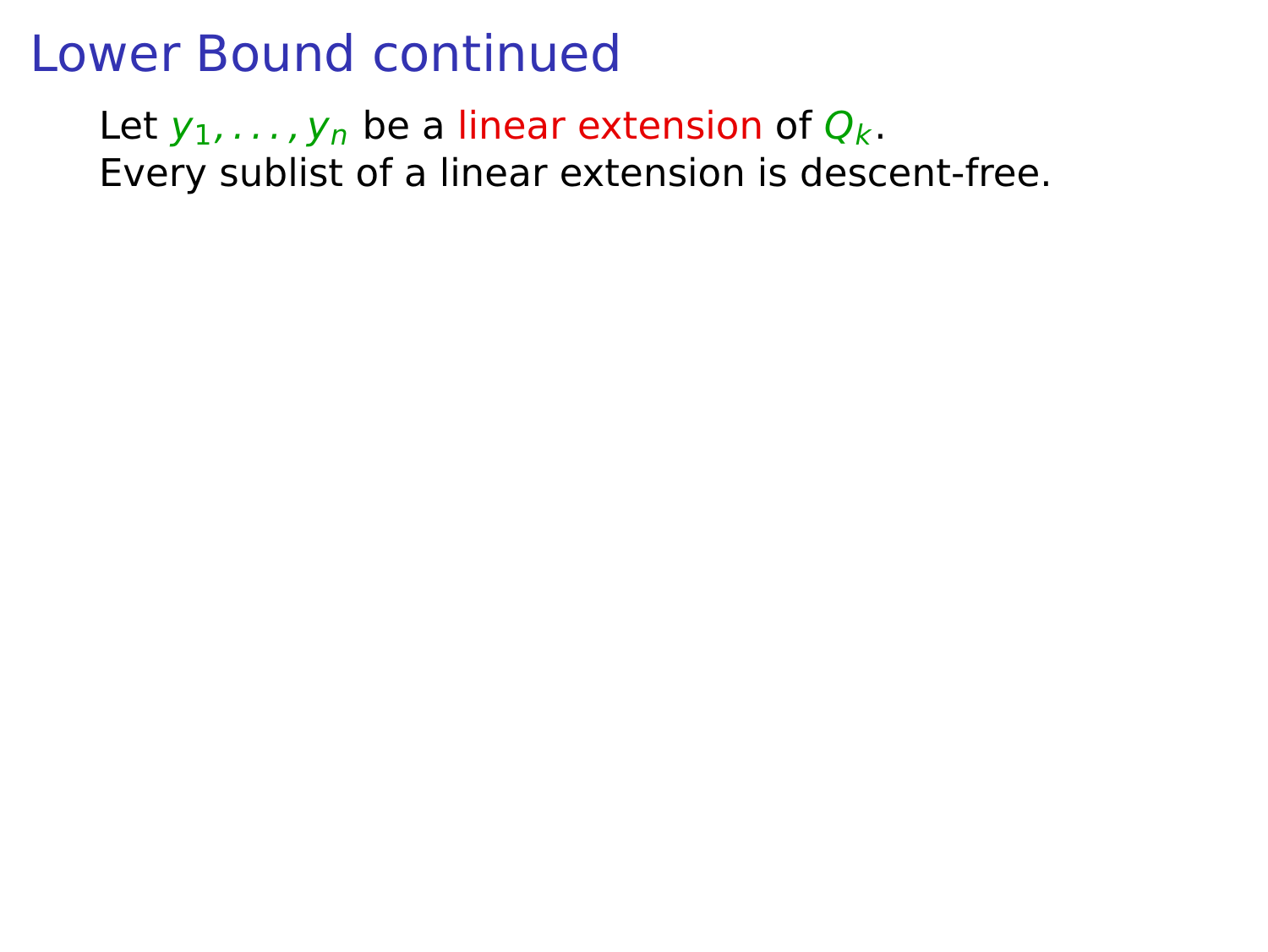# Lower Bound continued

Let $y_1, \ldots, y_n$ be a linear extension of $Q_k$.
Every sublist of a linear extension is descent-free.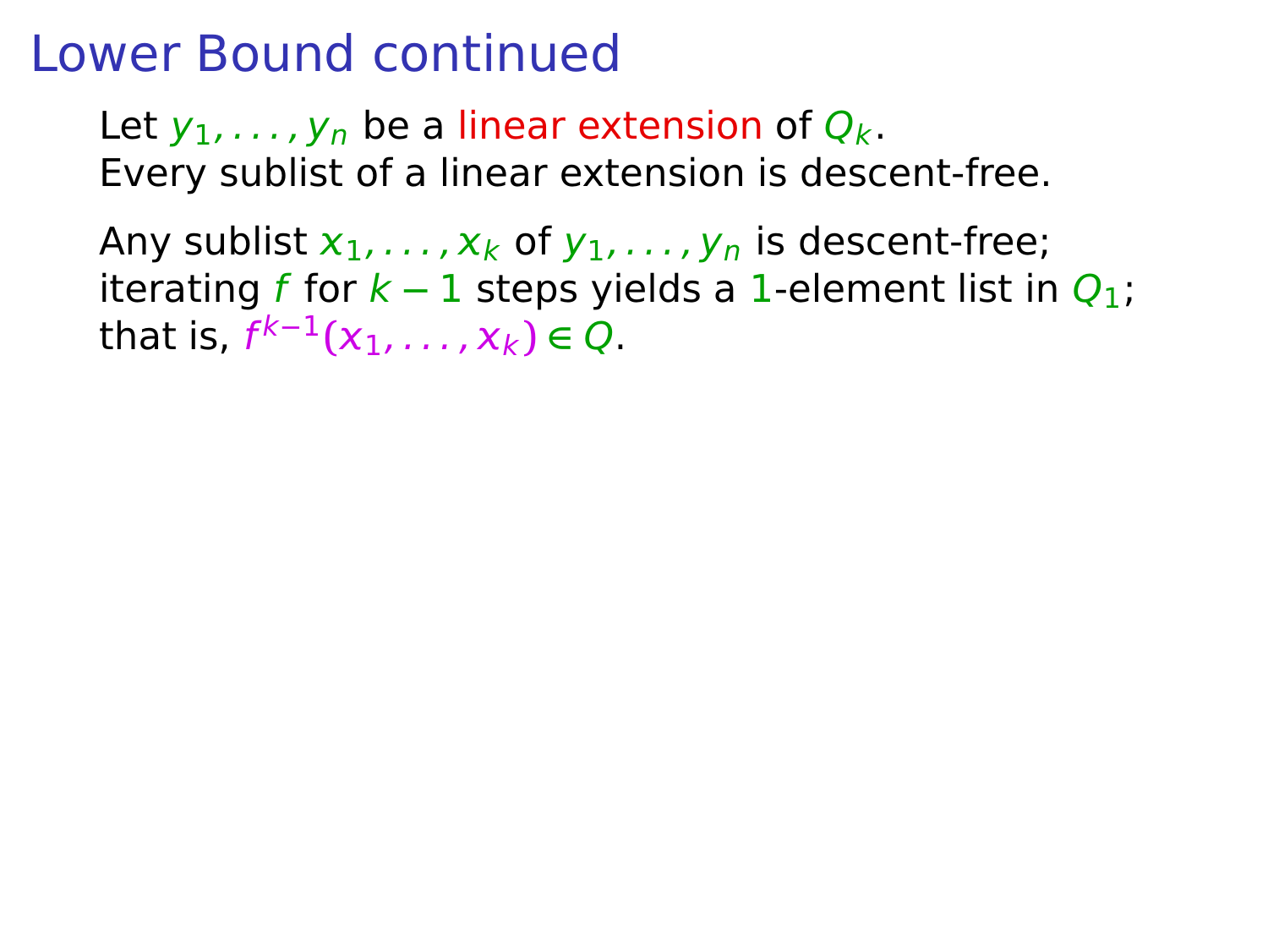# Lower Bound continued

Let $y_1, \ldots, y_n$ be a linear extension of $Q_k$.
Every sublist of a linear extension is descent-free.

Any sublist $x_1, \ldots, x_k$ of $y_1, \ldots, y_n$ is descent-free;
iterating $f$ for $k-1$ steps yields a $1$-element list in $Q_1$;
that is, $f^{k-1}(x_1, \ldots, x_k) \in Q$.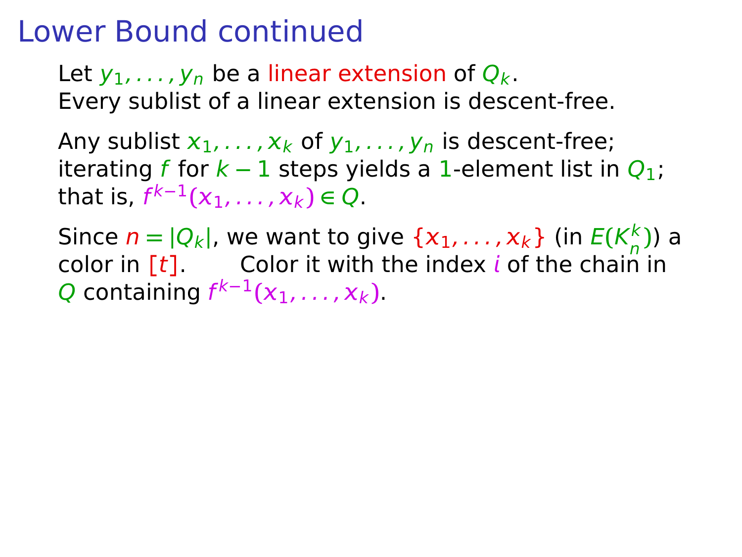# Lower Bound continued

Let $y_1, \ldots, y_n$ be a linear extension of $Q_k$.
Every sublist of a linear extension is descent-free.

Any sublist $x_1, \ldots, x_k$ of $y_1, \ldots, y_n$ is descent-free;
iterating $f$ for $k-1$ steps yields a $1$-element list in $Q_1$;
that is, $f^{k-1}(x_1, \ldots, x_k) \in Q$.

Since $n = |Q_k|$, we want to give $\{x_1, \ldots, x_k\}$ (in $E(K_n^k)$) a color in $[t]$. Color it with the index $i$ of the chain in $Q$ containing $f^{k-1}(x_1, \ldots, x_k)$.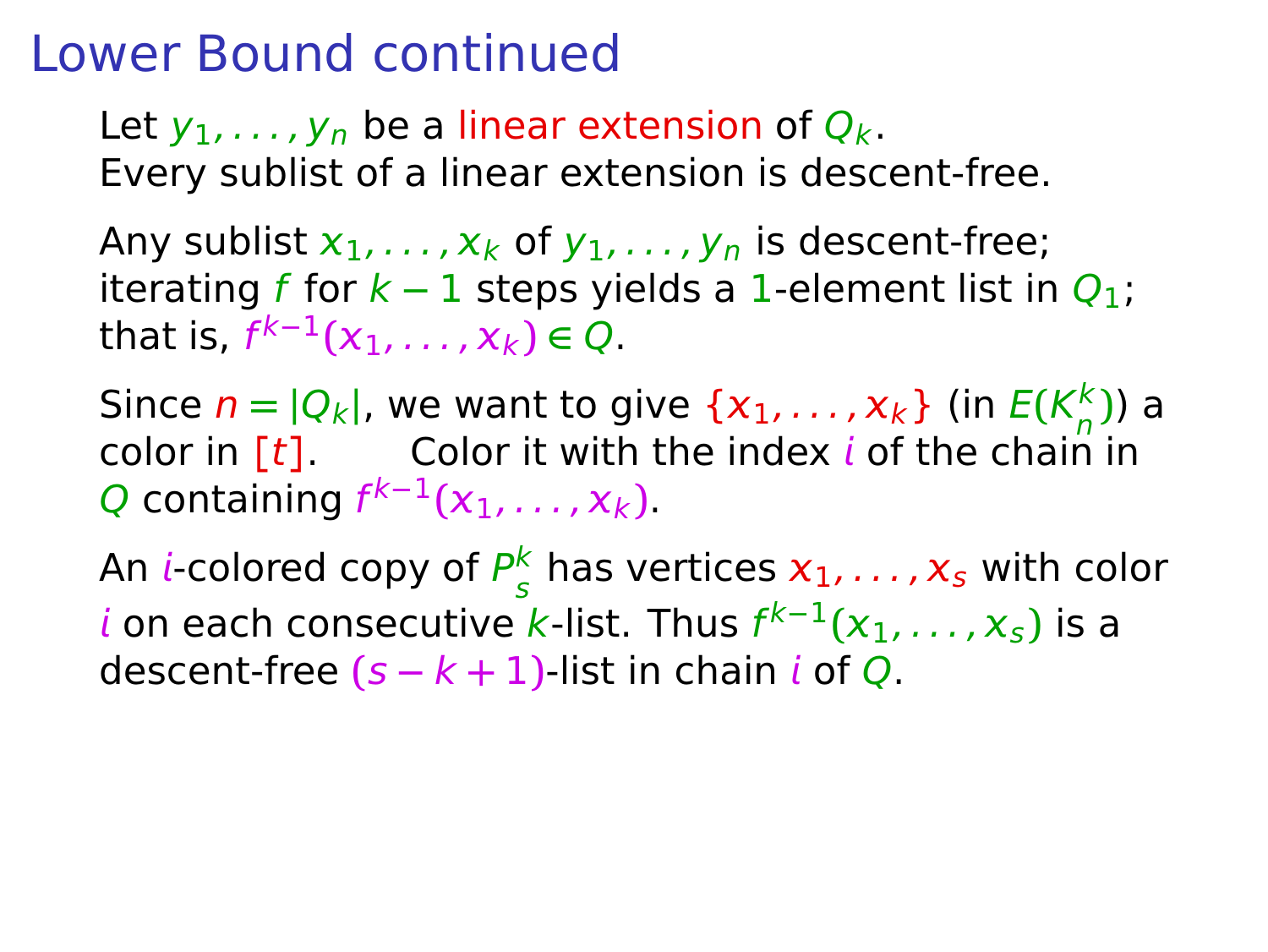# Lower Bound continued

Let $y_1, \ldots, y_n$ be a linear extension of $Q_k$.
Every sublist of a linear extension is descent-free.

Any sublist $x_1, \ldots, x_k$ of $y_1, \ldots, y_n$ is descent-free; iterating $f$ for $k-1$ steps yields a $1$-element list in $Q_1$; that is, $f^{k-1}(x_1, \ldots, x_k) \in Q$.

Since $n = |Q_k|$, we want to give $\{x_1, \ldots, x_k\}$ (in $E(K_n^k)$) a color in $[t]$. Color it with the index $i$ of the chain in $Q$ containing $f^{k-1}(x_1, \ldots, x_k)$.

An $i$-colored copy of $P_s^k$ has vertices $x_1, \ldots, x_s$ with color $i$ on each consecutive $k$-list. Thus $f^{k-1}(x_1, \ldots, x_s)$ is a descent-free $(s-k+1)$-list in chain $i$ of $Q$.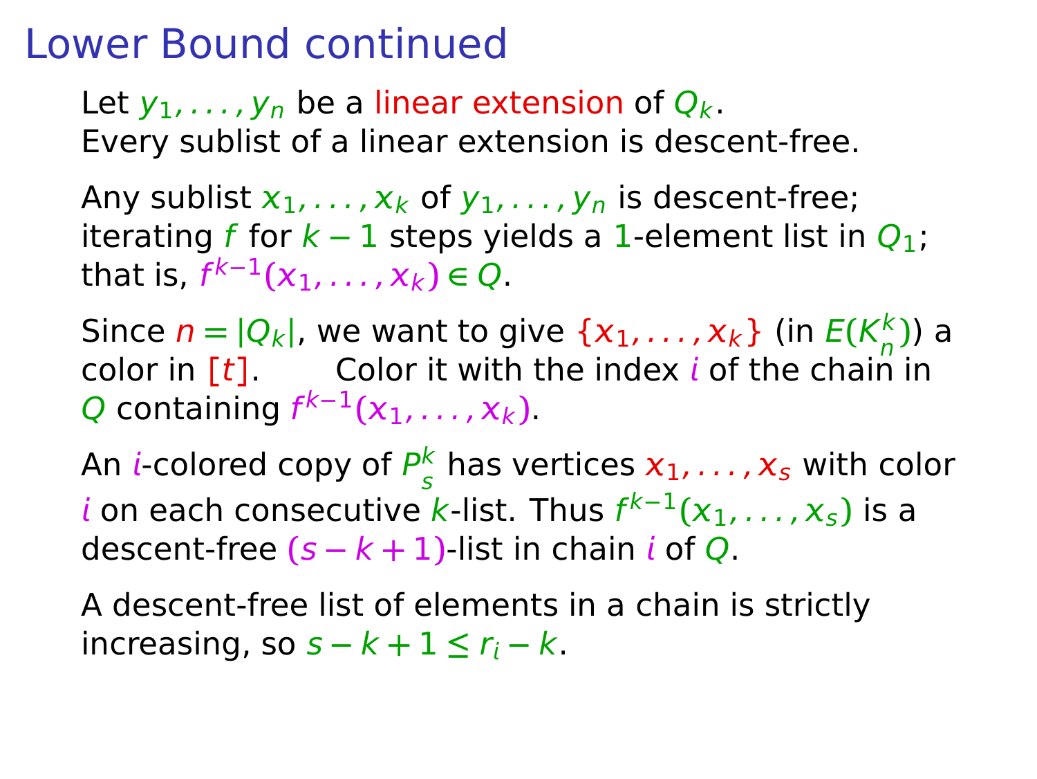# Lower Bound continued

Let $y_1, \dots, y_n$ be a linear extension of $Q_k$.
Every sublist of a linear extension is descent-free.

Any sublist $x_1, \dots, x_k$ of $y_1, \dots, y_n$ is descent-free; iterating $f$ for $k-1$ steps yields a $1$-element list in $Q_1$; that is, $f^{k-1}(x_1, \dots, x_k) \in Q$.

Since $n = |Q_k|$, we want to give $\{x_1, \dots, x_k\}$ (in $E(K_n^k)$) a color in $[t]$. Color it with the index $i$ of the chain in $Q$ containing $f^{k-1}(x_1, \dots, x_k)$.

An $i$-colored copy of $P_s^k$ has vertices $x_1, \dots, x_s$ with color $i$ on each consecutive $k$-list. Thus $f^{k-1}(x_1, \dots, x_s)$ is a descent-free $(s-k+1)$-list in chain $i$ of $Q$.

A descent-free list of elements in a chain is strictly increasing, so $s-k+1 \le r_i - k$.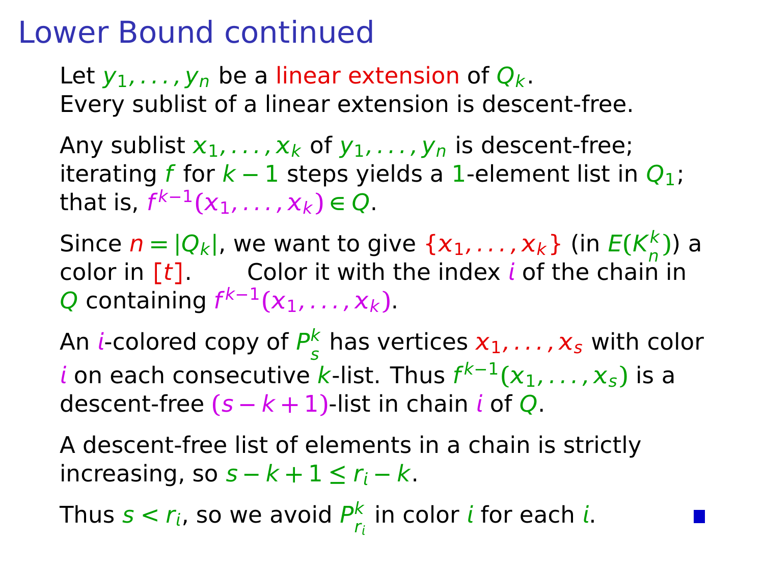# Lower Bound continued

Let $y_1, \dots, y_n$ be a linear extension of $Q_k$.
Every sublist of a linear extension is descent-free.

Any sublist $x_1, \dots, x_k$ of $y_1, \dots, y_n$ is descent-free; iterating $f$ for $k-1$ steps yields a $1$-element list in $Q_1$; that is, $f^{k-1}(x_1, \dots, x_k) \in Q$.

Since $n = |Q_k|$, we want to give $\{x_1, \dots, x_k\}$ (in $E(K_n^k)$) a color in $[t]$. Color it with the index $i$ of the chain in $Q$ containing $f^{k-1}(x_1, \dots, x_k)$.

An $i$-colored copy of $P_s^k$ has vertices $x_1, \dots, x_s$ with color $i$ on each consecutive $k$-list. Thus $f^{k-1}(x_1, \dots, x_s)$ is a descent-free $(s-k+1)$-list in chain $i$ of $Q$.

A descent-free list of elements in a chain is strictly increasing, so $s-k+1 \le r_i - k$.

Thus $s < r_i$, so we avoid $P_{r_i}^k$ in color $i$ for each $i$. ■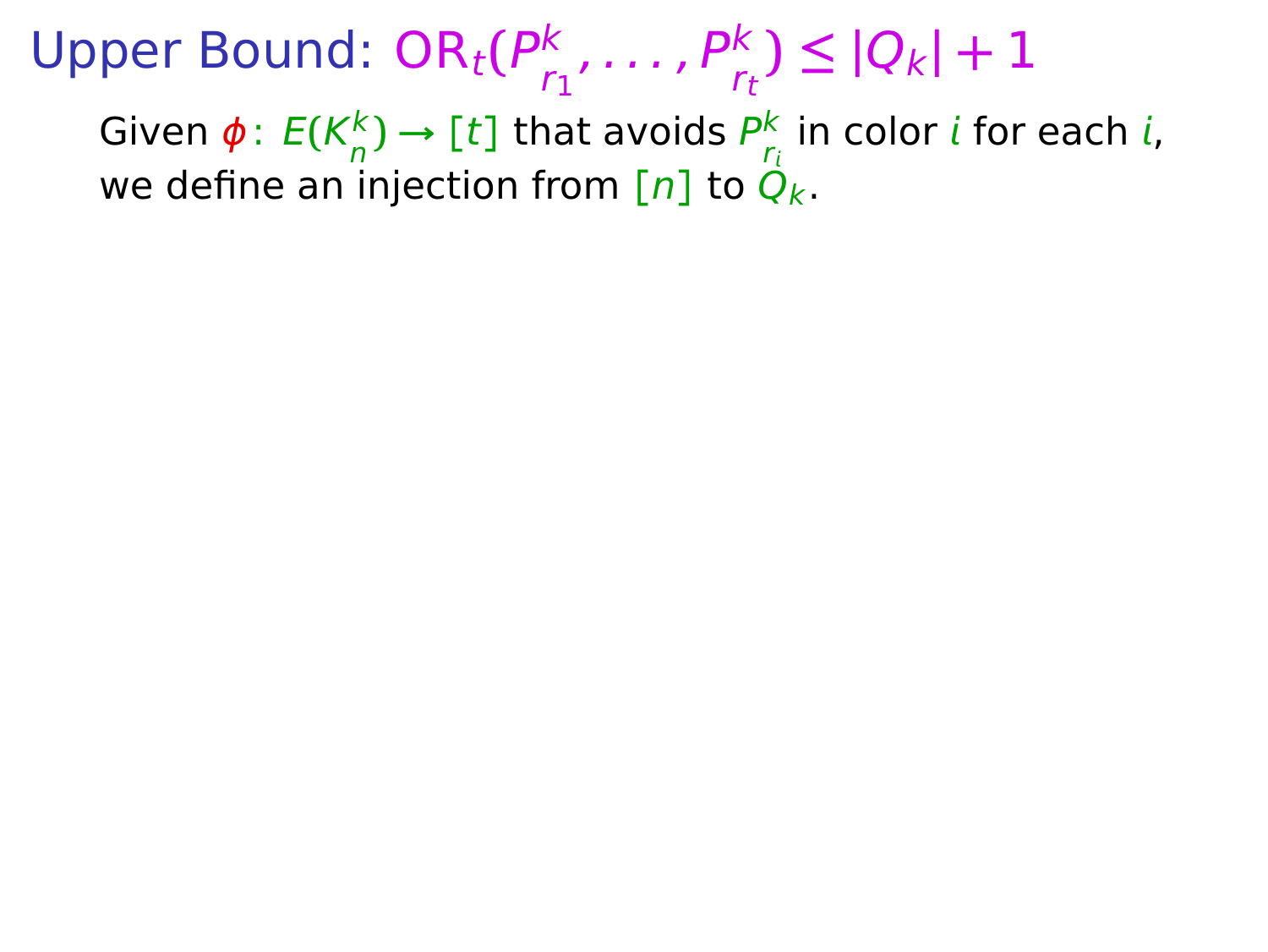# Upper Bound: $\mathrm{OR}_t(P^k_{r_1}, \ldots, P^k_{r_t}) \le |Q_k| + 1$

Given $\phi\colon E(K^k_n) \to [t]$ that avoids $P^k_{r_i}$ in color $i$ for each $i$, we define an injection from $[n]$ to $Q_k$.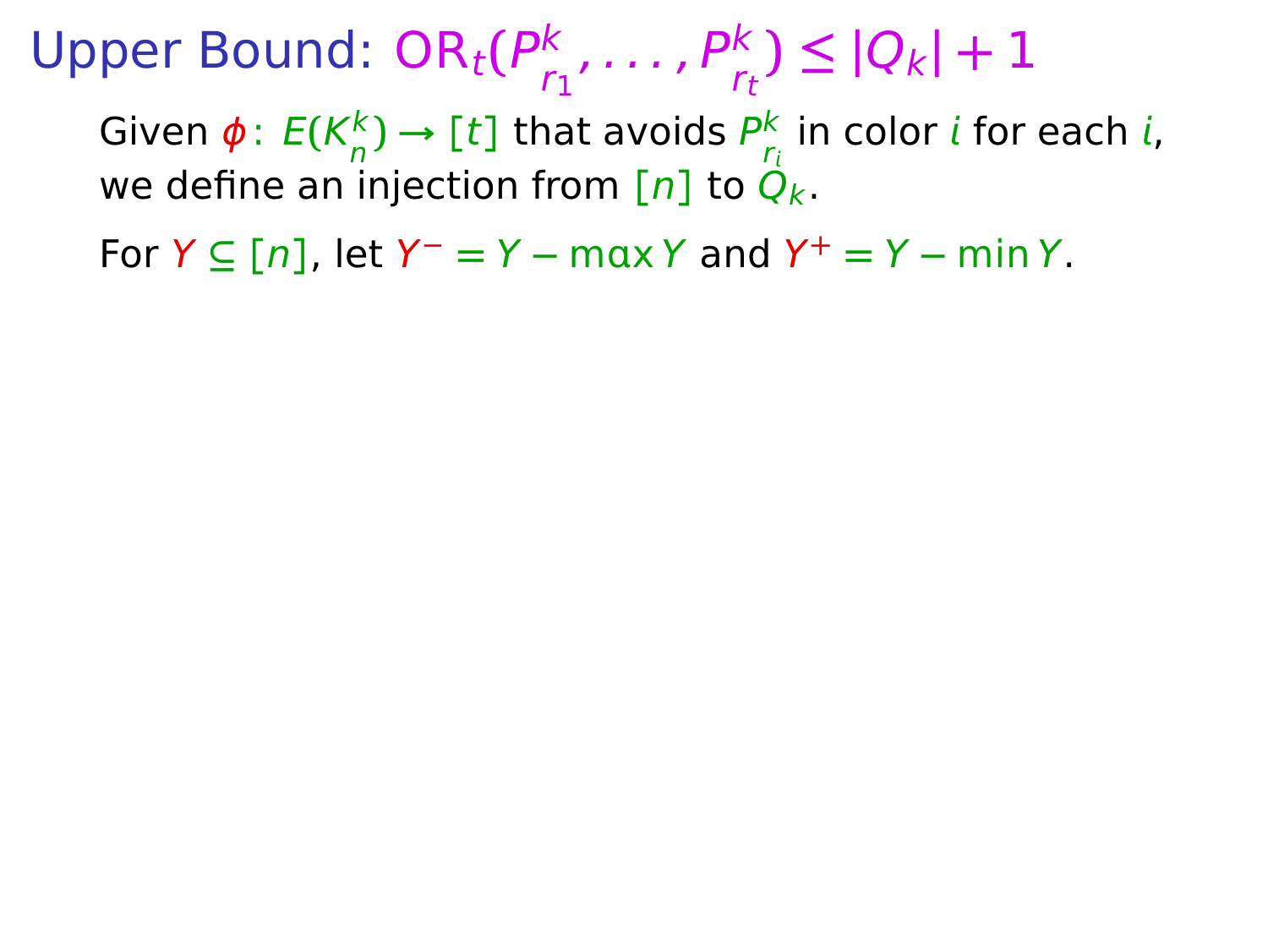# Upper Bound: $\mathrm{OR}_t(P^k_{r_1}, \ldots, P^k_{r_t}) \le |Q_k| + 1$

Given $\phi \colon E(K^k_n) \to [t]$ that avoids $P^k_{r_i}$ in color $i$ for each $i$, we define an injection from $[n]$ to $Q_k$.

For $Y \subseteq [n]$, let $Y^- = Y - \max Y$ and $Y^+ = Y - \min Y$.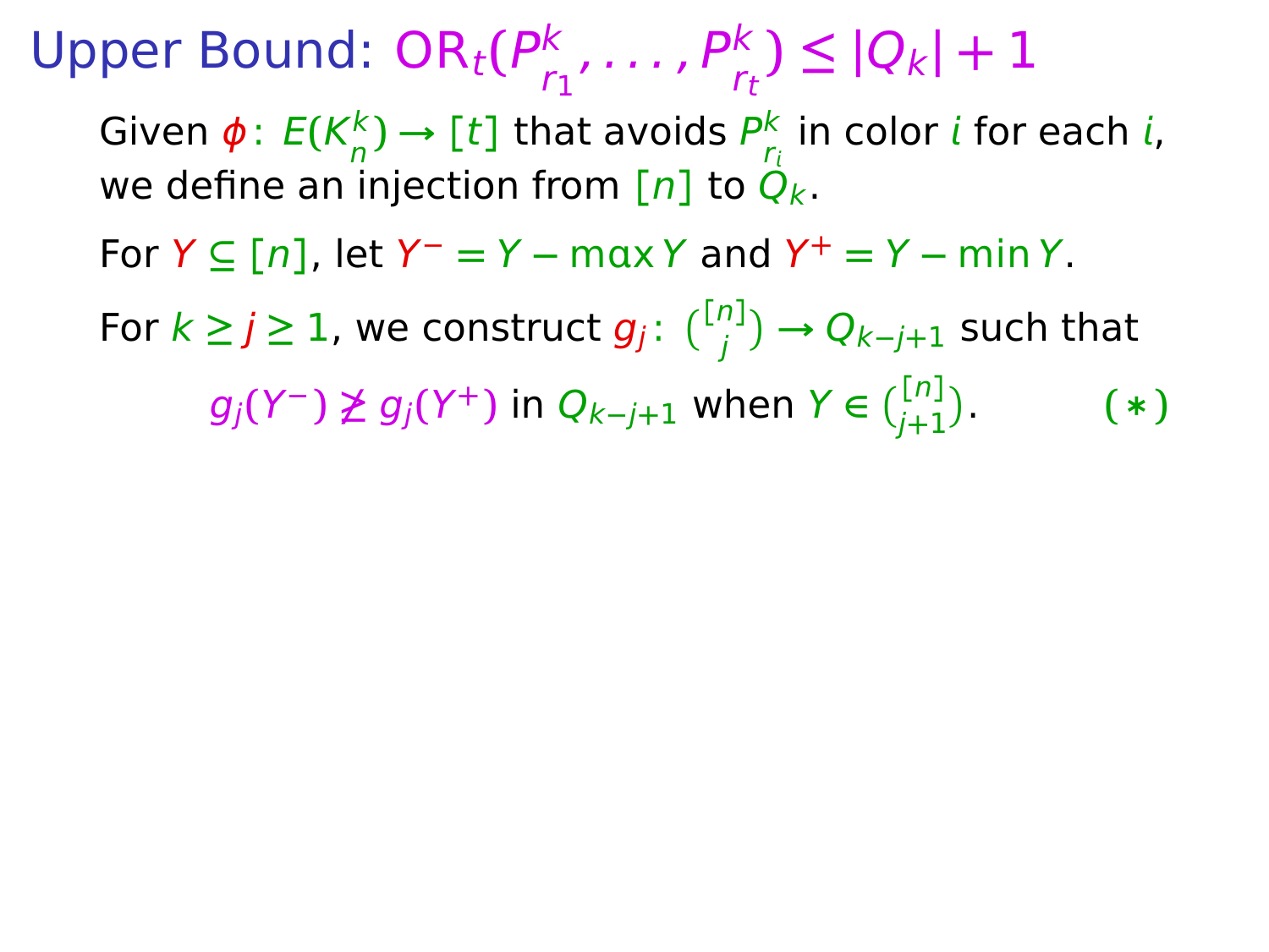# Upper Bound: $\mathrm{OR}_t(P^k_{r_1}, \ldots, P^k_{r_t}) \le |Q_k| + 1$

Given $\phi\colon E(K^k_n) \to [t]$ that avoids $P^k_{r_i}$ in color $i$ for each $i$, we define an injection from $[n]$ to $Q_k$.

For $Y \subseteq [n]$, let $Y^- = Y - \max Y$ and $Y^+ = Y - \min Y$.

For $k \ge j \ge 1$, we construct $g_j\colon \binom{[n]}{j} \to Q_{k-j+1}$ such that

$$g_j(Y^-) \not\ge g_j(Y^+) \text{ in } Q_{k-j+1} \text{ when } Y \in \binom{[n]}{j+1}. \qquad (*)$$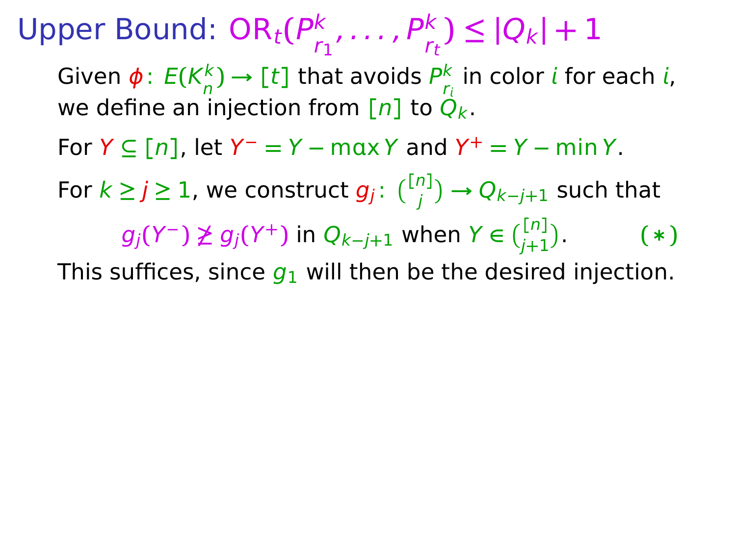# Upper Bound: $\mathrm{OR}_t(P^k_{r_1}, \ldots, P^k_{r_t}) \le |Q_k| + 1$

Given $\phi\colon E(K^k_n) \to [t]$ that avoids $P^k_{r_i}$ in color $i$ for each $i$, we define an injection from $[n]$ to $Q_k$.

For $Y \subseteq [n]$, let $Y^- = Y - \max Y$ and $Y^+ = Y - \min Y$.

For $k \ge j \ge 1$, we construct $g_j\colon \binom{[n]}{j} \to Q_{k-j+1}$ such that

$$g_j(Y^-) \not\ge g_j(Y^+) \text{ in } Q_{k-j+1} \text{ when } Y \in \binom{[n]}{j+1}. \qquad (*)$$

This suffices, since $g_1$ will then be the desired injection.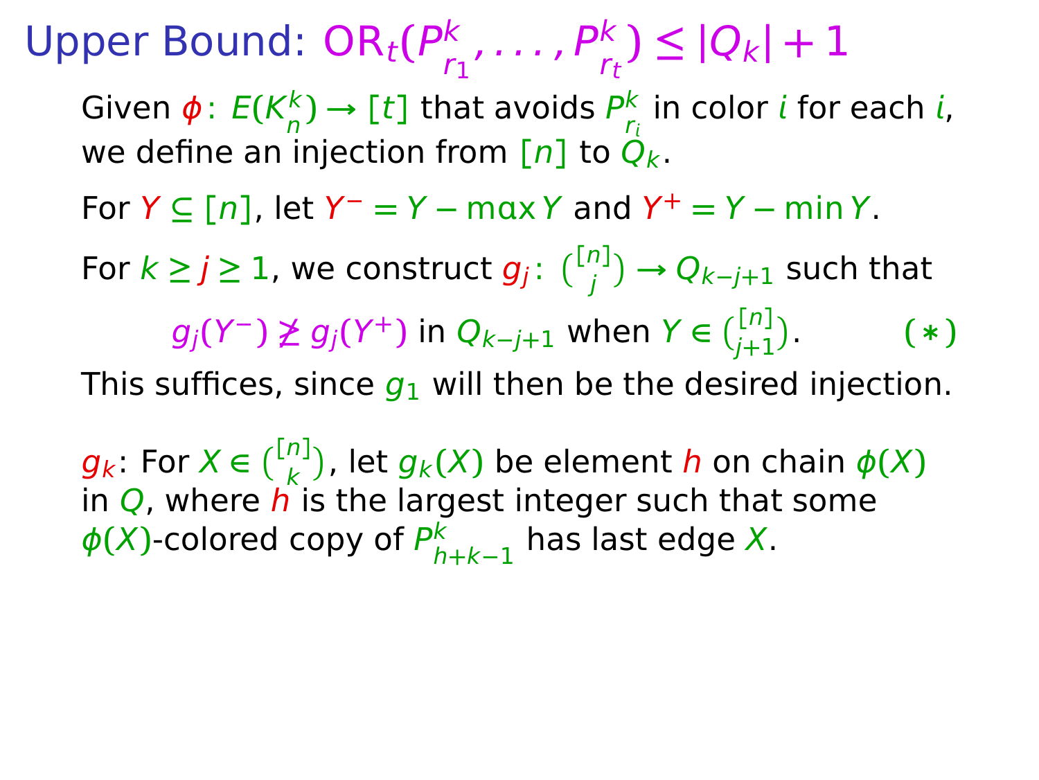# Upper Bound: $\mathrm{OR}_t(P^k_{r_1}, \ldots, P^k_{r_t}) \le |Q_k| + 1$

Given $\phi\colon E(K^k_n) \to [t]$ that avoids $P^k_{r_i}$ in color $i$ for each $i$, we define an injection from $[n]$ to $Q_k$.

For $Y \subseteq [n]$, let $Y^- = Y - \max Y$ and $Y^+ = Y - \min Y$.

For $k \ge j \ge 1$, we construct $g_j\colon \binom{[n]}{j} \to Q_{k-j+1}$ such that

$$g_j(Y^-) \not\geq g_j(Y^+) \text{ in } Q_{k-j+1} \text{ when } Y \in \binom{[n]}{j+1}. \qquad (*)$$

This suffices, since $g_1$ will then be the desired injection.

$g_k$: For $X \in \binom{[n]}{k}$, let $g_k(X)$ be element $h$ on chain $\phi(X)$ in $Q$, where $h$ is the largest integer such that some $\phi(X)$-colored copy of $P^k_{h+k-1}$ has last edge $X$.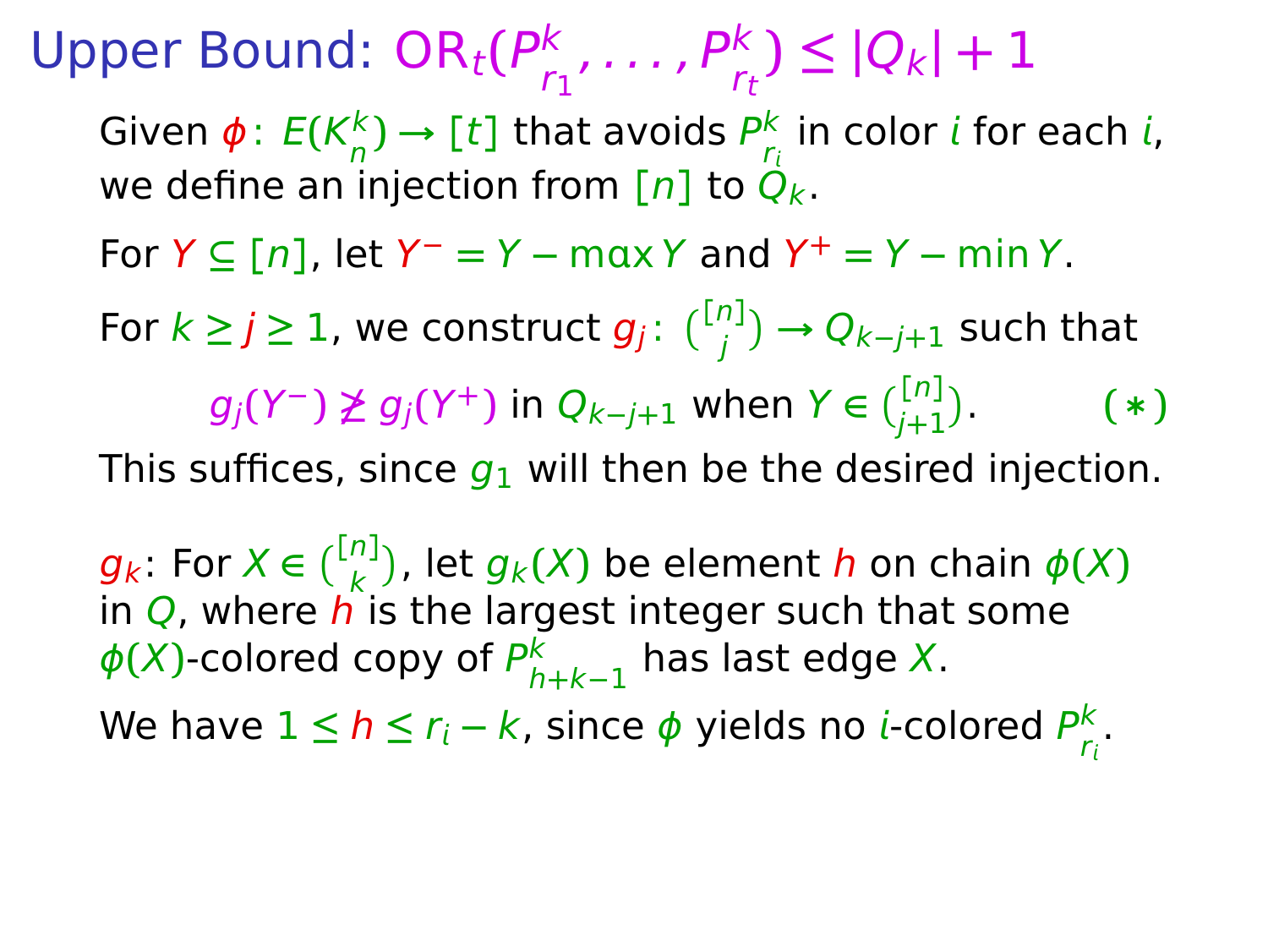# Upper Bound: $\mathrm{OR}_t(P^k_{r_1}, \ldots, P^k_{r_t}) \le |Q_k| + 1$

Given $\phi\colon E(K^k_n) \to [t]$ that avoids $P^k_{r_i}$ in color $i$ for each $i$, we define an injection from $[n]$ to $Q_k$.

For $Y \subseteq [n]$, let $Y^- = Y - \max Y$ and $Y^+ = Y - \min Y$.

For $k \ge j \ge 1$, we construct $g_j\colon \binom{[n]}{j} \to Q_{k-j+1}$ such that

$$g_j(Y^-) \not\ge g_j(Y^+) \text{ in } Q_{k-j+1} \text{ when } Y \in \binom{[n]}{j+1}. \qquad (*)$$

This suffices, since $g_1$ will then be the desired injection.

$g_k$: For $X \in \binom{[n]}{k}$, let $g_k(X)$ be element $h$ on chain $\phi(X)$ in $Q$, where $h$ is the largest integer such that some $\phi(X)$-colored copy of $P^k_{h+k-1}$ has last edge $X$.

We have $1 \le h \le r_i - k$, since $\phi$ yields no $i$-colored $P^k_{r_i}$.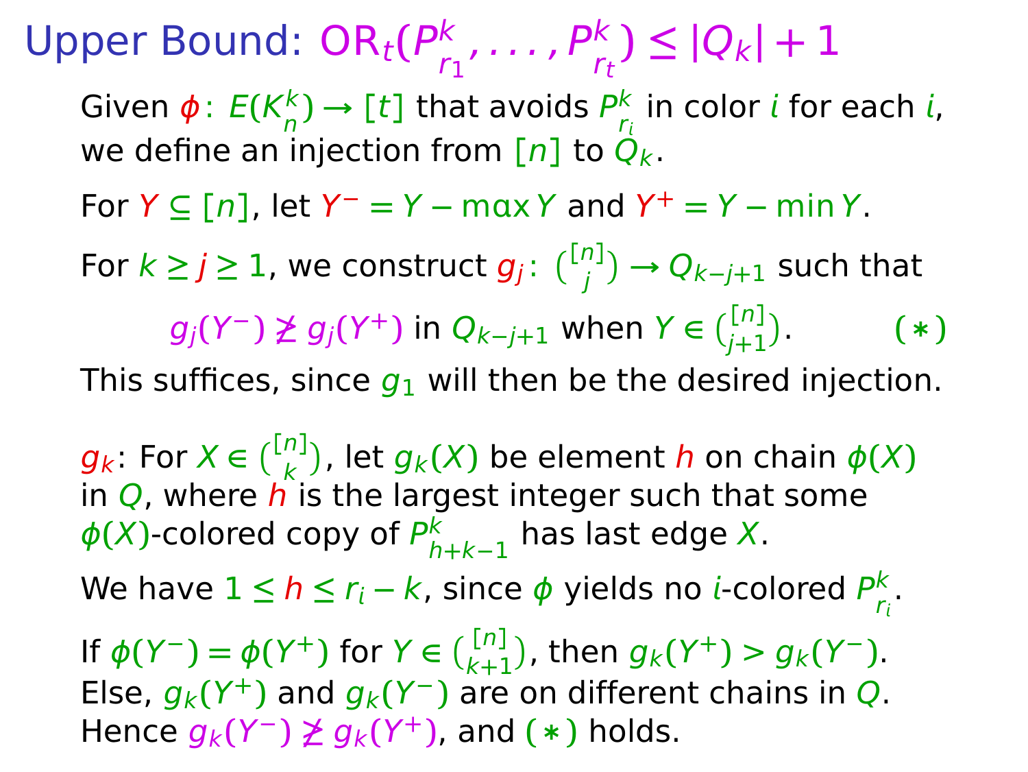# Upper Bound: $\mathrm{OR}_t(P^k_{r_1}, \ldots, P^k_{r_t}) \le |Q_k| + 1$

Given $\phi\colon E(K^k_n) \to [t]$ that avoids $P^k_{r_i}$ in color $i$ for each $i$, we define an injection from $[n]$ to $Q_k$.

For $Y \subseteq [n]$, let $Y^- = Y - \max Y$ and $Y^+ = Y - \min Y$.

For $k \ge j \ge 1$, we construct $g_j\colon \binom{[n]}{j} \to Q_{k-j+1}$ such that

$$g_j(Y^-) \not\ge g_j(Y^+) \text{ in } Q_{k-j+1} \text{ when } Y \in \binom{[n]}{j+1}. \qquad (*)$$

This suffices, since $g_1$ will then be the desired injection.

$g_k$: For $X \in \binom{[n]}{k}$, let $g_k(X)$ be element $h$ on chain $\phi(X)$ in $Q$, where $h$ is the largest integer such that some $\phi(X)$-colored copy of $P^k_{h+k-1}$ has last edge $X$.

We have $1 \le h \le r_i - k$, since $\phi$ yields no $i$-colored $P^k_{r_i}$.

If $\phi(Y^-) = \phi(Y^+)$ for $Y \in \binom{[n]}{k+1}$, then $g_k(Y^+) > g_k(Y^-)$. Else, $g_k(Y^+)$ and $g_k(Y^-)$ are on different chains in $Q$. Hence $g_k(Y^-) \not\ge g_k(Y^+)$, and $(*)$ holds.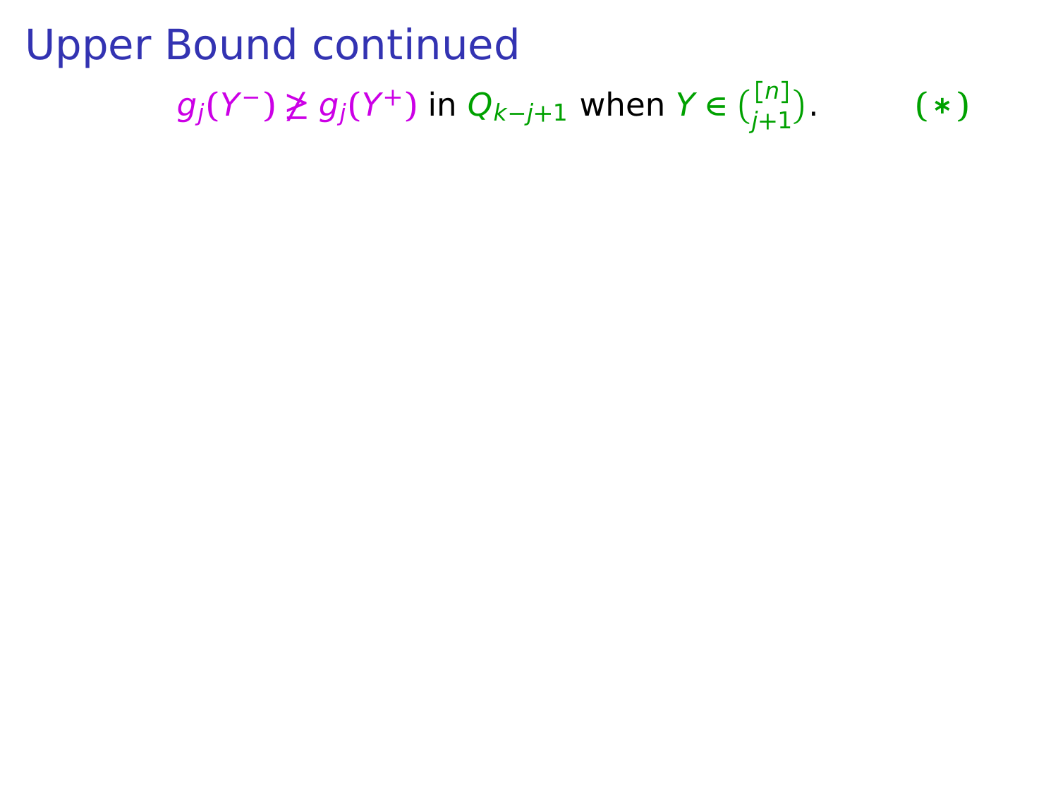# Upper Bound continued

$g_j(Y^-) \not\geq g_j(Y^+)$ in $Q_{k-j+1}$ when $Y \in \binom{[n]}{j+1}$. **(∗)**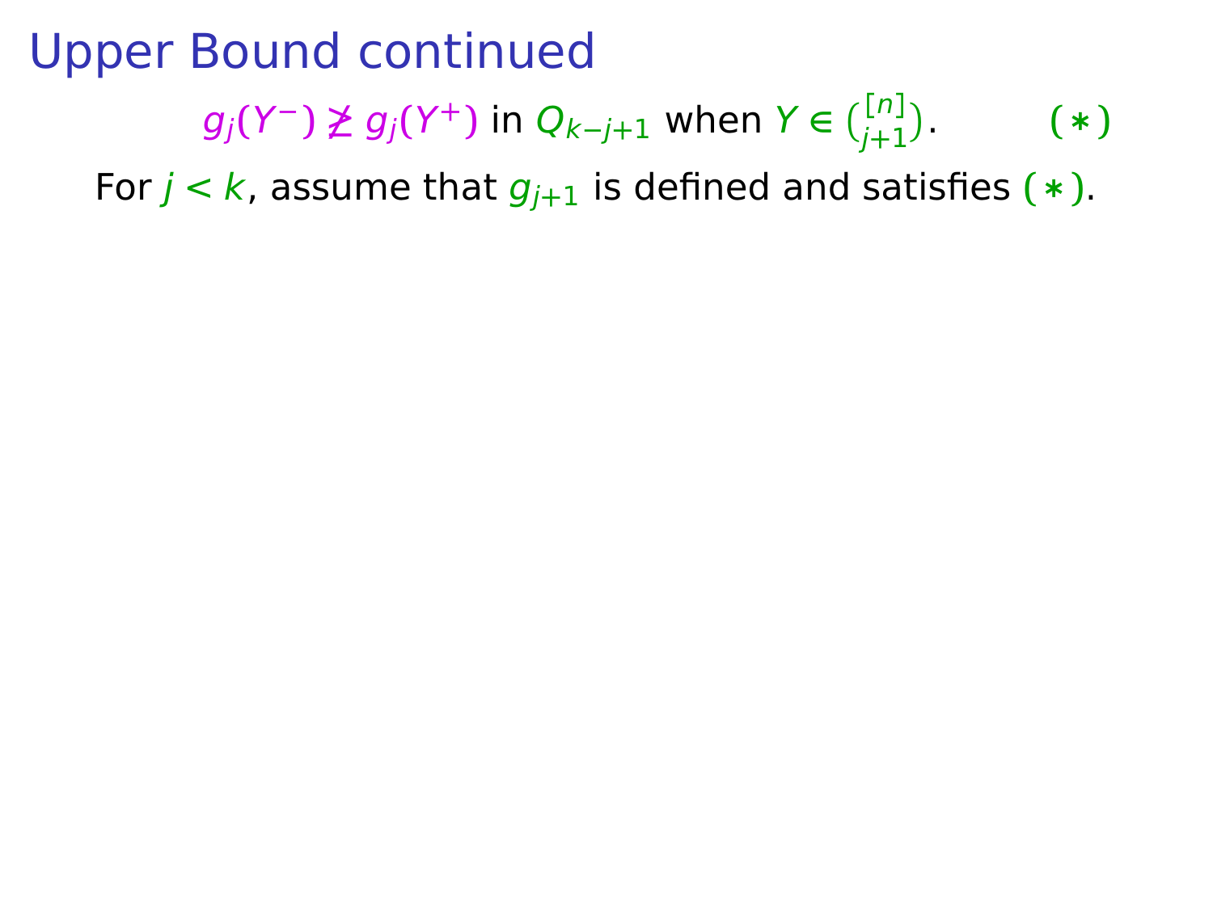# Upper Bound continued

$$g_j(Y^-) \not\geq g_j(Y^+) \text{ in } Q_{k-j+1} \text{ when } Y \in \binom{[n]}{j+1}. \qquad (*)$$

For $j < k$, assume that $g_{j+1}$ is defined and satisfies $(*)$.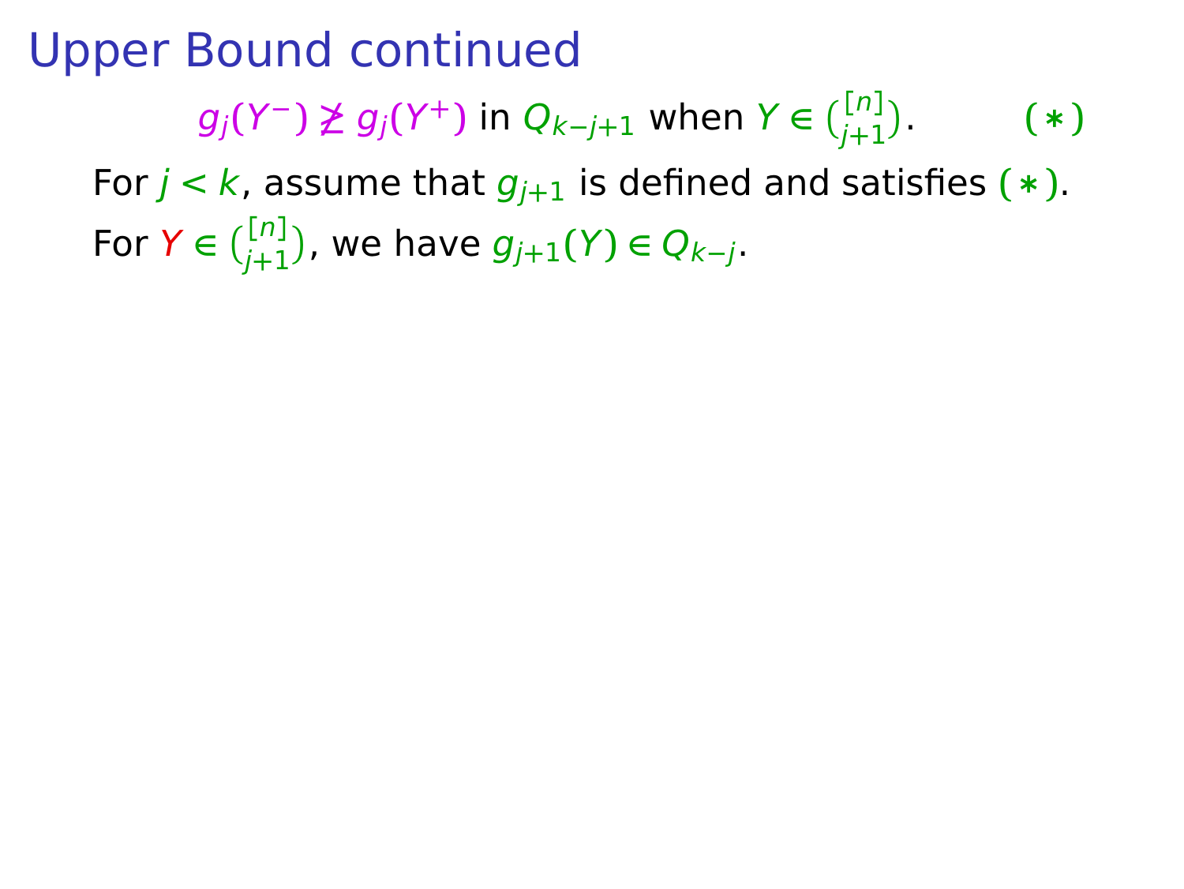# Upper Bound continued

$$g_j(Y^-) \not\geq g_j(Y^+) \text{ in } Q_{k-j+1} \text{ when } Y \in \binom{[n]}{j+1}. \qquad (*)$$

For $j < k$, assume that $g_{j+1}$ is defined and satisfies $(*)$.

For $Y \in \binom{[n]}{j+1}$, we have $g_{j+1}(Y) \in Q_{k-j}$.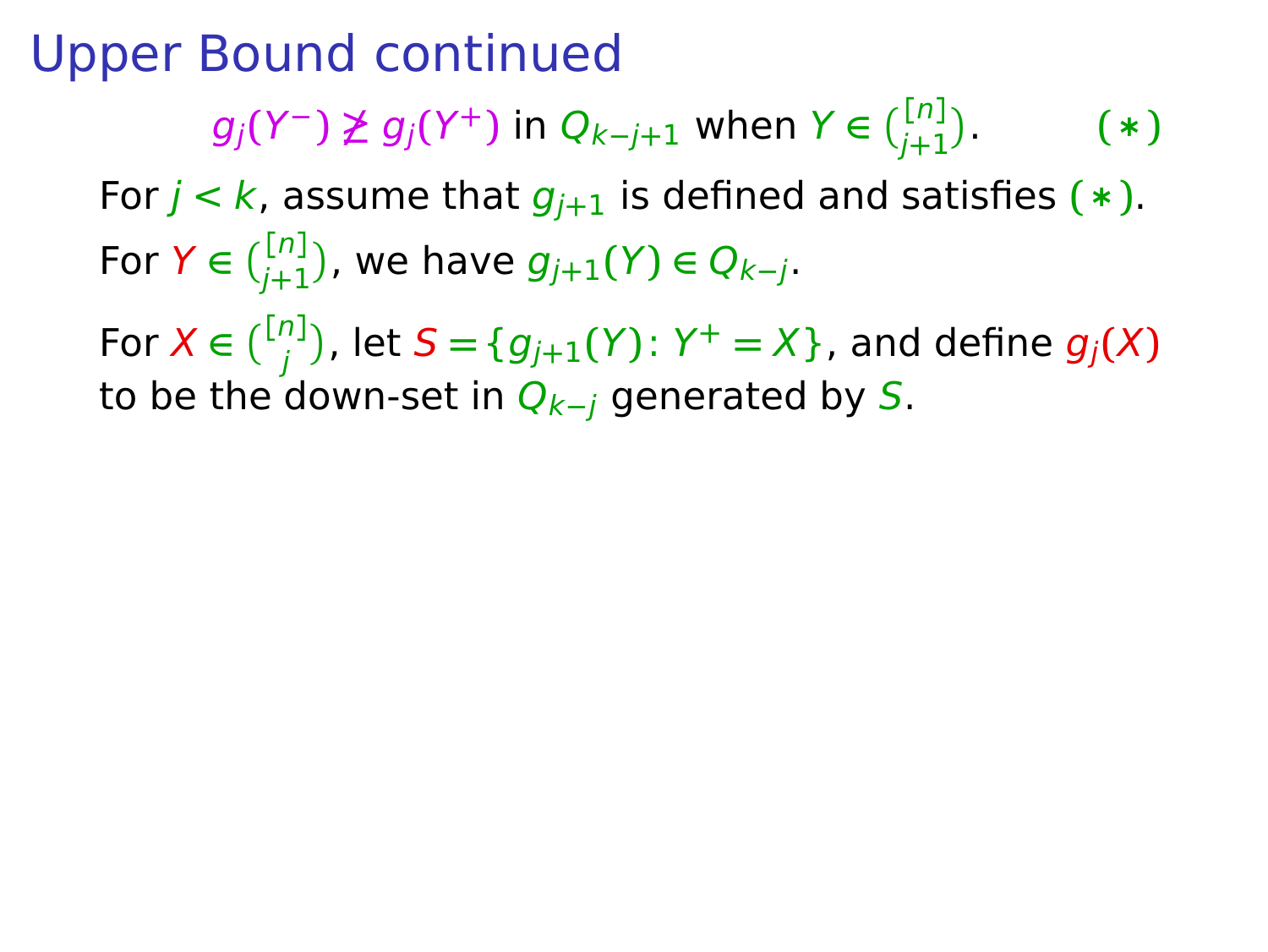# Upper Bound continued

$$g_j(Y^-) \not\geq g_j(Y^+) \text{ in } Q_{k-j+1} \text{ when } Y \in \binom{[n]}{j+1}. \qquad (*)$$

For $j < k$, assume that $g_{j+1}$ is defined and satisfies $(*)$.

For $Y \in \binom{[n]}{j+1}$, we have $g_{j+1}(Y) \in Q_{k-j}$.

For $X \in \binom{[n]}{j}$, let $S = \{g_{j+1}(Y)\colon Y^+ = X\}$, and define $g_j(X)$ to be the down-set in $Q_{k-j}$ generated by $S$.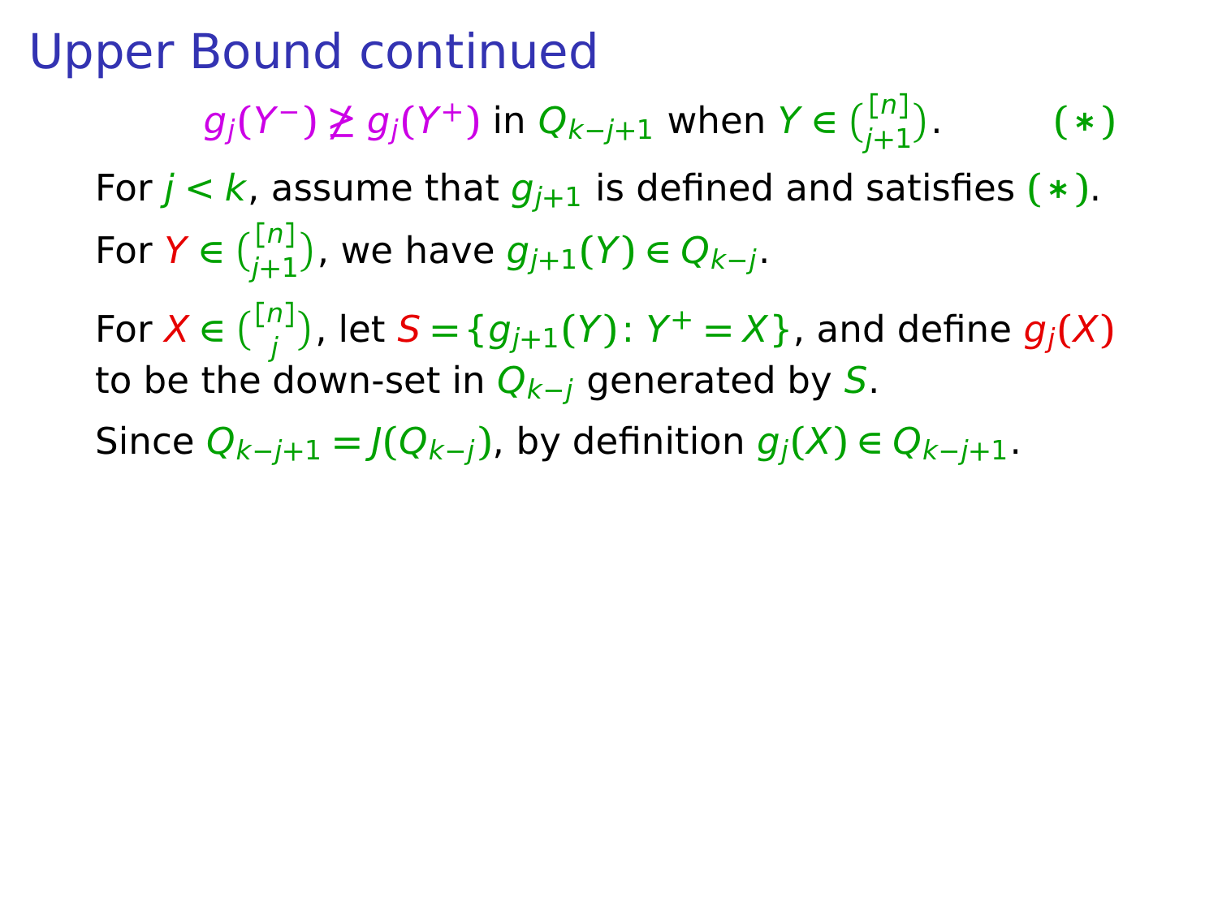# Upper Bound continued

$$g_j(Y^-) \not\geq g_j(Y^+) \text{ in } Q_{k-j+1} \text{ when } Y \in \binom{[n]}{j+1}. \qquad (*)$$

For $j < k$, assume that $g_{j+1}$ is defined and satisfies $(*)$.

For $Y \in \binom{[n]}{j+1}$, we have $g_{j+1}(Y) \in Q_{k-j}$.

For $X \in \binom{[n]}{j}$, let $S = \{g_{j+1}(Y) \colon Y^+ = X\}$, and define $g_j(X)$ to be the down-set in $Q_{k-j}$ generated by $S$.

Since $Q_{k-j+1} = J(Q_{k-j})$, by definition $g_j(X) \in Q_{k-j+1}$.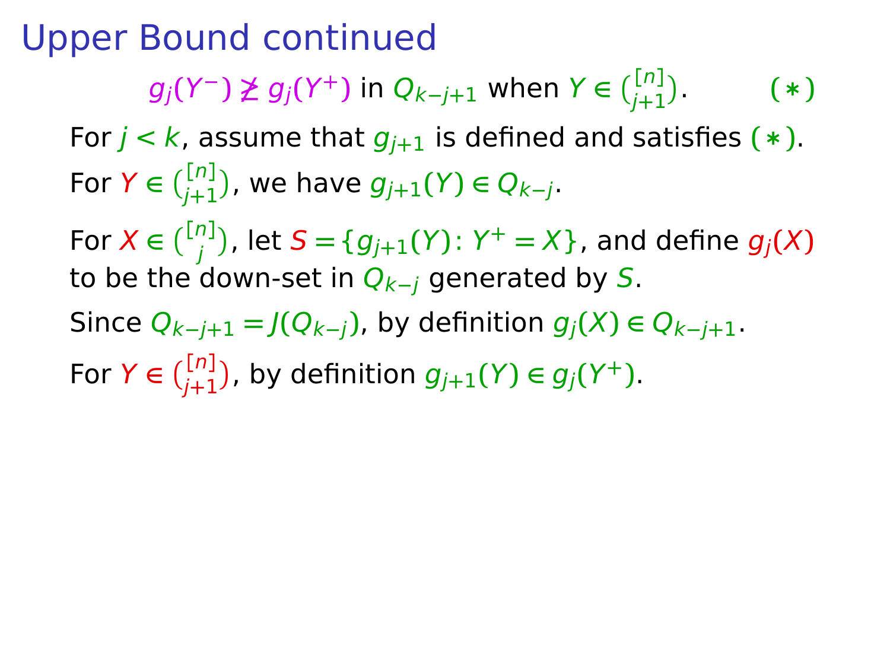# Upper Bound continued

$$g_j(Y^-) \not\geq g_j(Y^+) \text{ in } Q_{k-j+1} \text{ when } Y \in \binom{[n]}{j+1}. \qquad (*)$$

For $j < k$, assume that $g_{j+1}$ is defined and satisfies $(*)$.

For $Y \in \binom{[n]}{j+1}$, we have $g_{j+1}(Y) \in Q_{k-j}$.

For $X \in \binom{[n]}{j}$, let $S = \{g_{j+1}(Y) \colon Y^+ = X\}$, and define $g_j(X)$ to be the down-set in $Q_{k-j}$ generated by $S$.

Since $Q_{k-j+1} = J(Q_{k-j})$, by definition $g_j(X) \in Q_{k-j+1}$.

For $Y \in \binom{[n]}{j+1}$, by definition $g_{j+1}(Y) \in g_j(Y^+)$.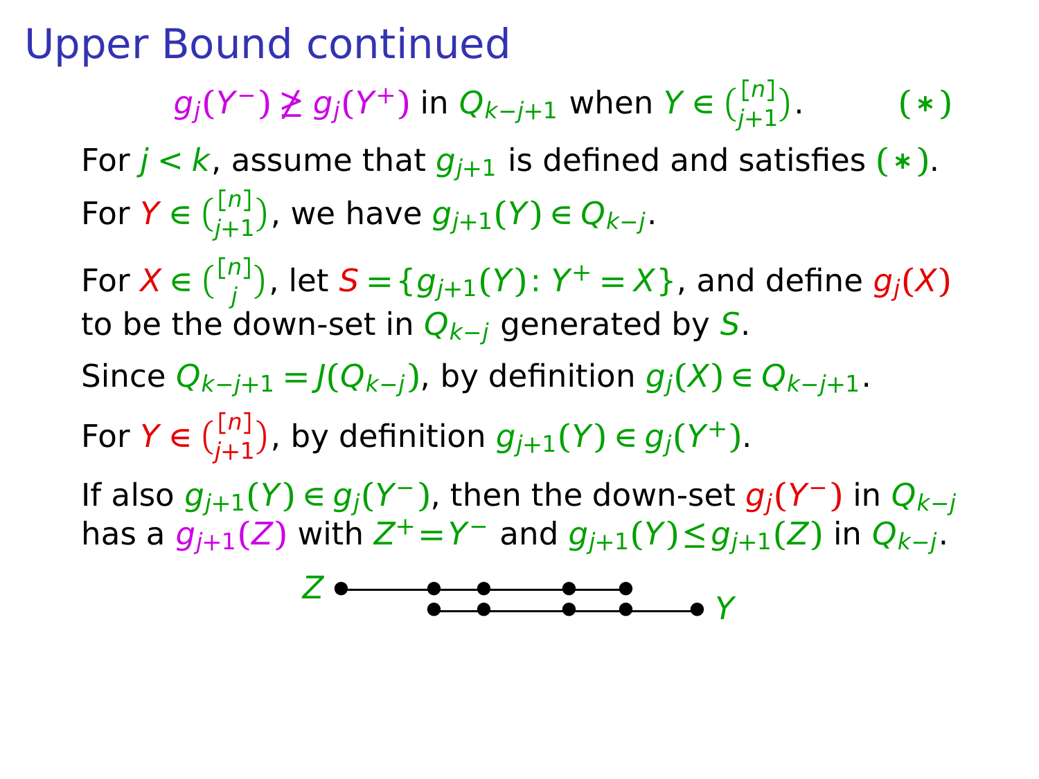## Upper Bound continued

$$g_j(Y^-) \not\geq g_j(Y^+) \text{ in } Q_{k-j+1} \text{ when } Y \in \binom{[n]}{j+1}. \qquad (*)$$

For $j < k$, assume that $g_{j+1}$ is defined and satisfies $(*)$.

For $Y \in \binom{[n]}{j+1}$, we have $g_{j+1}(Y) \in Q_{k-j}$.

For $X \in \binom{[n]}{j}$, let $S = \{g_{j+1}(Y) \colon Y^+ = X\}$, and define $g_j(X)$ to be the down-set in $Q_{k-j}$ generated by $S$.

Since $Q_{k-j+1} = J(Q_{k-j})$, by definition $g_j(X) \in Q_{k-j+1}$.

For $Y \in \binom{[n]}{j+1}$, by definition $g_{j+1}(Y) \in g_j(Y^+)$.

If also $g_{j+1}(Y) \in g_j(Y^-)$, then the down-set $g_j(Y^-)$ in $Q_{k-j}$ has a $g_{j+1}(Z)$ with $Z^+ = Y^-$ and $g_{j+1}(Y) \leq g_{j+1}(Z)$ in $Q_{k-j}$.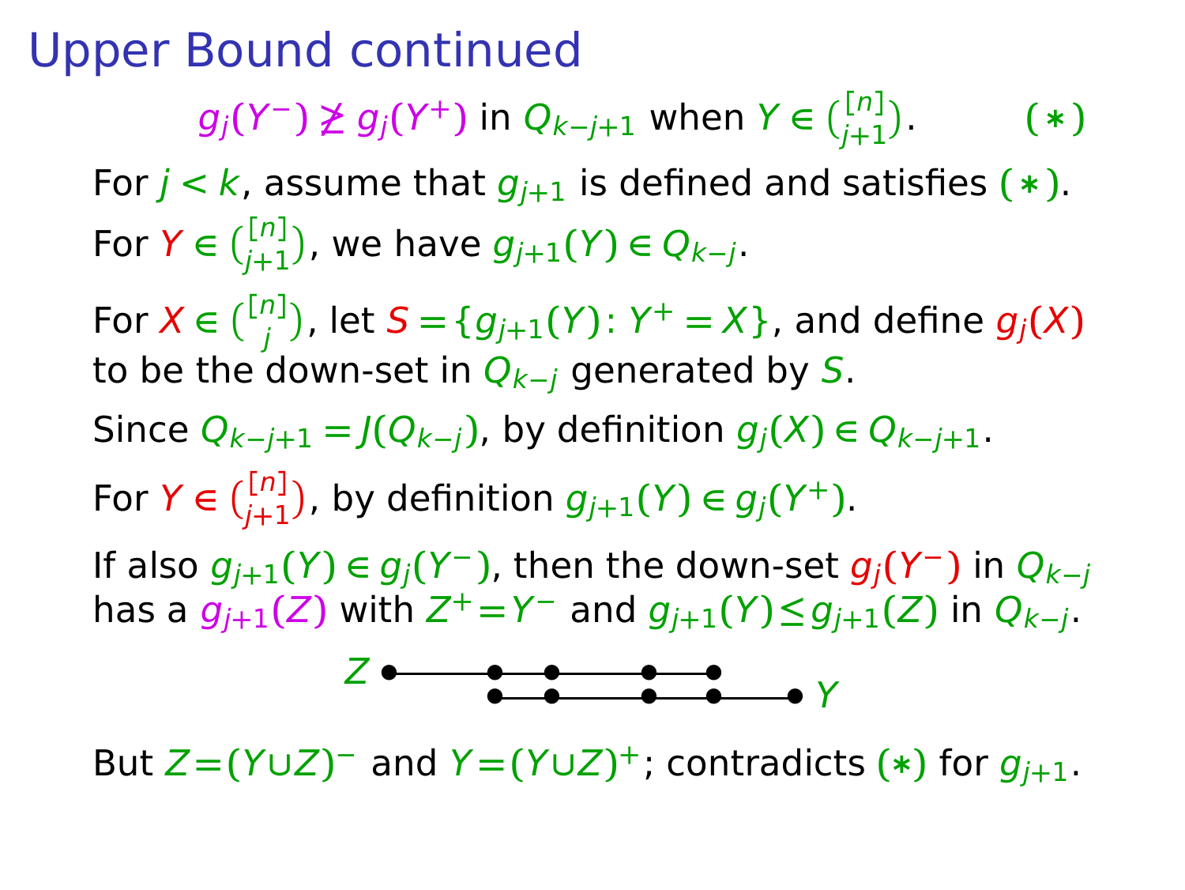# Upper Bound continued

$$g_j(Y^-) \not\supseteq g_j(Y^+) \text{ in } Q_{k-j+1} \text{ when } Y \in \binom{[n]}{j+1}. \qquad (*)$$

For $j < k$, assume that $g_{j+1}$ is defined and satisfies $(*)$.

For $Y \in \binom{[n]}{j+1}$, we have $g_{j+1}(Y) \in Q_{k-j}$.

For $X \in \binom{[n]}{j}$, let $S = \{g_{j+1}(Y) \colon Y^+ = X\}$, and define $g_j(X)$ to be the down-set in $Q_{k-j}$ generated by $S$.

Since $Q_{k-j+1} = J(Q_{k-j})$, by definition $g_j(X) \in Q_{k-j+1}$.

For $Y \in \binom{[n]}{j+1}$, by definition $g_{j+1}(Y) \in g_j(Y^+)$.

If also $g_{j+1}(Y) \in g_j(Y^-)$, then the down-set $g_j(Y^-)$ in $Q_{k-j}$ has a $g_{j+1}(Z)$ with $Z^+ = Y^-$ and $g_{j+1}(Y) \le g_{j+1}(Z)$ in $Q_{k-j}$.

But $Z = (Y \cup Z)^-$ and $Y = (Y \cup Z)^+$; contradicts $(*)$ for $g_{j+1}$.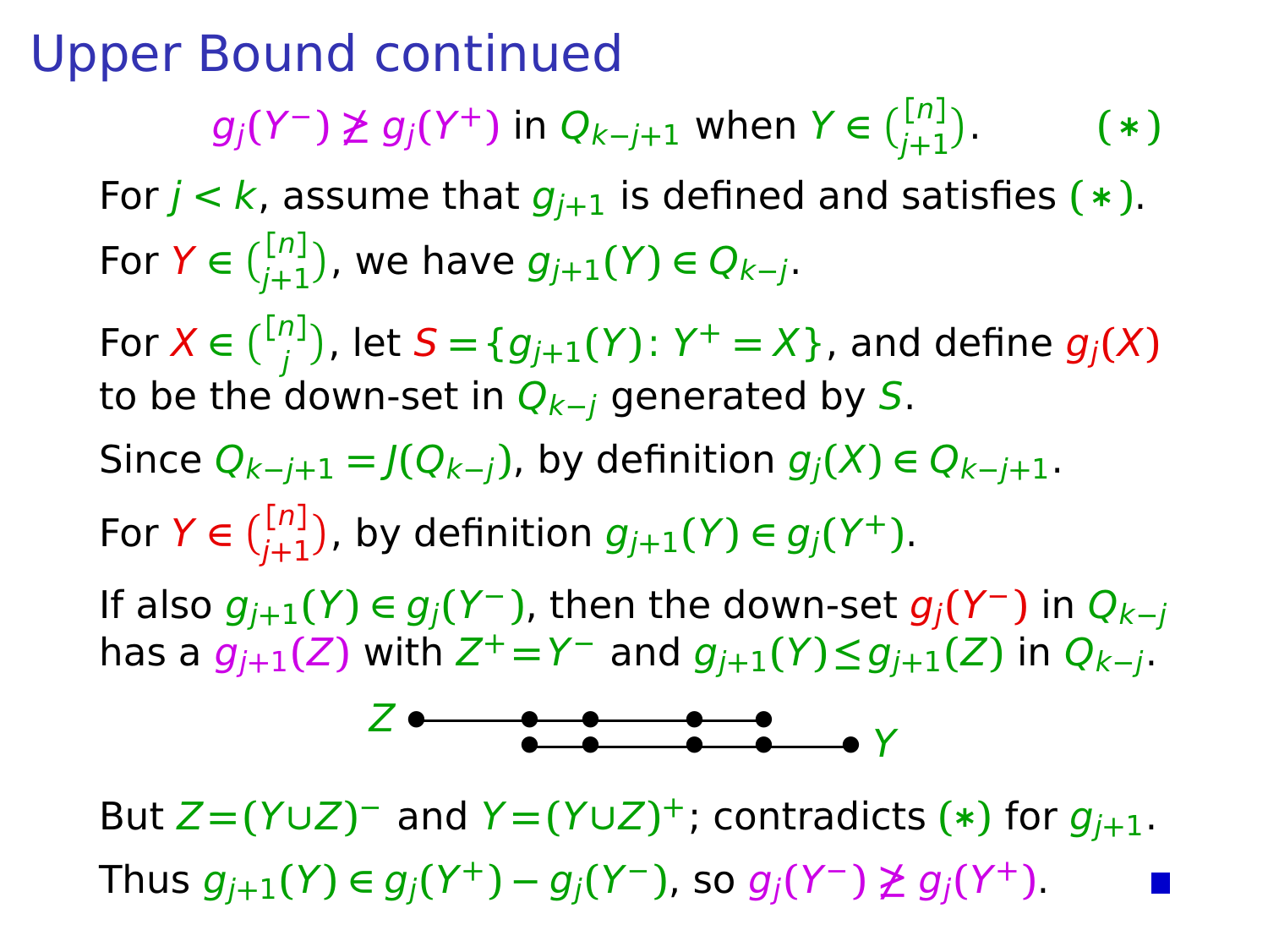# Upper Bound continued

$$g_j(Y^-) \not\geq g_j(Y^+) \text{ in } Q_{k-j+1} \text{ when } Y \in \binom{[n]}{j+1}. \qquad (*)$$

For $j < k$, assume that $g_{j+1}$ is defined and satisfies $(*)$.

For $Y \in \binom{[n]}{j+1}$, we have $g_{j+1}(Y) \in Q_{k-j}$.

For $X \in \binom{[n]}{j}$, let $S = \{g_{j+1}(Y) \colon Y^+ = X\}$, and define $g_j(X)$ to be the down-set in $Q_{k-j}$ generated by $S$.

Since $Q_{k-j+1} = J(Q_{k-j})$, by definition $g_j(X) \in Q_{k-j+1}$.

For $Y \in \binom{[n]}{j+1}$, by definition $g_{j+1}(Y) \in g_j(Y^+)$.

If also $g_{j+1}(Y) \in g_j(Y^-)$, then the down-set $g_j(Y^-)$ in $Q_{k-j}$ has a $g_{j+1}(Z)$ with $Z^+ = Y^-$ and $g_{j+1}(Y) \leq g_{j+1}(Z)$ in $Q_{k-j}$.

Z

Y

But $Z = (Y \cup Z)^-$ and $Y = (Y \cup Z)^+$; contradicts $(*)$ for $g_{j+1}$.

Thus $g_{j+1}(Y) \in g_j(Y^+) - g_j(Y^-)$, so $g_j(Y^-) \not\geq g_j(Y^+)$. ■